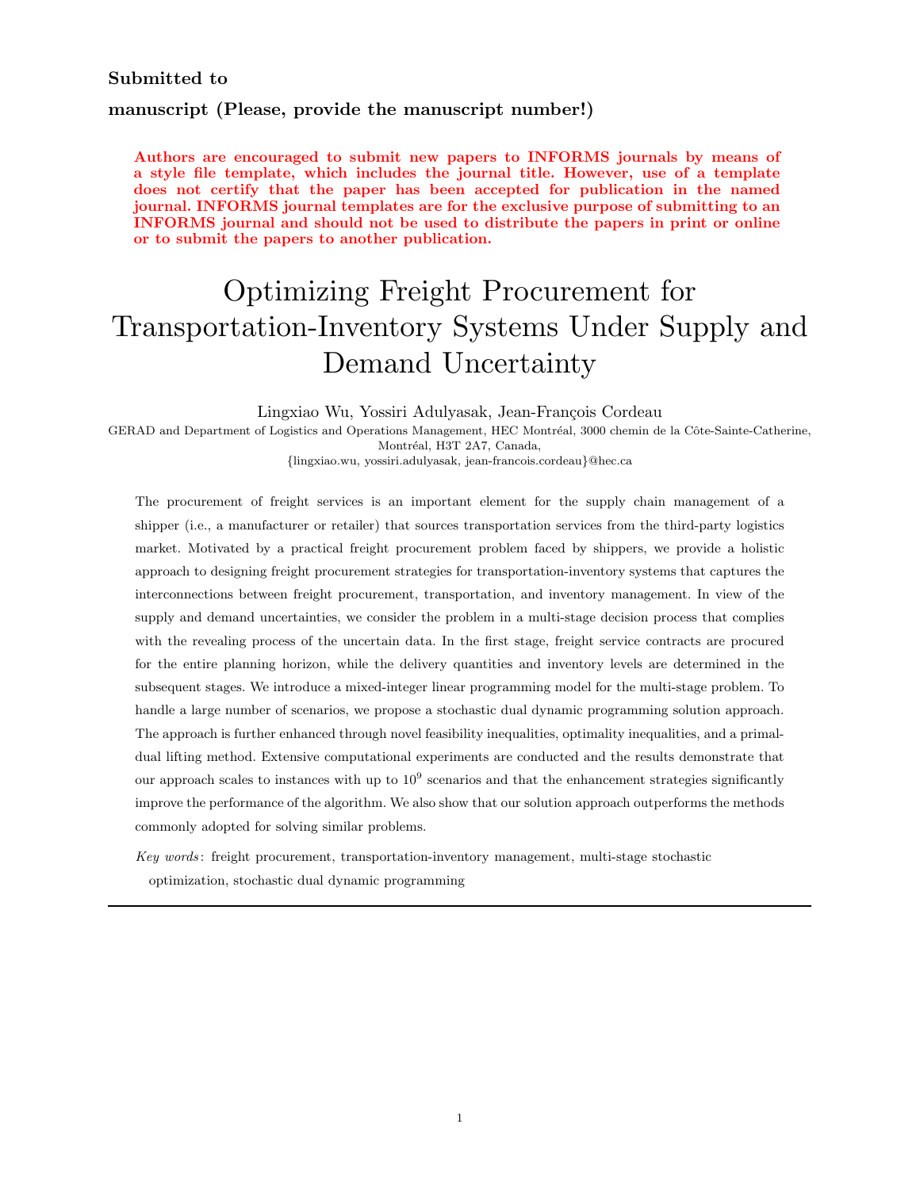**Submitted to**

**manuscript (Please, provide the manuscript number!)**

**Authors are encouraged to submit new papers to INFORMS journals by means of a style file template, which includes the journal title. However, use of a template does not certify that the paper has been accepted for publication in the named journal. INFORMS journal templates are for the exclusive purpose of submitting to an INFORMS journal and should not be used to distribute the papers in print or online or to submit the papers to another publication.**

# Optimizing Freight Procurement for Transportation-Inventory Systems Under Supply and Demand Uncertainty

Lingxiao Wu, Yossiri Adulyasak, Jean-François Cordeau

GERAD and Department of Logistics and Operations Management, HEC Montréal, 3000 chemin de la Côte-Sainte-Catherine, Montréal, H3T 2A7, Canada,

{lingxiao.wu, yossiri.adulyasak, jean-francois.cordeau}@hec.ca

The procurement of freight services is an important element for the supply chain management of a shipper (i.e., a manufacturer or retailer) that sources transportation services from the third-party logistics market. Motivated by a practical freight procurement problem faced by shippers, we provide a holistic approach to designing freight procurement strategies for transportation-inventory systems that captures the interconnections between freight procurement, transportation, and inventory management. In view of the supply and demand uncertainties, we consider the problem in a multi-stage decision process that complies with the revealing process of the uncertain data. In the first stage, freight service contracts are procured for the entire planning horizon, while the delivery quantities and inventory levels are determined in the subsequent stages. We introduce a mixed-integer linear programming model for the multi-stage problem. To handle a large number of scenarios, we propose a stochastic dual dynamic programming solution approach. The approach is further enhanced through novel feasibility inequalities, optimality inequalities, and a primal-dual lifting method. Extensive computational experiments are conducted and the results demonstrate that our approach scales to instances with up to $10^9$ scenarios and that the enhancement strategies significantly improve the performance of the algorithm. We also show that our solution approach outperforms the methods commonly adopted for solving similar problems.

*Key words*: freight procurement, transportation-inventory management, multi-stage stochastic optimization, stochastic dual dynamic programming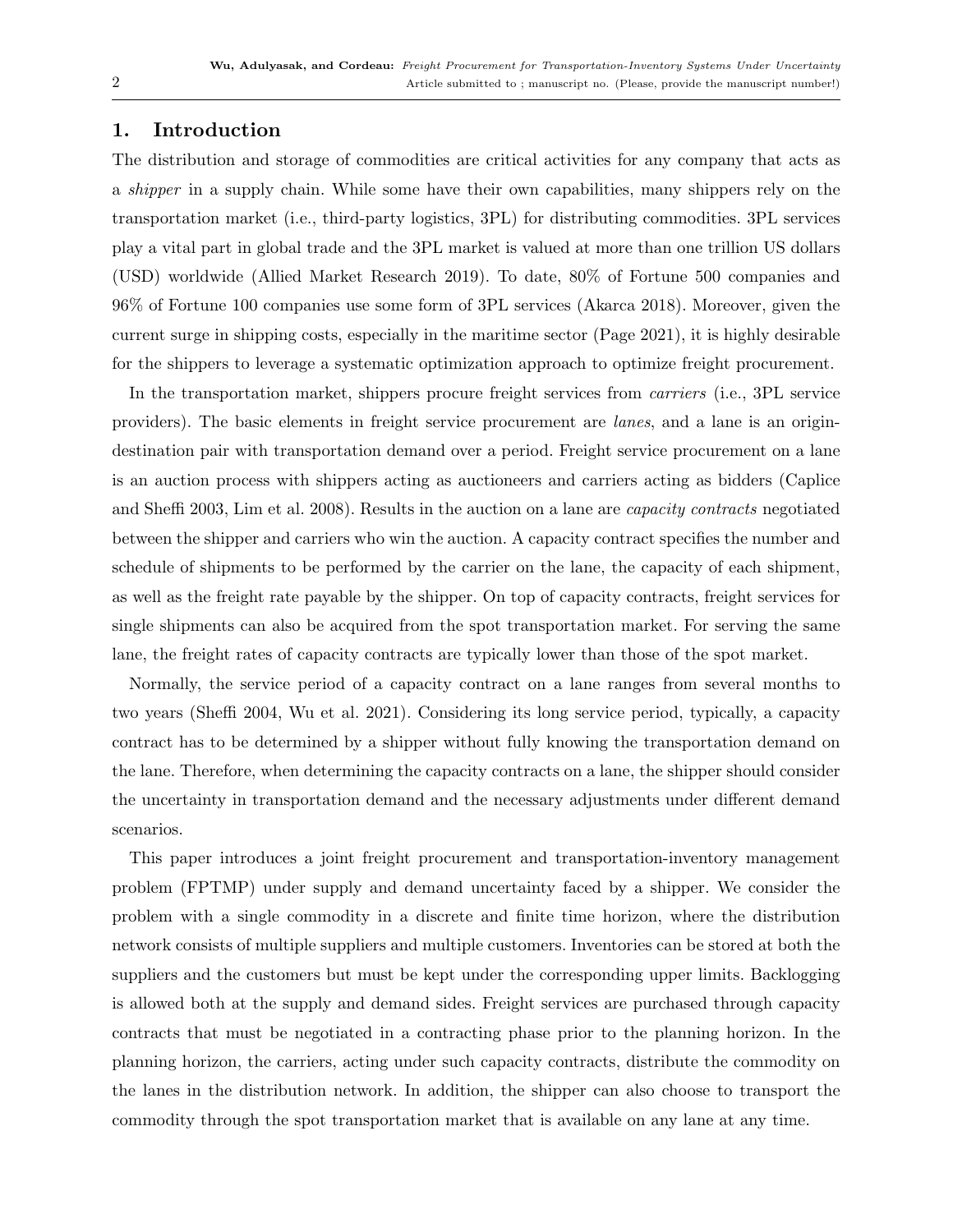## 1. Introduction

The distribution and storage of commodities are critical activities for any company that acts as a *shipper* in a supply chain. While some have their own capabilities, many shippers rely on the transportation market (i.e., third-party logistics, 3PL) for distributing commodities. 3PL services play a vital part in global trade and the 3PL market is valued at more than one trillion US dollars (USD) worldwide (Allied Market Research 2019). To date, 80% of Fortune 500 companies and 96% of Fortune 100 companies use some form of 3PL services (Akarca 2018). Moreover, given the current surge in shipping costs, especially in the maritime sector (Page 2021), it is highly desirable for the shippers to leverage a systematic optimization approach to optimize freight procurement.

In the transportation market, shippers procure freight services from *carriers* (i.e., 3PL service providers). The basic elements in freight service procurement are *lanes*, and a lane is an origin-destination pair with transportation demand over a period. Freight service procurement on a lane is an auction process with shippers acting as auctioneers and carriers acting as bidders (Caplice and Sheffi 2003, Lim et al. 2008). Results in the auction on a lane are *capacity contracts* negotiated between the shipper and carriers who win the auction. A capacity contract specifies the number and schedule of shipments to be performed by the carrier on the lane, the capacity of each shipment, as well as the freight rate payable by the shipper. On top of capacity contracts, freight services for single shipments can also be acquired from the spot transportation market. For serving the same lane, the freight rates of capacity contracts are typically lower than those of the spot market.

Normally, the service period of a capacity contract on a lane ranges from several months to two years (Sheffi 2004, Wu et al. 2021). Considering its long service period, typically, a capacity contract has to be determined by a shipper without fully knowing the transportation demand on the lane. Therefore, when determining the capacity contracts on a lane, the shipper should consider the uncertainty in transportation demand and the necessary adjustments under different demand scenarios.

This paper introduces a joint freight procurement and transportation-inventory management problem (FPTMP) under supply and demand uncertainty faced by a shipper. We consider the problem with a single commodity in a discrete and finite time horizon, where the distribution network consists of multiple suppliers and multiple customers. Inventories can be stored at both the suppliers and the customers but must be kept under the corresponding upper limits. Backlogging is allowed both at the supply and demand sides. Freight services are purchased through capacity contracts that must be negotiated in a contracting phase prior to the planning horizon. In the planning horizon, the carriers, acting under such capacity contracts, distribute the commodity on the lanes in the distribution network. In addition, the shipper can also choose to transport the commodity through the spot transportation market that is available on any lane at any time.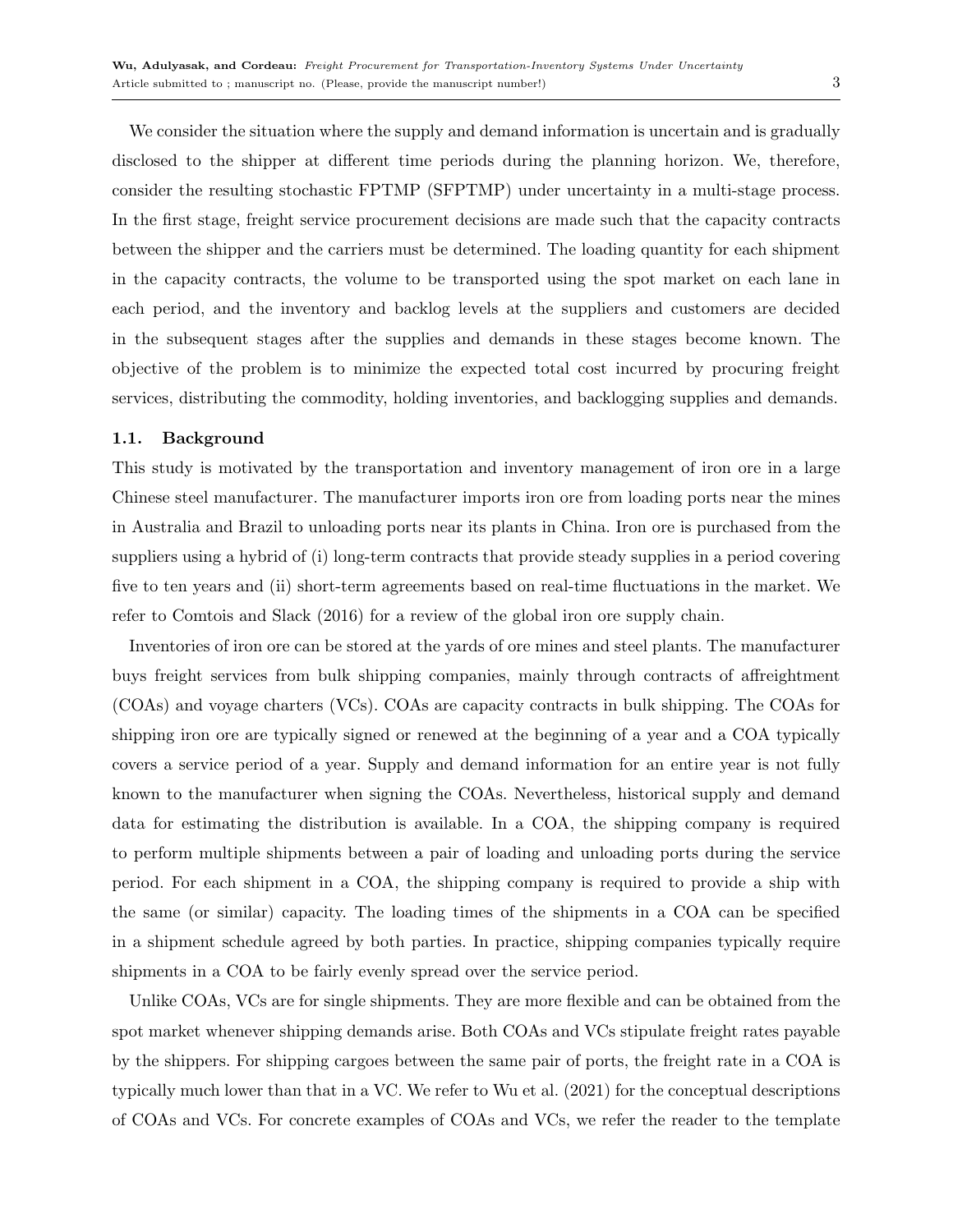We consider the situation where the supply and demand information is uncertain and is gradually disclosed to the shipper at different time periods during the planning horizon. We, therefore, consider the resulting stochastic FPTMP (SFPTMP) under uncertainty in a multi-stage process. In the first stage, freight service procurement decisions are made such that the capacity contracts between the shipper and the carriers must be determined. The loading quantity for each shipment in the capacity contracts, the volume to be transported using the spot market on each lane in each period, and the inventory and backlog levels at the suppliers and customers are decided in the subsequent stages after the supplies and demands in these stages become known. The objective of the problem is to minimize the expected total cost incurred by procuring freight services, distributing the commodity, holding inventories, and backlogging supplies and demands.

### 1.1. Background

This study is motivated by the transportation and inventory management of iron ore in a large Chinese steel manufacturer. The manufacturer imports iron ore from loading ports near the mines in Australia and Brazil to unloading ports near its plants in China. Iron ore is purchased from the suppliers using a hybrid of (i) long-term contracts that provide steady supplies in a period covering five to ten years and (ii) short-term agreements based on real-time fluctuations in the market. We refer to Comtois and Slack (2016) for a review of the global iron ore supply chain.

Inventories of iron ore can be stored at the yards of ore mines and steel plants. The manufacturer buys freight services from bulk shipping companies, mainly through contracts of affreightment (COAs) and voyage charters (VCs). COAs are capacity contracts in bulk shipping. The COAs for shipping iron ore are typically signed or renewed at the beginning of a year and a COA typically covers a service period of a year. Supply and demand information for an entire year is not fully known to the manufacturer when signing the COAs. Nevertheless, historical supply and demand data for estimating the distribution is available. In a COA, the shipping company is required to perform multiple shipments between a pair of loading and unloading ports during the service period. For each shipment in a COA, the shipping company is required to provide a ship with the same (or similar) capacity. The loading times of the shipments in a COA can be specified in a shipment schedule agreed by both parties. In practice, shipping companies typically require shipments in a COA to be fairly evenly spread over the service period.

Unlike COAs, VCs are for single shipments. They are more flexible and can be obtained from the spot market whenever shipping demands arise. Both COAs and VCs stipulate freight rates payable by the shippers. For shipping cargoes between the same pair of ports, the freight rate in a COA is typically much lower than that in a VC. We refer to Wu et al. (2021) for the conceptual descriptions of COAs and VCs. For concrete examples of COAs and VCs, we refer the reader to the template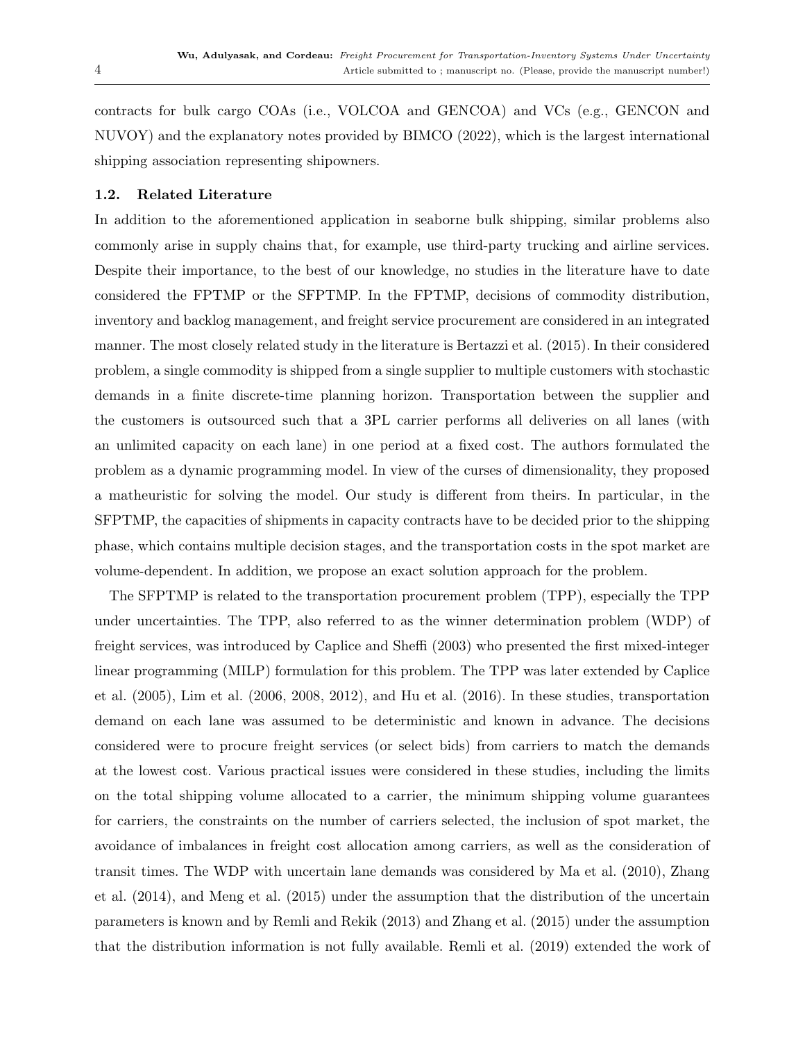contracts for bulk cargo COAs (i.e., VOLCOA and GENCOA) and VCs (e.g., GENCON and NUVOY) and the explanatory notes provided by BIMCO (2022), which is the largest international shipping association representing shipowners.

### 1.2. Related Literature

In addition to the aforementioned application in seaborne bulk shipping, similar problems also commonly arise in supply chains that, for example, use third-party trucking and airline services. Despite their importance, to the best of our knowledge, no studies in the literature have to date considered the FPTMP or the SFPTMP. In the FPTMP, decisions of commodity distribution, inventory and backlog management, and freight service procurement are considered in an integrated manner. The most closely related study in the literature is Bertazzi et al. (2015). In their considered problem, a single commodity is shipped from a single supplier to multiple customers with stochastic demands in a finite discrete-time planning horizon. Transportation between the supplier and the customers is outsourced such that a 3PL carrier performs all deliveries on all lanes (with an unlimited capacity on each lane) in one period at a fixed cost. The authors formulated the problem as a dynamic programming model. In view of the curses of dimensionality, they proposed a matheuristic for solving the model. Our study is different from theirs. In particular, in the SFPTMP, the capacities of shipments in capacity contracts have to be decided prior to the shipping phase, which contains multiple decision stages, and the transportation costs in the spot market are volume-dependent. In addition, we propose an exact solution approach for the problem.

The SFPTMP is related to the transportation procurement problem (TPP), especially the TPP under uncertainties. The TPP, also referred to as the winner determination problem (WDP) of freight services, was introduced by Caplice and Sheffi (2003) who presented the first mixed-integer linear programming (MILP) formulation for this problem. The TPP was later extended by Caplice et al. (2005), Lim et al. (2006, 2008, 2012), and Hu et al. (2016). In these studies, transportation demand on each lane was assumed to be deterministic and known in advance. The decisions considered were to procure freight services (or select bids) from carriers to match the demands at the lowest cost. Various practical issues were considered in these studies, including the limits on the total shipping volume allocated to a carrier, the minimum shipping volume guarantees for carriers, the constraints on the number of carriers selected, the inclusion of spot market, the avoidance of imbalances in freight cost allocation among carriers, as well as the consideration of transit times. The WDP with uncertain lane demands was considered by Ma et al. (2010), Zhang et al. (2014), and Meng et al. (2015) under the assumption that the distribution of the uncertain parameters is known and by Remli and Rekik (2013) and Zhang et al. (2015) under the assumption that the distribution information is not fully available. Remli et al. (2019) extended the work of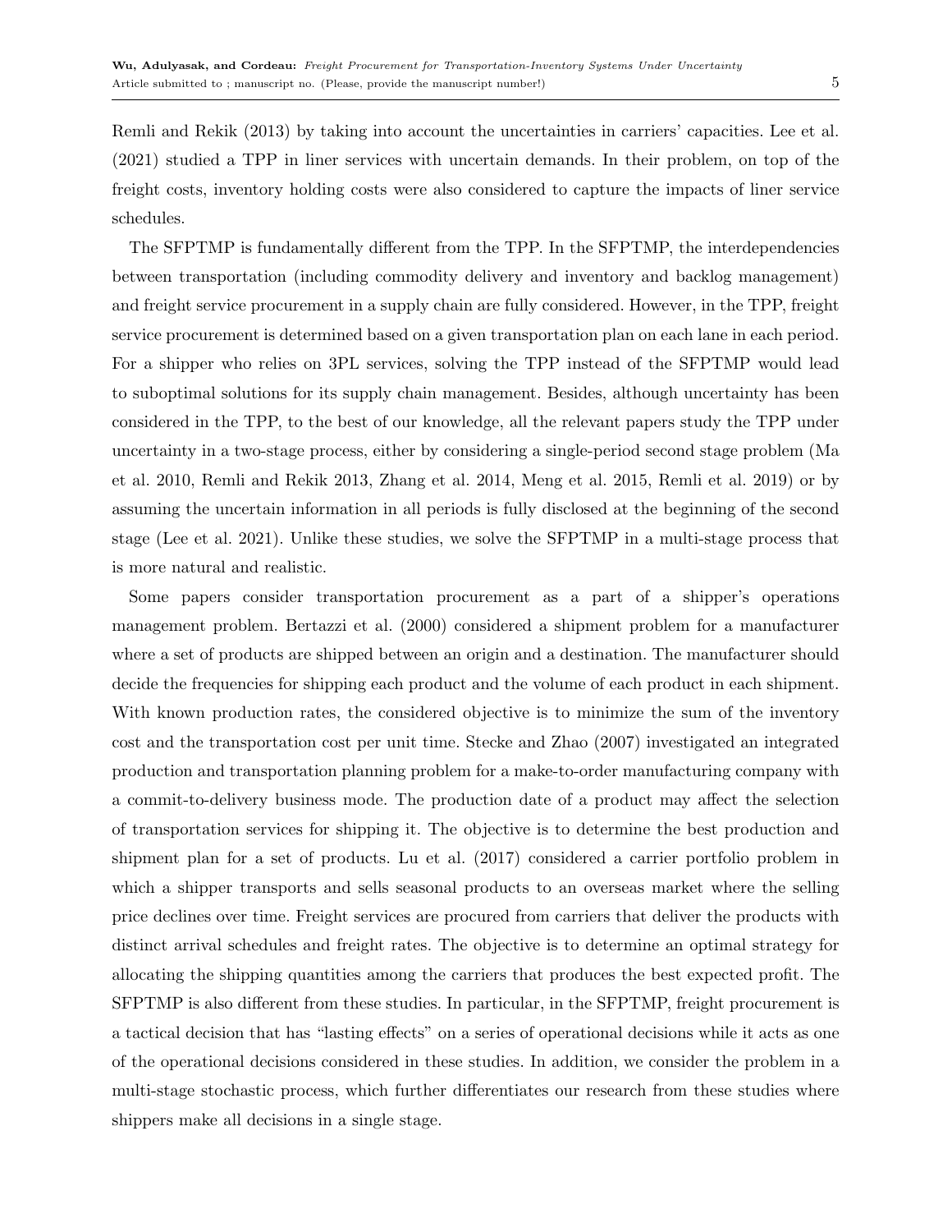Remli and Rekik (2013) by taking into account the uncertainties in carriers' capacities. Lee et al. (2021) studied a TPP in liner services with uncertain demands. In their problem, on top of the freight costs, inventory holding costs were also considered to capture the impacts of liner service schedules.

The SFPTMP is fundamentally different from the TPP. In the SFPTMP, the interdependencies between transportation (including commodity delivery and inventory and backlog management) and freight service procurement in a supply chain are fully considered. However, in the TPP, freight service procurement is determined based on a given transportation plan on each lane in each period. For a shipper who relies on 3PL services, solving the TPP instead of the SFPTMP would lead to suboptimal solutions for its supply chain management. Besides, although uncertainty has been considered in the TPP, to the best of our knowledge, all the relevant papers study the TPP under uncertainty in a two-stage process, either by considering a single-period second stage problem (Ma et al. 2010, Remli and Rekik 2013, Zhang et al. 2014, Meng et al. 2015, Remli et al. 2019) or by assuming the uncertain information in all periods is fully disclosed at the beginning of the second stage (Lee et al. 2021). Unlike these studies, we solve the SFPTMP in a multi-stage process that is more natural and realistic.

Some papers consider transportation procurement as a part of a shipper's operations management problem. Bertazzi et al. (2000) considered a shipment problem for a manufacturer where a set of products are shipped between an origin and a destination. The manufacturer should decide the frequencies for shipping each product and the volume of each product in each shipment. With known production rates, the considered objective is to minimize the sum of the inventory cost and the transportation cost per unit time. Stecke and Zhao (2007) investigated an integrated production and transportation planning problem for a make-to-order manufacturing company with a commit-to-delivery business mode. The production date of a product may affect the selection of transportation services for shipping it. The objective is to determine the best production and shipment plan for a set of products. Lu et al. (2017) considered a carrier portfolio problem in which a shipper transports and sells seasonal products to an overseas market where the selling price declines over time. Freight services are procured from carriers that deliver the products with distinct arrival schedules and freight rates. The objective is to determine an optimal strategy for allocating the shipping quantities among the carriers that produces the best expected profit. The SFPTMP is also different from these studies. In particular, in the SFPTMP, freight procurement is a tactical decision that has "lasting effects" on a series of operational decisions while it acts as one of the operational decisions considered in these studies. In addition, we consider the problem in a multi-stage stochastic process, which further differentiates our research from these studies where shippers make all decisions in a single stage.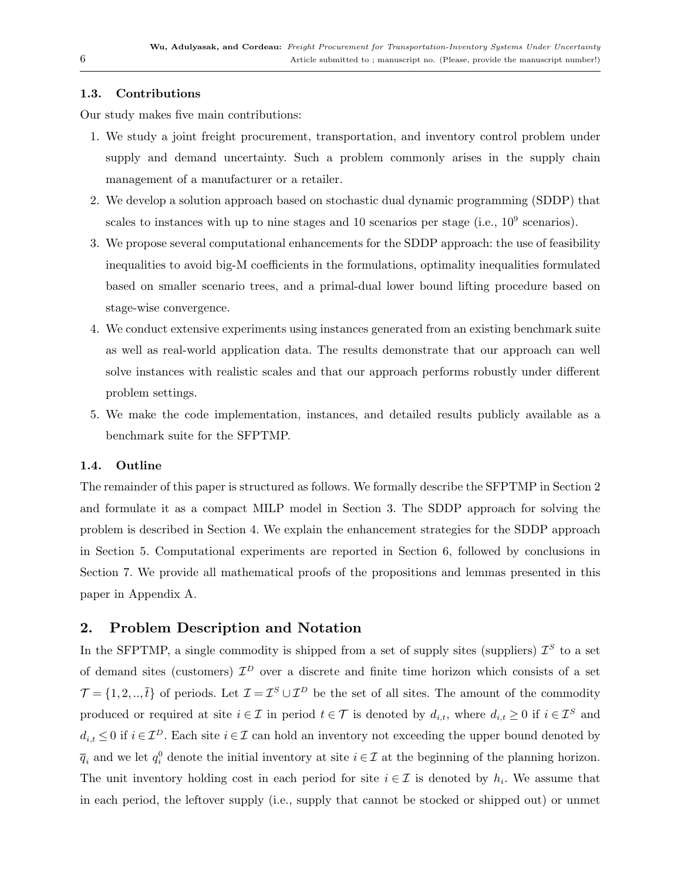### 1.3. Contributions

Our study makes five main contributions:

1. We study a joint freight procurement, transportation, and inventory control problem under supply and demand uncertainty. Such a problem commonly arises in the supply chain management of a manufacturer or a retailer.
2. We develop a solution approach based on stochastic dual dynamic programming (SDDP) that scales to instances with up to nine stages and 10 scenarios per stage (i.e., $10^9$ scenarios).
3. We propose several computational enhancements for the SDDP approach: the use of feasibility inequalities to avoid big-M coefficients in the formulations, optimality inequalities formulated based on smaller scenario trees, and a primal-dual lower bound lifting procedure based on stage-wise convergence.
4. We conduct extensive experiments using instances generated from an existing benchmark suite as well as real-world application data. The results demonstrate that our approach can well solve instances with realistic scales and that our approach performs robustly under different problem settings.
5. We make the code implementation, instances, and detailed results publicly available as a benchmark suite for the SFPTMP.

### 1.4. Outline

The remainder of this paper is structured as follows. We formally describe the SFPTMP in Section 2 and formulate it as a compact MILP model in Section 3. The SDDP approach for solving the problem is described in Section 4. We explain the enhancement strategies for the SDDP approach in Section 5. Computational experiments are reported in Section 6, followed by conclusions in Section 7. We provide all mathematical proofs of the propositions and lemmas presented in this paper in Appendix A.

## 2. Problem Description and Notation

In the SFPTMP, a single commodity is shipped from a set of supply sites (suppliers) $\mathcal{I}^S$ to a set of demand sites (customers) $\mathcal{I}^D$ over a discrete and finite time horizon which consists of a set $\mathcal{T} = \{1, 2, .., \bar{t}\}$ of periods. Let $\mathcal{I} = \mathcal{I}^S \cup \mathcal{I}^D$ be the set of all sites. The amount of the commodity produced or required at site $i \in \mathcal{I}$ in period $t \in \mathcal{T}$ is denoted by $d_{i,t}$, where $d_{i,t} \geq 0$ if $i \in \mathcal{I}^S$ and $d_{i,t} \leq 0$ if $i \in \mathcal{I}^D$. Each site $i \in \mathcal{I}$ can hold an inventory not exceeding the upper bound denoted by $\overline{q}_i$ and we let $q_i^0$ denote the initial inventory at site $i \in \mathcal{I}$ at the beginning of the planning horizon. The unit inventory holding cost in each period for site $i \in \mathcal{I}$ is denoted by $h_i$. We assume that in each period, the leftover supply (i.e., supply that cannot be stocked or shipped out) or unmet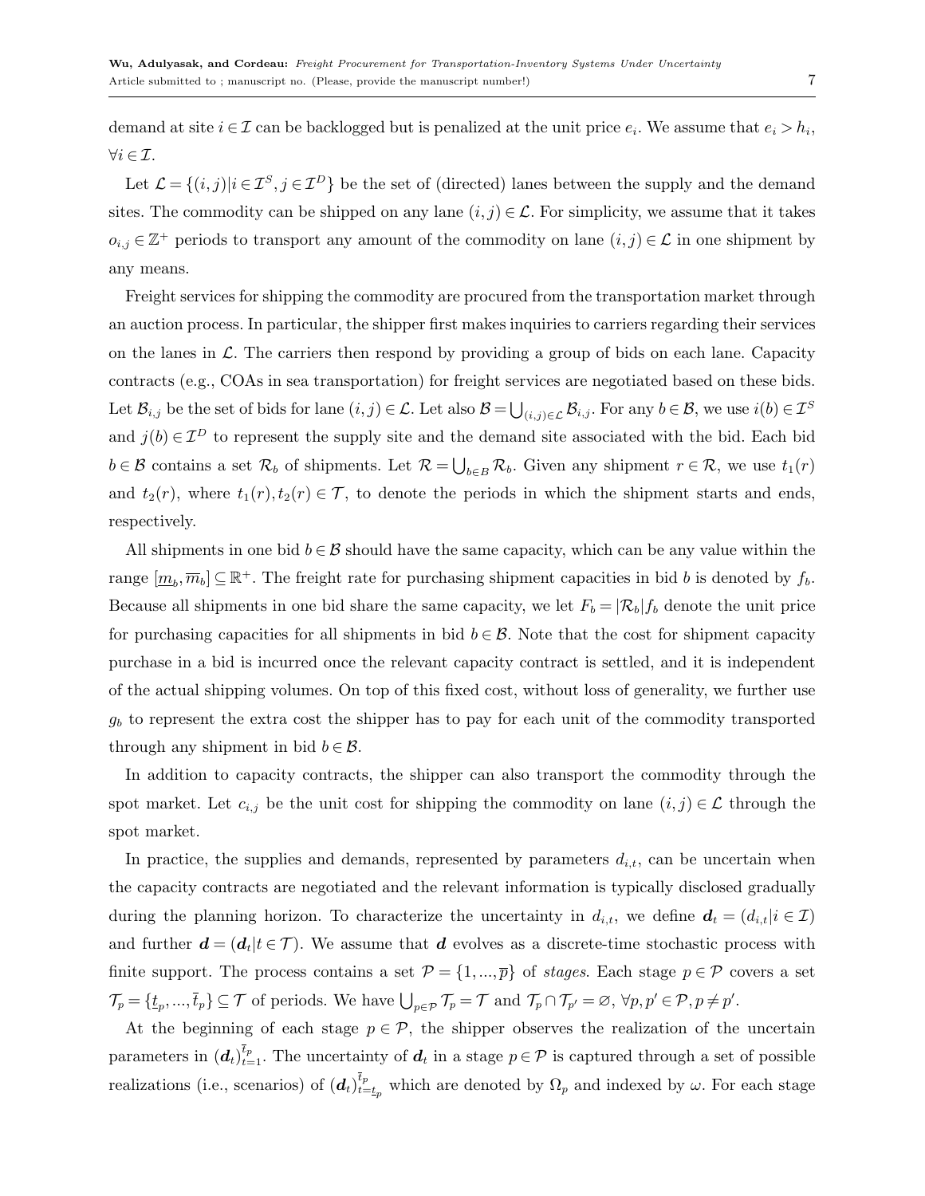demand at site $i \in \mathcal{I}$ can be backlogged but is penalized at the unit price $e_i$. We assume that $e_i > h_i$, $\forall i \in \mathcal{I}$.

Let $\mathcal{L} = \{(i,j) | i \in \mathcal{I}^S, j \in \mathcal{I}^D\}$ be the set of (directed) lanes between the supply and the demand sites. The commodity can be shipped on any lane $(i,j) \in \mathcal{L}$. For simplicity, we assume that it takes $o_{i,j} \in \mathbb{Z}^+$ periods to transport any amount of the commodity on lane $(i,j) \in \mathcal{L}$ in one shipment by any means.

Freight services for shipping the commodity are procured from the transportation market through an auction process. In particular, the shipper first makes inquiries to carriers regarding their services on the lanes in $\mathcal{L}$. The carriers then respond by providing a group of bids on each lane. Capacity contracts (e.g., COAs in sea transportation) for freight services are negotiated based on these bids. Let $\mathcal{B}_{i,j}$ be the set of bids for lane $(i,j) \in \mathcal{L}$. Let also $\mathcal{B} = \bigcup_{(i,j) \in \mathcal{L}} \mathcal{B}_{i,j}$. For any $b \in \mathcal{B}$, we use $i(b) \in \mathcal{I}^S$ and $j(b) \in \mathcal{I}^D$ to represent the supply site and the demand site associated with the bid. Each bid $b \in \mathcal{B}$ contains a set $\mathcal{R}_b$ of shipments. Let $\mathcal{R} = \bigcup_{b \in B} \mathcal{R}_b$. Given any shipment $r \in \mathcal{R}$, we use $t_1(r)$ and $t_2(r)$, where $t_1(r), t_2(r) \in \mathcal{T}$, to denote the periods in which the shipment starts and ends, respectively.

All shipments in one bid $b \in \mathcal{B}$ should have the same capacity, which can be any value within the range $[\underline{m}_b, \overline{m}_b] \subseteq \mathbb{R}^+$. The freight rate for purchasing shipment capacities in bid $b$ is denoted by $f_b$. Because all shipments in one bid share the same capacity, we let $F_b = |\mathcal{R}_b| f_b$ denote the unit price for purchasing capacities for all shipments in bid $b \in \mathcal{B}$. Note that the cost for shipment capacity purchase in a bid is incurred once the relevant capacity contract is settled, and it is independent of the actual shipping volumes. On top of this fixed cost, without loss of generality, we further use $g_b$ to represent the extra cost the shipper has to pay for each unit of the commodity transported through any shipment in bid $b \in \mathcal{B}$.

In addition to capacity contracts, the shipper can also transport the commodity through the spot market. Let $c_{i,j}$ be the unit cost for shipping the commodity on lane $(i,j) \in \mathcal{L}$ through the spot market.

In practice, the supplies and demands, represented by parameters $d_{i,t}$, can be uncertain when the capacity contracts are negotiated and the relevant information is typically disclosed gradually during the planning horizon. To characterize the uncertainty in $d_{i,t}$, we define $\boldsymbol{d}_t = (d_{i,t} | i \in \mathcal{I})$ and further $\boldsymbol{d} = (\boldsymbol{d}_t | t \in \mathcal{T})$. We assume that $\boldsymbol{d}$ evolves as a discrete-time stochastic process with finite support. The process contains a set $\mathcal{P} = \{1, ..., \overline{p}\}$ of *stages*. Each stage $p \in \mathcal{P}$ covers a set $\mathcal{T}_p = \{\underline{t}_p, ..., \overline{t}_p\} \subseteq \mathcal{T}$ of periods. We have $\bigcup_{p \in \mathcal{P}} \mathcal{T}_p = \mathcal{T}$ and $\mathcal{T}_p \cap \mathcal{T}_{p'} = \varnothing$, $\forall p, p' \in \mathcal{P}, p \neq p'$.

At the beginning of each stage $p \in \mathcal{P}$, the shipper observes the realization of the uncertain parameters in $(\boldsymbol{d}_t)_{t=1}^{\overline{t}_p}$. The uncertainty of $\boldsymbol{d}_t$ in a stage $p \in \mathcal{P}$ is captured through a set of possible realizations (i.e., scenarios) of $(\boldsymbol{d}_t)_{t=\underline{t}_p}^{\overline{t}_p}$ which are denoted by $\Omega_p$ and indexed by $\omega$. For each stage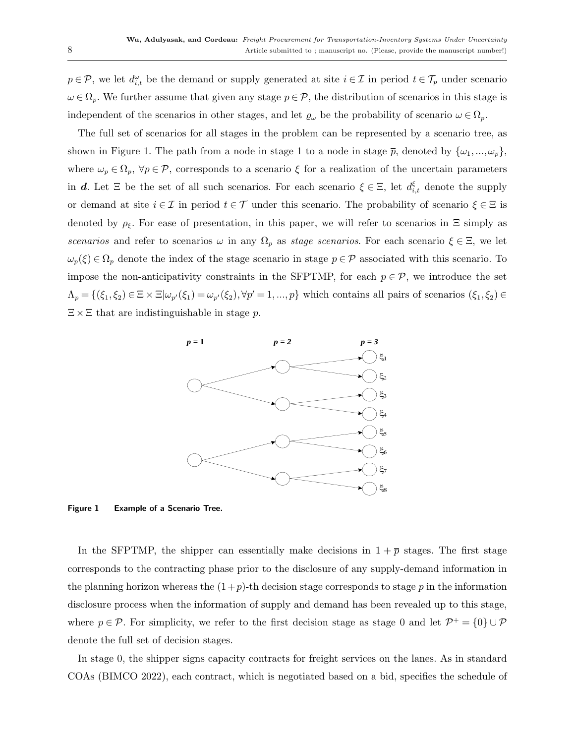$p \in \mathcal{P}$, we let $d_{i,t}^{\omega}$ be the demand or supply generated at site $i \in \mathcal{I}$ in period $t \in \mathcal{T}_p$ under scenario $\omega \in \Omega_p$. We further assume that given any stage $p \in \mathcal{P}$, the distribution of scenarios in this stage is independent of the scenarios in other stages, and let $\varrho_{\omega}$ be the probability of scenario $\omega \in \Omega_p$.

The full set of scenarios for all stages in the problem can be represented by a scenario tree, as shown in Figure 1. The path from a node in stage 1 to a node in stage $\overline{p}$, denoted by $\{\omega_1, ..., \omega_{\overline{p}}\}$, where $\omega_p \in \Omega_p$, $\forall p \in \mathcal{P}$, corresponds to a scenario $\xi$ for a realization of the uncertain parameters in $\boldsymbol{d}$. Let $\Xi$ be the set of all such scenarios. For each scenario $\xi \in \Xi$, let $d_{i,t}^{\xi}$ denote the supply or demand at site $i \in \mathcal{I}$ in period $t \in \mathcal{T}$ under this scenario. The probability of scenario $\xi \in \Xi$ is denoted by $\rho_{\xi}$. For ease of presentation, in this paper, we will refer to scenarios in $\Xi$ simply as *scenarios* and refer to scenarios $\omega$ in any $\Omega_p$ as *stage scenarios*. For each scenario $\xi \in \Xi$, we let $\omega_p(\xi) \in \Omega_p$ denote the index of the stage scenario in stage $p \in \mathcal{P}$ associated with this scenario. To impose the non-anticipativity constraints in the SFPTMP, for each $p \in \mathcal{P}$, we introduce the set $\Lambda_p = \{(\xi_1, \xi_2) \in \Xi \times \Xi | \omega_{p'}(\xi_1) = \omega_{p'}(\xi_2), \forall p' = 1, ..., p\}$ which contains all pairs of scenarios $(\xi_1, \xi_2) \in \Xi \times \Xi$ that are indistinguishable in stage $p$.

**Figure 1 Example of a Scenario Tree.**

In the SFPTMP, the shipper can essentially make decisions in $1 + \overline{p}$ stages. The first stage corresponds to the contracting phase prior to the disclosure of any supply-demand information in the planning horizon whereas the $(1+p)$-th decision stage corresponds to stage $p$ in the information disclosure process when the information of supply and demand has been revealed up to this stage, where $p \in \mathcal{P}$. For simplicity, we refer to the first decision stage as stage 0 and let $\mathcal{P}^+ = \{0\} \cup \mathcal{P}$ denote the full set of decision stages.

In stage 0, the shipper signs capacity contracts for freight services on the lanes. As in standard COAs (BIMCO 2022), each contract, which is negotiated based on a bid, specifies the schedule of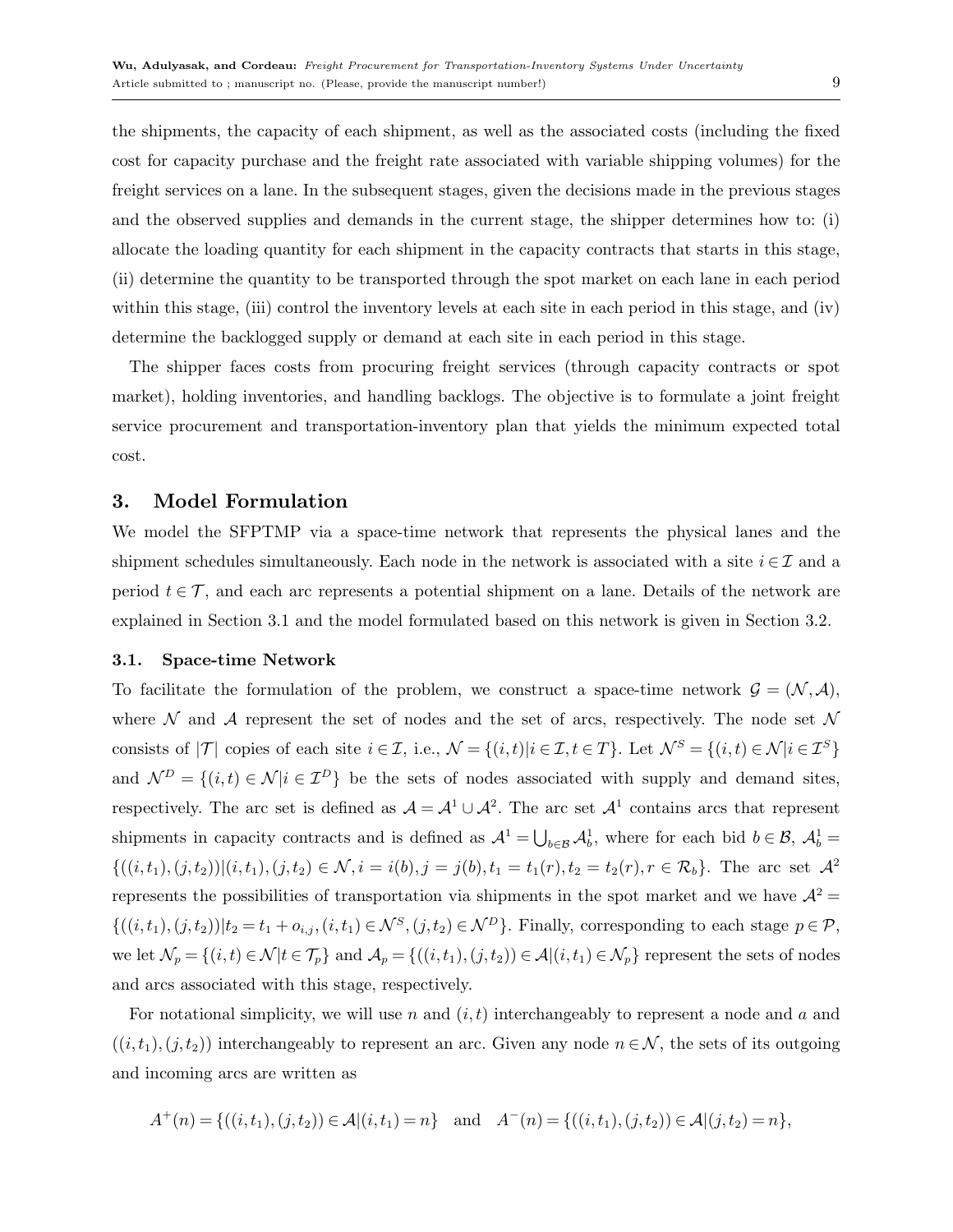the shipments, the capacity of each shipment, as well as the associated costs (including the fixed cost for capacity purchase and the freight rate associated with variable shipping volumes) for the freight services on a lane. In the subsequent stages, given the decisions made in the previous stages and the observed supplies and demands in the current stage, the shipper determines how to: (i) allocate the loading quantity for each shipment in the capacity contracts that starts in this stage, (ii) determine the quantity to be transported through the spot market on each lane in each period within this stage, (iii) control the inventory levels at each site in each period in this stage, and (iv) determine the backlogged supply or demand at each site in each period in this stage.

The shipper faces costs from procuring freight services (through capacity contracts or spot market), holding inventories, and handling backlogs. The objective is to formulate a joint freight service procurement and transportation-inventory plan that yields the minimum expected total cost.

## 3. Model Formulation

We model the SFPTMP via a space-time network that represents the physical lanes and the shipment schedules simultaneously. Each node in the network is associated with a site $i \in \mathcal{I}$ and a period $t \in \mathcal{T}$, and each arc represents a potential shipment on a lane. Details of the network are explained in Section 3.1 and the model formulated based on this network is given in Section 3.2.

### 3.1. Space-time Network

To facilitate the formulation of the problem, we construct a space-time network $\mathcal{G} = (\mathcal{N}, \mathcal{A})$, where $\mathcal{N}$ and $\mathcal{A}$ represent the set of nodes and the set of arcs, respectively. The node set $\mathcal{N}$ consists of $|\mathcal{T}|$ copies of each site $i \in \mathcal{I}$, i.e., $\mathcal{N} = \{(i,t) | i \in \mathcal{I}, t \in T\}$. Let $\mathcal{N}^S = \{(i,t) \in \mathcal{N} | i \in \mathcal{I}^S\}$ and $\mathcal{N}^D = \{(i,t) \in \mathcal{N} | i \in \mathcal{I}^D\}$ be the sets of nodes associated with supply and demand sites, respectively. The arc set is defined as $\mathcal{A} = \mathcal{A}^1 \cup \mathcal{A}^2$. The arc set $\mathcal{A}^1$ contains arcs that represent shipments in capacity contracts and is defined as $\mathcal{A}^1 = \bigcup_{b \in \mathcal{B}} \mathcal{A}^1_b$, where for each bid $b \in \mathcal{B}$, $\mathcal{A}^1_b = \{((i,t_1),(j,t_2)) | (i,t_1),(j,t_2) \in \mathcal{N}, i = i(b), j = j(b), t_1 = t_1(r), t_2 = t_2(r), r \in \mathcal{R}_b\}$. The arc set $\mathcal{A}^2$ represents the possibilities of transportation via shipments in the spot market and we have $\mathcal{A}^2 = \{((i,t_1),(j,t_2)) | t_2 = t_1 + o_{i,j}, (i,t_1) \in \mathcal{N}^S, (j,t_2) \in \mathcal{N}^D\}$. Finally, corresponding to each stage $p \in \mathcal{P}$, we let $\mathcal{N}_p = \{(i,t) \in \mathcal{N} | t \in \mathcal{T}_p\}$ and $\mathcal{A}_p = \{((i,t_1),(j,t_2)) \in \mathcal{A} | (i,t_1) \in \mathcal{N}_p\}$ represent the sets of nodes and arcs associated with this stage, respectively.

For notational simplicity, we will use $n$ and $(i,t)$ interchangeably to represent a node and $a$ and $((i,t_1),(j,t_2))$ interchangeably to represent an arc. Given any node $n \in \mathcal{N}$, the sets of its outgoing and incoming arcs are written as

$$A^+(n) = \{((i,t_1),(j,t_2)) \in \mathcal{A} | (i,t_1) = n\} \quad \text{and} \quad A^-(n) = \{((i,t_1),(j,t_2)) \in \mathcal{A} | (j,t_2) = n\},$$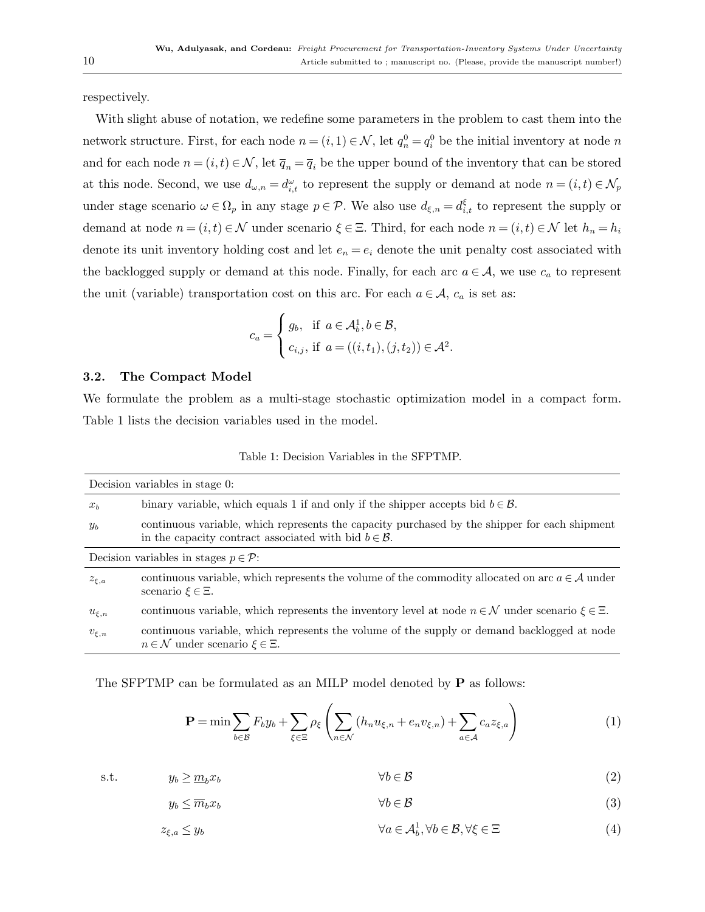respectively.

With slight abuse of notation, we redefine some parameters in the problem to cast them into the network structure. First, for each node $n=(i,1)\in\mathcal{N}$, let $q_n^0 = q_i^0$ be the initial inventory at node $n$ and for each node $n=(i,t)\in\mathcal{N}$, let $\overline{q}_n = \overline{q}_i$ be the upper bound of the inventory that can be stored at this node. Second, we use $d_{\omega,n} = d_{i,t}^{\omega}$ to represent the supply or demand at node $n=(i,t)\in\mathcal{N}_p$ under stage scenario $\omega\in\Omega_p$ in any stage $p\in\mathcal{P}$. We also use $d_{\xi,n} = d_{i,t}^{\xi}$ to represent the supply or demand at node $n=(i,t)\in\mathcal{N}$ under scenario $\xi\in\Xi$. Third, for each node $n=(i,t)\in\mathcal{N}$ let $h_n = h_i$ denote its unit inventory holding cost and let $e_n = e_i$ denote the unit penalty cost associated with the backlogged supply or demand at this node. Finally, for each arc $a\in\mathcal{A}$, we use $c_a$ to represent the unit (variable) transportation cost on this arc. For each $a\in\mathcal{A}$, $c_a$ is set as:

$$c_a = \begin{cases} g_b, & \text{if } a\in\mathcal{A}_b^1, b\in\mathcal{B}, \\ c_{i,j}, & \text{if } a=((i,t_1),(j,t_2))\in\mathcal{A}^2. \end{cases}$$

### 3.2. The Compact Model

We formulate the problem as a multi-stage stochastic optimization model in a compact form. Table 1 lists the decision variables used in the model.

Table 1: Decision Variables in the SFPTMP.

| | |
|---|---|
| Decision variables in stage 0: | |
| $x_b$ | binary variable, which equals 1 if and only if the shipper accepts bid $b\in\mathcal{B}$. |
| $y_b$ | continuous variable, which represents the capacity purchased by the shipper for each shipment in the capacity contract associated with bid $b\in\mathcal{B}$. |
| Decision variables in stages $p\in\mathcal{P}$: | |
| $z_{\xi,a}$ | continuous variable, which represents the volume of the commodity allocated on arc $a\in\mathcal{A}$ under scenario $\xi\in\Xi$. |
| $u_{\xi,n}$ | continuous variable, which represents the inventory level at node $n\in\mathcal{N}$ under scenario $\xi\in\Xi$. |
| $v_{\xi,n}$ | continuous variable, which represents the volume of the supply or demand backlogged at node $n\in\mathcal{N}$ under scenario $\xi\in\Xi$. |

The SFPTMP can be formulated as an MILP model denoted by **P** as follows:

$$\mathbf{P} = \min \sum_{b\in\mathcal{B}} F_b y_b + \sum_{\xi\in\Xi} \rho_\xi \left( \sum_{n\in\mathcal{N}} (h_n u_{\xi,n} + e_n v_{\xi,n}) + \sum_{a\in\mathcal{A}} c_a z_{\xi,a} \right) \tag{1}$$

$$\text{s.t.} \quad y_b \geq \underline{m}_b x_b \qquad \forall b\in\mathcal{B} \tag{2}$$

$$y_b \leq \overline{m}_b x_b \qquad \forall b\in\mathcal{B} \tag{3}$$

$$z_{\xi,a} \leq y_b \qquad \forall a\in\mathcal{A}_b^1, \forall b\in\mathcal{B}, \forall \xi\in\Xi \tag{4}$$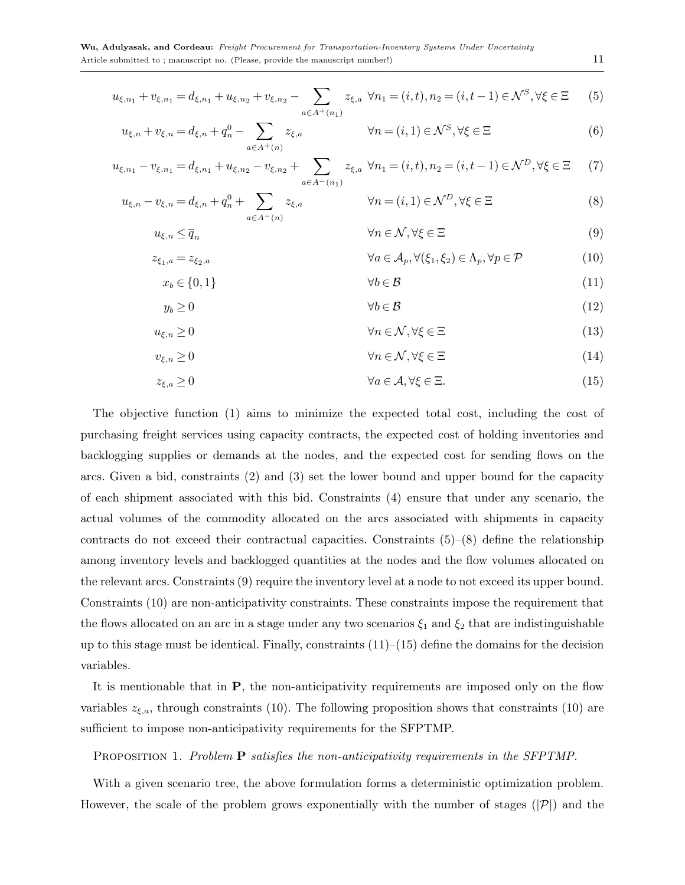$$u_{\xi,n_1} + v_{\xi,n_1} = d_{\xi,n_1} + u_{\xi,n_2} + v_{\xi,n_2} - \sum_{a \in A^+(n_1)} z_{\xi,a} \quad \forall n_1 = (i,t), n_2 = (i,t-1) \in \mathcal{N}^S, \forall \xi \in \Xi \tag{5}$$

$$u_{\xi,n} + v_{\xi,n} = d_{\xi,n} + q_n^0 - \sum_{a \in A^+(n)} z_{\xi,a} \quad \forall n = (i,1) \in \mathcal{N}^S, \forall \xi \in \Xi \tag{6}$$

$$u_{\xi,n_1} - v_{\xi,n_1} = d_{\xi,n_1} + u_{\xi,n_2} - v_{\xi,n_2} + \sum_{a \in A^-(n_1)} z_{\xi,a} \quad \forall n_1 = (i,t), n_2 = (i,t-1) \in \mathcal{N}^D, \forall \xi \in \Xi \tag{7}$$

$$u_{\xi,n} - v_{\xi,n} = d_{\xi,n} + q_n^0 + \sum_{a \in A^-(n)} z_{\xi,a} \quad \forall n = (i,1) \in \mathcal{N}^D, \forall \xi \in \Xi \tag{8}$$

$$u_{\xi,n} \leq \overline{q}_n \quad \forall n \in \mathcal{N}, \forall \xi \in \Xi \tag{9}$$

$$z_{\xi_1,a} = z_{\xi_2,a} \quad \forall a \in \mathcal{A}_p, \forall (\xi_1, \xi_2) \in \Lambda_p, \forall p \in \mathcal{P} \tag{10}$$

$$x_b \in \{0,1\} \quad \forall b \in \mathcal{B} \tag{11}$$

$$y_b \geq 0 \quad \forall b \in \mathcal{B} \tag{12}$$

$$u_{\xi,n} \geq 0 \quad \forall n \in \mathcal{N}, \forall \xi \in \Xi \tag{13}$$

$$v_{\xi,n} \geq 0 \quad \forall n \in \mathcal{N}, \forall \xi \in \Xi \tag{14}$$

$$z_{\xi,a} \geq 0 \quad \forall a \in \mathcal{A}, \forall \xi \in \Xi. \tag{15}$$

The objective function (1) aims to minimize the expected total cost, including the cost of purchasing freight services using capacity contracts, the expected cost of holding inventories and backlogging supplies or demands at the nodes, and the expected cost for sending flows on the arcs. Given a bid, constraints (2) and (3) set the lower bound and upper bound for the capacity of each shipment associated with this bid. Constraints (4) ensure that under any scenario, the actual volumes of the commodity allocated on the arcs associated with shipments in capacity contracts do not exceed their contractual capacities. Constraints (5)–(8) define the relationship among inventory levels and backlogged quantities at the nodes and the flow volumes allocated on the relevant arcs. Constraints (9) require the inventory level at a node to not exceed its upper bound. Constraints (10) are non-anticipativity constraints. These constraints impose the requirement that the flows allocated on an arc in a stage under any two scenarios $\xi_1$ and $\xi_2$ that are indistinguishable up to this stage must be identical. Finally, constraints (11)–(15) define the domains for the decision variables.

It is mentionable that in **P**, the non-anticipativity requirements are imposed only on the flow variables $z_{\xi,a}$, through constraints (10). The following proposition shows that constraints (10) are sufficient to impose non-anticipativity requirements for the SFPTMP.

Proposition 1. *Problem* **P** *satisfies the non-anticipativity requirements in the SFPTMP.*

With a given scenario tree, the above formulation forms a deterministic optimization problem. However, the scale of the problem grows exponentially with the number of stages ($|\mathcal{P}|$) and the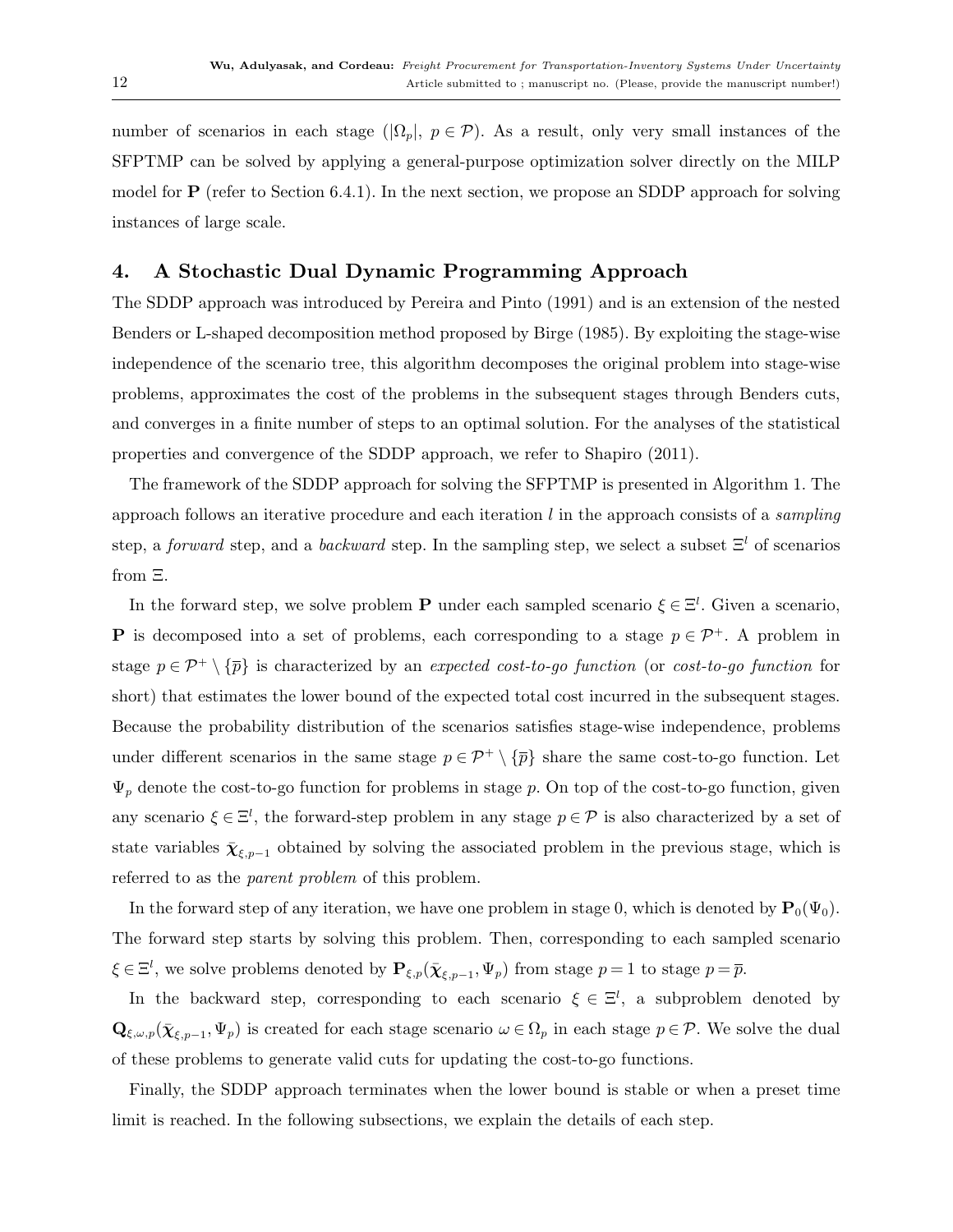number of scenarios in each stage ($|\Omega_p|$, $p \in \mathcal{P}$). As a result, only very small instances of the SFPTMP can be solved by applying a general-purpose optimization solver directly on the MILP model for $\mathbf{P}$ (refer to Section 6.4.1). In the next section, we propose an SDDP approach for solving instances of large scale.

## 4. A Stochastic Dual Dynamic Programming Approach

The SDDP approach was introduced by Pereira and Pinto (1991) and is an extension of the nested Benders or L-shaped decomposition method proposed by Birge (1985). By exploiting the stage-wise independence of the scenario tree, this algorithm decomposes the original problem into stage-wise problems, approximates the cost of the problems in the subsequent stages through Benders cuts, and converges in a finite number of steps to an optimal solution. For the analyses of the statistical properties and convergence of the SDDP approach, we refer to Shapiro (2011).

The framework of the SDDP approach for solving the SFPTMP is presented in Algorithm 1. The approach follows an iterative procedure and each iteration $l$ in the approach consists of a *sampling* step, a *forward* step, and a *backward* step. In the sampling step, we select a subset $\Xi^l$ of scenarios from $\Xi$.

In the forward step, we solve problem $\mathbf{P}$ under each sampled scenario $\xi \in \Xi^l$. Given a scenario, $\mathbf{P}$ is decomposed into a set of problems, each corresponding to a stage $p \in \mathcal{P}^+$. A problem in stage $p \in \mathcal{P}^+ \setminus \{\overline{p}\}$ is characterized by an *expected cost-to-go function* (or *cost-to-go function* for short) that estimates the lower bound of the expected total cost incurred in the subsequent stages. Because the probability distribution of the scenarios satisfies stage-wise independence, problems under different scenarios in the same stage $p \in \mathcal{P}^+ \setminus \{\overline{p}\}$ share the same cost-to-go function. Let $\Psi_p$ denote the cost-to-go function for problems in stage $p$. On top of the cost-to-go function, given any scenario $\xi \in \Xi^l$, the forward-step problem in any stage $p \in \mathcal{P}$ is also characterized by a set of state variables $\bar{\boldsymbol{\chi}}_{\xi,p-1}$ obtained by solving the associated problem in the previous stage, which is referred to as the *parent problem* of this problem.

In the forward step of any iteration, we have one problem in stage 0, which is denoted by $\mathbf{P}_0(\Psi_0)$. The forward step starts by solving this problem. Then, corresponding to each sampled scenario $\xi \in \Xi^l$, we solve problems denoted by $\mathbf{P}_{\xi,p}(\bar{\boldsymbol{\chi}}_{\xi,p-1}, \Psi_p)$ from stage $p = 1$ to stage $p = \overline{p}$.

In the backward step, corresponding to each scenario $\xi \in \Xi^l$, a subproblem denoted by $\mathbf{Q}_{\xi,\omega,p}(\bar{\boldsymbol{\chi}}_{\xi,p-1}, \Psi_p)$ is created for each stage scenario $\omega \in \Omega_p$ in each stage $p \in \mathcal{P}$. We solve the dual of these problems to generate valid cuts for updating the cost-to-go functions.

Finally, the SDDP approach terminates when the lower bound is stable or when a preset time limit is reached. In the following subsections, we explain the details of each step.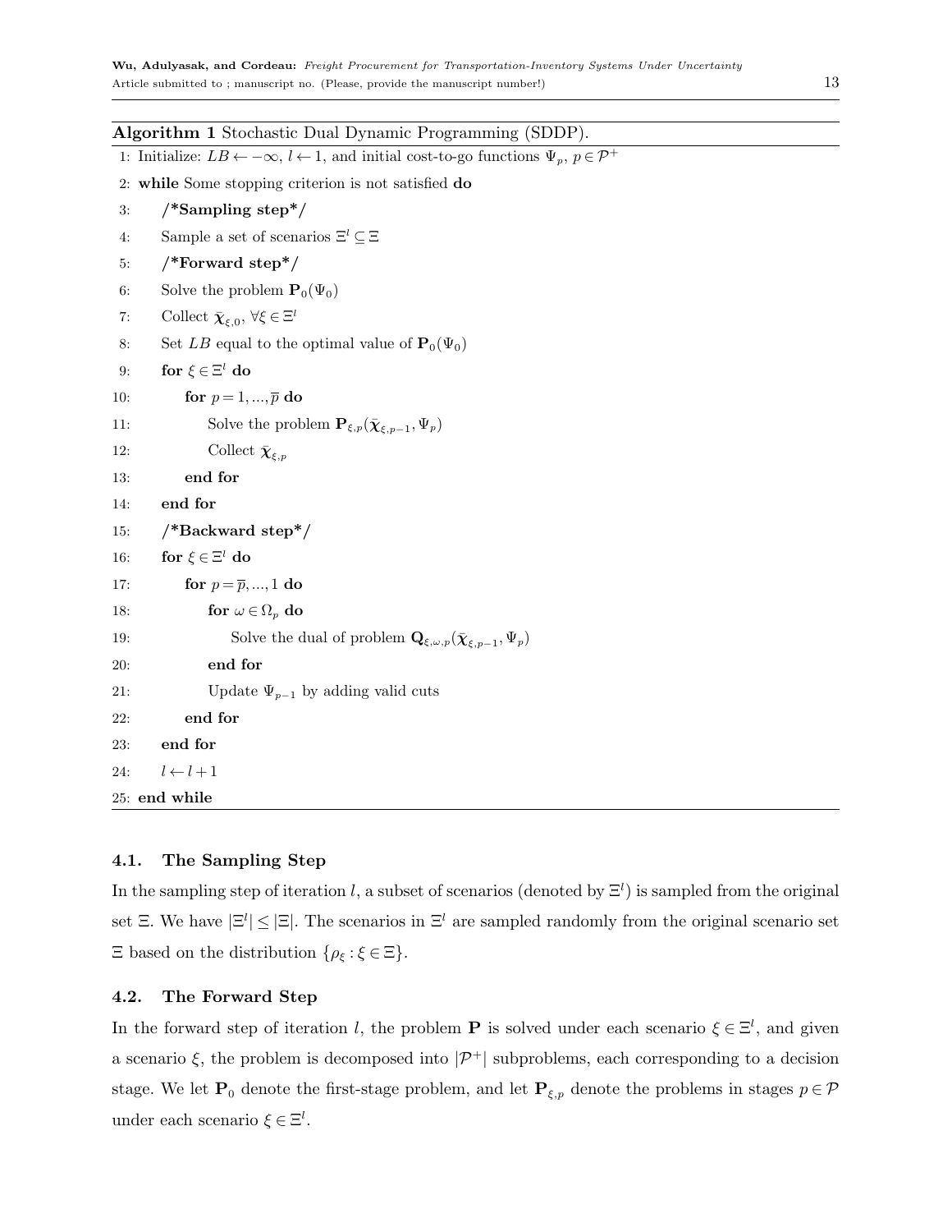**Algorithm 1** Stochastic Dual Dynamic Programming (SDDP).

```
1: Initialize: LB ← −∞, l ← 1, and initial cost-to-go functions Ψ_p, p ∈ P^+
2: while Some stopping criterion is not satisfied do
3:     /*Sampling step*/
4:     Sample a set of scenarios Ξ^l ⊆ Ξ
5:     /*Forward step*/
6:     Solve the problem P_0(Ψ_0)
7:     Collect χ̄_{ξ,0}, ∀ξ ∈ Ξ^l
8:     Set LB equal to the optimal value of P_0(Ψ_0)
9:     for ξ ∈ Ξ^l do
10:        for p = 1, ..., p̄ do
11:            Solve the problem P_{ξ,p}(χ̄_{ξ,p−1}, Ψ_p)
12:            Collect χ̄_{ξ,p}
13:        end for
14:    end for
15:    /*Backward step*/
16:    for ξ ∈ Ξ^l do
17:        for p = p̄, ..., 1 do
18:            for ω ∈ Ω_p do
19:                Solve the dual of problem Q_{ξ,ω,p}(χ̄_{ξ,p−1}, Ψ_p)
20:            end for
21:            Update Ψ_{p−1} by adding valid cuts
22:        end for
23:    end for
24:    l ← l + 1
25: end while
```

### 4.1. The Sampling Step

In the sampling step of iteration $l$, a subset of scenarios (denoted by $\Xi^l$) is sampled from the original set $\Xi$. We have $|\Xi^l| \leq |\Xi|$. The scenarios in $\Xi^l$ are sampled randomly from the original scenario set $\Xi$ based on the distribution $\{\rho_\xi : \xi \in \Xi\}$.

### 4.2. The Forward Step

In the forward step of iteration $l$, the problem $\mathbf{P}$ is solved under each scenario $\xi \in \Xi^l$, and given a scenario $\xi$, the problem is decomposed into $|\mathcal{P}^+|$ subproblems, each corresponding to a decision stage. We let $\mathbf{P}_0$ denote the first-stage problem, and let $\mathbf{P}_{\xi,p}$ denote the problems in stages $p \in \mathcal{P}$ under each scenario $\xi \in \Xi^l$.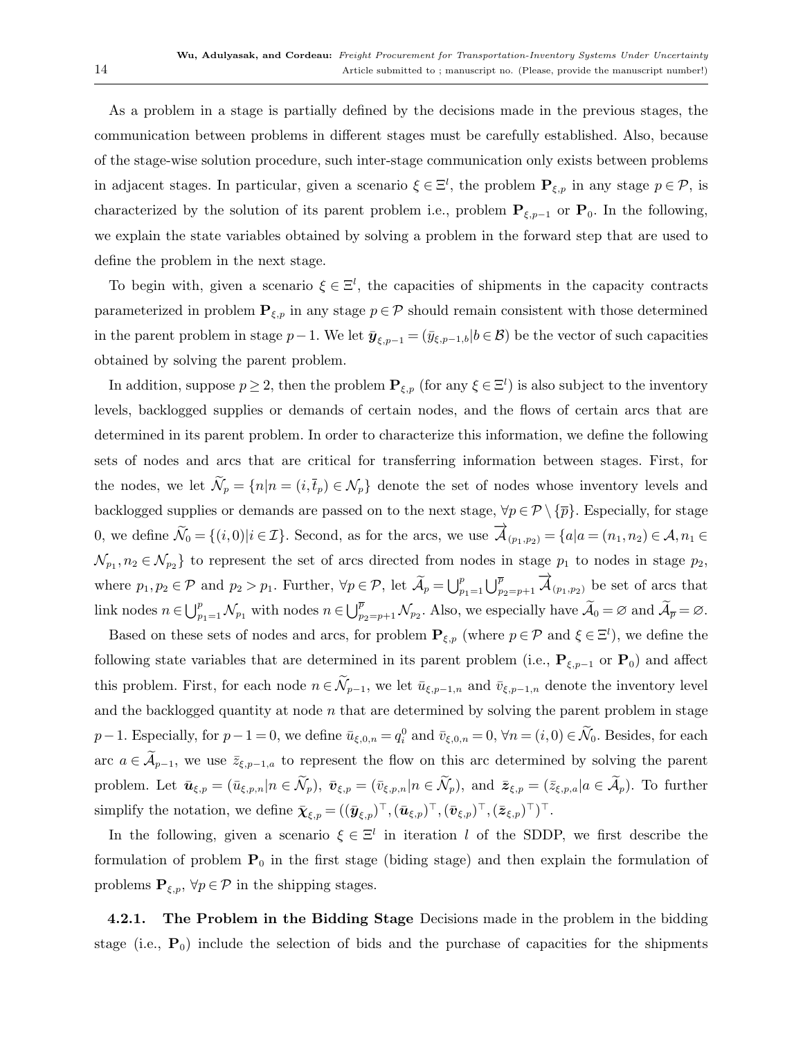As a problem in a stage is partially defined by the decisions made in the previous stages, the communication between problems in different stages must be carefully established. Also, because of the stage-wise solution procedure, such inter-stage communication only exists between problems in adjacent stages. In particular, given a scenario $\xi \in \Xi^l$, the problem $\mathbf{P}_{\xi,p}$ in any stage $p \in \mathcal{P}$, is characterized by the solution of its parent problem i.e., problem $\mathbf{P}_{\xi,p-1}$ or $\mathbf{P}_0$. In the following, we explain the state variables obtained by solving a problem in the forward step that are used to define the problem in the next stage.

To begin with, given a scenario $\xi \in \Xi^l$, the capacities of shipments in the capacity contracts parameterized in problem $\mathbf{P}_{\xi,p}$ in any stage $p \in \mathcal{P}$ should remain consistent with those determined in the parent problem in stage $p-1$. We let $\bar{\boldsymbol{y}}_{\xi,p-1} = (\bar{y}_{\xi,p-1,b} | b \in \mathcal{B})$ be the vector of such capacities obtained by solving the parent problem.

In addition, suppose $p \geq 2$, then the problem $\mathbf{P}_{\xi,p}$ (for any $\xi \in \Xi^l$) is also subject to the inventory levels, backlogged supplies or demands of certain nodes, and the flows of certain arcs that are determined in its parent problem. In order to characterize this information, we define the following sets of nodes and arcs that are critical for transferring information between stages. First, for the nodes, we let $\widetilde{\mathcal{N}}_p = \{n | n = (i, \bar{t}_p) \in \mathcal{N}_p\}$ denote the set of nodes whose inventory levels and backlogged supplies or demands are passed on to the next stage, $\forall p \in \mathcal{P} \setminus \{\bar{p}\}$. Especially, for stage 0, we define $\widetilde{\mathcal{N}}_0 = \{(i, 0) | i \in \mathcal{I}\}$. Second, as for the arcs, we use $\overrightarrow{\mathcal{A}}_{(p_1,p_2)} = \{a | a = (n_1, n_2) \in \mathcal{A}, n_1 \in \mathcal{N}_{p_1}, n_2 \in \mathcal{N}_{p_2}\}$ to represent the set of arcs directed from nodes in stage $p_1$ to nodes in stage $p_2$, where $p_1, p_2 \in \mathcal{P}$ and $p_2 > p_1$. Further, $\forall p \in \mathcal{P}$, let $\widetilde{\mathcal{A}}_p = \bigcup_{p_1=1}^{p} \bigcup_{p_2=p+1}^{\bar{p}} \overrightarrow{\mathcal{A}}_{(p_1,p_2)}$ be set of arcs that link nodes $n \in \bigcup_{p_1=1}^{p} \mathcal{N}_{p_1}$ with nodes $n \in \bigcup_{p_2=p+1}^{\bar{p}} \mathcal{N}_{p_2}$. Also, we especially have $\widetilde{\mathcal{A}}_0 = \varnothing$ and $\widetilde{\mathcal{A}}_{\bar{p}} = \varnothing$.

Based on these sets of nodes and arcs, for problem $\mathbf{P}_{\xi,p}$ (where $p \in \mathcal{P}$ and $\xi \in \Xi^l$), we define the following state variables that are determined in its parent problem (i.e., $\mathbf{P}_{\xi,p-1}$ or $\mathbf{P}_0$) and affect this problem. First, for each node $n \in \widetilde{\mathcal{N}}_{p-1}$, we let $\bar{u}_{\xi,p-1,n}$ and $\bar{v}_{\xi,p-1,n}$ denote the inventory level and the backlogged quantity at node $n$ that are determined by solving the parent problem in stage $p-1$. Especially, for $p-1=0$, we define $\bar{u}_{\xi,0,n} = q_i^0$ and $\bar{v}_{\xi,0,n} = 0$, $\forall n = (i, 0) \in \widetilde{\mathcal{N}}_0$. Besides, for each arc $a \in \widetilde{\mathcal{A}}_{p-1}$, we use $\bar{z}_{\xi,p-1,a}$ to represent the flow on this arc determined by solving the parent problem. Let $\bar{\boldsymbol{u}}_{\xi,p} = (\bar{u}_{\xi,p,n} | n \in \widetilde{\mathcal{N}}_p)$, $\bar{\boldsymbol{v}}_{\xi,p} = (\bar{v}_{\xi,p,n} | n \in \widetilde{\mathcal{N}}_p)$, and $\bar{\boldsymbol{z}}_{\xi,p} = (\bar{z}_{\xi,p,a} | a \in \widetilde{\mathcal{A}}_p)$. To further simplify the notation, we define $\bar{\boldsymbol{\chi}}_{\xi,p} = ((\bar{\boldsymbol{y}}_{\xi,p})^\top, (\bar{\boldsymbol{u}}_{\xi,p})^\top, (\bar{\boldsymbol{v}}_{\xi,p})^\top, (\bar{\boldsymbol{z}}_{\xi,p})^\top)^\top$.

In the following, given a scenario $\xi \in \Xi^l$ in iteration $l$ of the SDDP, we first describe the formulation of problem $\mathbf{P}_0$ in the first stage (biding stage) and then explain the formulation of problems $\mathbf{P}_{\xi,p}$, $\forall p \in \mathcal{P}$ in the shipping stages.

**4.2.1. The Problem in the Bidding Stage** Decisions made in the problem in the bidding stage (i.e., $\mathbf{P}_0$) include the selection of bids and the purchase of capacities for the shipments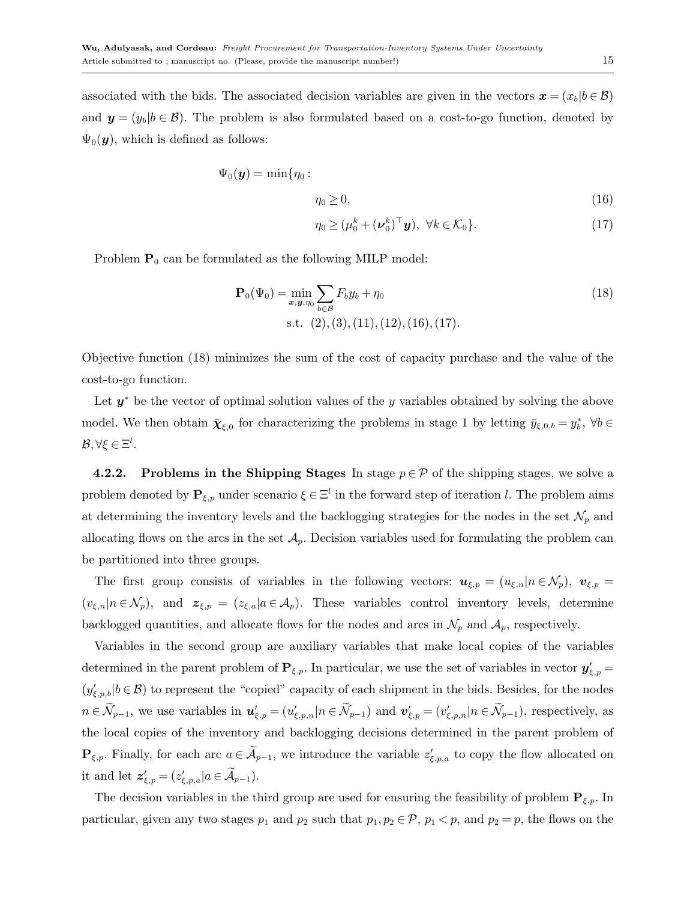associated with the bids. The associated decision variables are given in the vectors $\boldsymbol{x} = (x_b | b \in \mathcal{B})$ and $\boldsymbol{y} = (y_b | b \in \mathcal{B})$. The problem is also formulated based on a cost-to-go function, denoted by $\Psi_0(\boldsymbol{y})$, which is defined as follows:

$$
\begin{aligned}
\Psi_0(\boldsymbol{y}) = \min\{\eta_0 : & \\
& \eta_0 \geq 0, && (16)\\
& \eta_0 \geq (\mu_0^k + (\boldsymbol{\nu}_0^k)^\top \boldsymbol{y}), \ \forall k \in \mathcal{K}_0\}. && (17)
\end{aligned}
$$

Problem $\mathbf{P}_0$ can be formulated as the following MILP model:

$$
\begin{aligned}
\mathbf{P}_0(\Psi_0) = \min_{\boldsymbol{x}, \boldsymbol{y}, \eta_0} & \sum_{b \in \mathcal{B}} F_b y_b + \eta_0 && (18)\\
\text{s.t.} \ & (2), (3), (11), (12), (16), (17).
\end{aligned}
$$

Objective function (18) minimizes the sum of the cost of capacity purchase and the value of the cost-to-go function.

Let $\boldsymbol{y}^*$ be the vector of optimal solution values of the $y$ variables obtained by solving the above model. We then obtain $\bar{\boldsymbol{\chi}}_{\xi,0}$ for characterizing the problems in stage 1 by letting $\bar{y}_{\xi,0,b} = y_b^*$, $\forall b \in \mathcal{B}, \forall \xi \in \Xi^l$.

**4.2.2. Problems in the Shipping Stages** In stage $p \in \mathcal{P}$ of the shipping stages, we solve a problem denoted by $\mathbf{P}_{\xi,p}$ under scenario $\xi \in \Xi^l$ in the forward step of iteration $l$. The problem aims at determining the inventory levels and the backlogging strategies for the nodes in the set $\mathcal{N}_p$ and allocating flows on the arcs in the set $\mathcal{A}_p$. Decision variables used for formulating the problem can be partitioned into three groups.

The first group consists of variables in the following vectors: $\boldsymbol{u}_{\xi,p} = (u_{\xi,n} | n \in \mathcal{N}_p)$, $\boldsymbol{v}_{\xi,p} = (v_{\xi,n} | n \in \mathcal{N}_p)$, and $\boldsymbol{z}_{\xi,p} = (z_{\xi,a} | a \in \mathcal{A}_p)$. These variables control inventory levels, determine backlogged quantities, and allocate flows for the nodes and arcs in $\mathcal{N}_p$ and $\mathcal{A}_p$, respectively.

Variables in the second group are auxiliary variables that make local copies of the variables determined in the parent problem of $\mathbf{P}_{\xi,p}$. In particular, we use the set of variables in vector $\boldsymbol{y}'_{\xi,p} = (y'_{\xi,p,b} | b \in \mathcal{B})$ to represent the "copied" capacity of each shipment in the bids. Besides, for the nodes $n \in \widetilde{\mathcal{N}}_{p-1}$, we use variables in $\boldsymbol{u}'_{\xi,p} = (u'_{\xi,p,n} | n \in \widetilde{\mathcal{N}}_{p-1})$ and $\boldsymbol{v}'_{\xi,p} = (v'_{\xi,p,n} | n \in \widetilde{\mathcal{N}}_{p-1})$, respectively, as the local copies of the inventory and backlogging decisions determined in the parent problem of $\mathbf{P}_{\xi,p}$. Finally, for each arc $a \in \widetilde{\mathcal{A}}_{p-1}$, we introduce the variable $z'_{\xi,p,a}$ to copy the flow allocated on it and let $\boldsymbol{z}'_{\xi,p} = (z'_{\xi,p,a} | a \in \widetilde{\mathcal{A}}_{p-1})$.

The decision variables in the third group are used for ensuring the feasibility of problem $\mathbf{P}_{\xi,p}$. In particular, given any two stages $p_1$ and $p_2$ such that $p_1, p_2 \in \mathcal{P}$, $p_1 < p$, and $p_2 = p$, the flows on the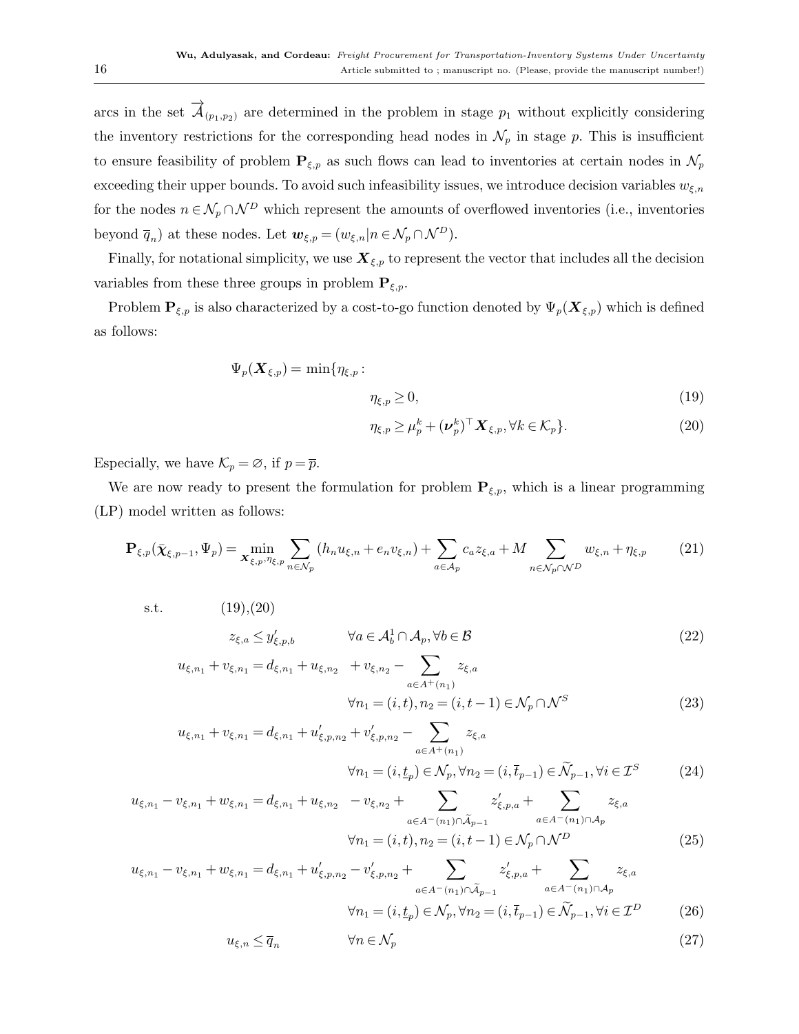arcs in the set $\overrightarrow{\mathcal{A}}_{(p_1,p_2)}$ are determined in the problem in stage $p_1$ without explicitly considering the inventory restrictions for the corresponding head nodes in $\mathcal{N}_p$ in stage $p$. This is insufficient to ensure feasibility of problem $\mathbf{P}_{\xi,p}$ as such flows can lead to inventories at certain nodes in $\mathcal{N}_p$ exceeding their upper bounds. To avoid such infeasibility issues, we introduce decision variables $w_{\xi,n}$ for the nodes $n \in \mathcal{N}_p \cap \mathcal{N}^D$ which represent the amounts of overflowed inventories (i.e., inventories beyond $\overline{q}_n$) at these nodes. Let $\boldsymbol{w}_{\xi,p} = (w_{\xi,n} | n \in \mathcal{N}_p \cap \mathcal{N}^D)$.

Finally, for notational simplicity, we use $\boldsymbol{X}_{\xi,p}$ to represent the vector that includes all the decision variables from these three groups in problem $\mathbf{P}_{\xi,p}$.

Problem $\mathbf{P}_{\xi,p}$ is also characterized by a cost-to-go function denoted by $\Psi_p(\boldsymbol{X}_{\xi,p})$ which is defined as follows:

$$\Psi_p(\boldsymbol{X}_{\xi,p}) = \min\{\eta_{\xi,p}:$$

$$\eta_{\xi,p} \geq 0, \tag{19}$$

$$\eta_{\xi,p} \geq \mu_p^k + (\boldsymbol{\nu}_p^k)^\top \boldsymbol{X}_{\xi,p}, \forall k \in \mathcal{K}_p\}. \tag{20}$$

Especially, we have $\mathcal{K}_p = \varnothing$, if $p = \overline{p}$.

We are now ready to present the formulation for problem $\mathbf{P}_{\xi,p}$, which is a linear programming (LP) model written as follows:

$$\mathbf{P}_{\xi,p}(\bar{\boldsymbol{\chi}}_{\xi,p-1}, \Psi_p) = \min_{\boldsymbol{X}_{\xi,p}, \eta_{\xi,p}} \sum_{n \in \mathcal{N}_p} (h_n u_{\xi,n} + e_n v_{\xi,n}) + \sum_{a \in \mathcal{A}_p} c_a z_{\xi,a} + M \sum_{n \in \mathcal{N}_p \cap \mathcal{N}^D} w_{\xi,n} + \eta_{\xi,p} \tag{21}$$

s.t. (19),(20)

$$z_{\xi,a} \leq y'_{\xi,p,b} \qquad \forall a \in \mathcal{A}_b^1 \cap \mathcal{A}_p, \forall b \in \mathcal{B} \tag{22}$$

$$u_{\xi,n_1} + v_{\xi,n_1} = d_{\xi,n_1} + u_{\xi,n_2} + v_{\xi,n_2} - \sum_{a \in A^+(n_1)} z_{\xi,a} \qquad \forall n_1 = (i,t), n_2 = (i,t-1) \in \mathcal{N}_p \cap \mathcal{N}^S \tag{23}$$

$$u_{\xi,n_1} + v_{\xi,n_1} = d_{\xi,n_1} + u'_{\xi,p,n_2} + v'_{\xi,p,n_2} - \sum_{a \in A^+(n_1)} z_{\xi,a} \qquad \forall n_1 = (i,\underline{t}_p) \in \mathcal{N}_p, \forall n_2 = (i,\overline{t}_{p-1}) \in \widetilde{\mathcal{N}}_{p-1}, \forall i \in \mathcal{I}^S \tag{24}$$

$$u_{\xi,n_1} - v_{\xi,n_1} + w_{\xi,n_1} = d_{\xi,n_1} + u_{\xi,n_2} - v_{\xi,n_2} + \sum_{a \in A^-(n_1) \cap \widetilde{\mathcal{A}}_{p-1}} z'_{\xi,p,a} + \sum_{a \in A^-(n_1) \cap \mathcal{A}_p} z_{\xi,a} \qquad \forall n_1 = (i,t), n_2 = (i,t-1) \in \mathcal{N}_p \cap \mathcal{N}^D \tag{25}$$

$$u_{\xi,n_1} - v_{\xi,n_1} + w_{\xi,n_1} = d_{\xi,n_1} + u'_{\xi,p,n_2} - v'_{\xi,p,n_2} + \sum_{a \in A^-(n_1) \cap \widetilde{\mathcal{A}}_{p-1}} z'_{\xi,p,a} + \sum_{a \in A^-(n_1) \cap \mathcal{A}_p} z_{\xi,a} \qquad \forall n_1 = (i,\underline{t}_p) \in \mathcal{N}_p, \forall n_2 = (i,\overline{t}_{p-1}) \in \widetilde{\mathcal{N}}_{p-1}, \forall i \in \mathcal{I}^D \tag{26}$$

$$u_{\xi,n} \leq \overline{q}_n \qquad \forall n \in \mathcal{N}_p \tag{27}$$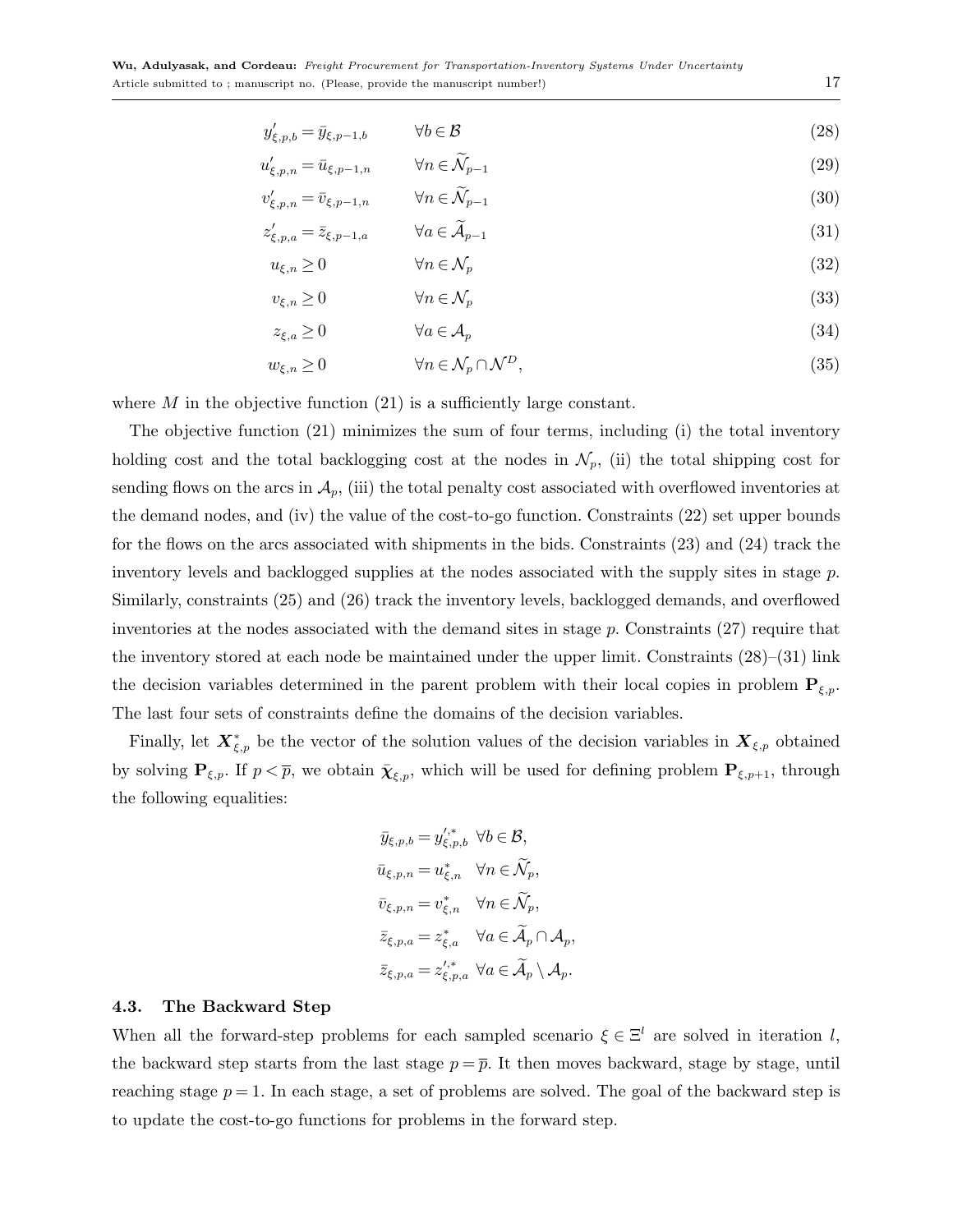$$y'_{\xi,p,b} = \bar{y}_{\xi,p-1,b} \qquad \forall b \in \mathcal{B} \tag{28}$$

$$u'_{\xi,p,n} = \bar{u}_{\xi,p-1,n} \qquad \forall n \in \widetilde{\mathcal{N}}_{p-1} \tag{29}$$

$$v'_{\xi,p,n} = \bar{v}_{\xi,p-1,n} \qquad \forall n \in \widetilde{\mathcal{N}}_{p-1} \tag{30}$$

$$z'_{\xi,p,a} = \bar{z}_{\xi,p-1,a} \qquad \forall a \in \widetilde{\mathcal{A}}_{p-1} \tag{31}$$

$$u_{\xi,n} \geq 0 \qquad \forall n \in \mathcal{N}_p \tag{32}$$

$$v_{\xi,n} \geq 0 \qquad \forall n \in \mathcal{N}_p \tag{33}$$

$$z_{\xi,a} \geq 0 \qquad \forall a \in \mathcal{A}_p \tag{34}$$

$$w_{\xi,n} \geq 0 \qquad \forall n \in \mathcal{N}_p \cap \mathcal{N}^D, \tag{35}$$

where $M$ in the objective function (21) is a sufficiently large constant.

The objective function (21) minimizes the sum of four terms, including (i) the total inventory holding cost and the total backlogging cost at the nodes in $\mathcal{N}_p$, (ii) the total shipping cost for sending flows on the arcs in $\mathcal{A}_p$, (iii) the total penalty cost associated with overflowed inventories at the demand nodes, and (iv) the value of the cost-to-go function. Constraints (22) set upper bounds for the flows on the arcs associated with shipments in the bids. Constraints (23) and (24) track the inventory levels and backlogged supplies at the nodes associated with the supply sites in stage $p$. Similarly, constraints (25) and (26) track the inventory levels, backlogged demands, and overflowed inventories at the nodes associated with the demand sites in stage $p$. Constraints (27) require that the inventory stored at each node be maintained under the upper limit. Constraints (28)–(31) link the decision variables determined in the parent problem with their local copies in problem $\mathbf{P}_{\xi,p}$. The last four sets of constraints define the domains of the decision variables.

Finally, let $\boldsymbol{X}^*_{\xi,p}$ be the vector of the solution values of the decision variables in $\boldsymbol{X}_{\xi,p}$ obtained by solving $\mathbf{P}_{\xi,p}$. If $p < \overline{p}$, we obtain $\bar{\boldsymbol{\chi}}_{\xi,p}$, which will be used for defining problem $\mathbf{P}_{\xi,p+1}$, through the following equalities:

$$\bar{y}_{\xi,p,b} = y'^{,*}_{\xi,p,b} \quad \forall b \in \mathcal{B},$$

$$\bar{u}_{\xi,p,n} = u^*_{\xi,n} \quad \forall n \in \widetilde{\mathcal{N}}_p,$$

$$\bar{v}_{\xi,p,n} = v^*_{\xi,n} \quad \forall n \in \widetilde{\mathcal{N}}_p,$$

$$\bar{z}_{\xi,p,a} = z^*_{\xi,a} \quad \forall a \in \widetilde{\mathcal{A}}_p \cap \mathcal{A}_p,$$

$$\bar{z}_{\xi,p,a} = z'^{,*}_{\xi,p,a} \quad \forall a \in \widetilde{\mathcal{A}}_p \setminus \mathcal{A}_p.$$

### 4.3. The Backward Step

When all the forward-step problems for each sampled scenario $\xi \in \Xi^l$ are solved in iteration $l$, the backward step starts from the last stage $p = \overline{p}$. It then moves backward, stage by stage, until reaching stage $p = 1$. In each stage, a set of problems are solved. The goal of the backward step is to update the cost-to-go functions for problems in the forward step.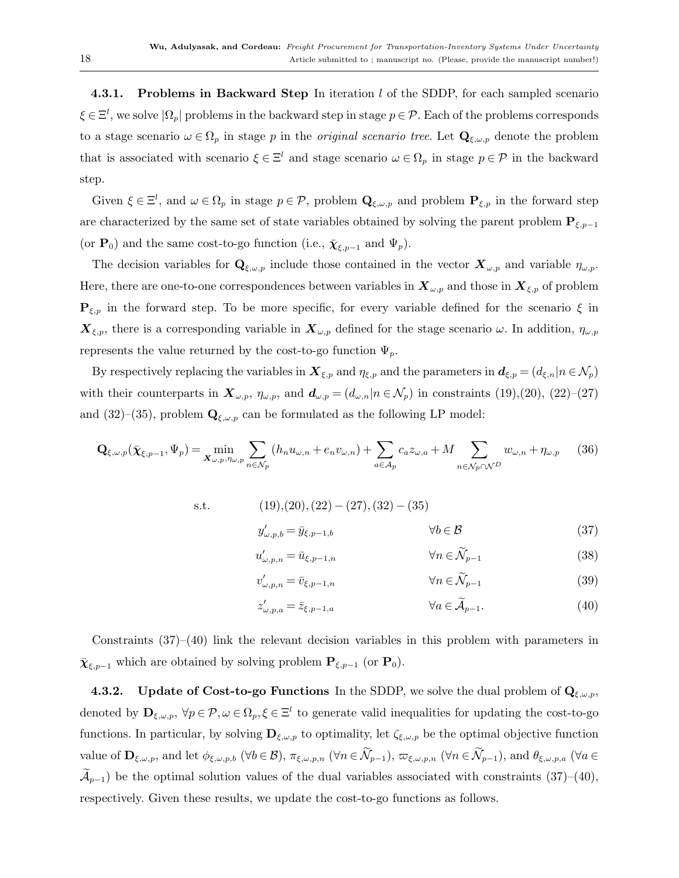#### 4.3.1. Problems in Backward Step

In iteration $l$ of the SDDP, for each sampled scenario $\xi \in \Xi^l$, we solve $|\Omega_p|$ problems in the backward step in stage $p \in \mathcal{P}$. Each of the problems corresponds to a stage scenario $\omega \in \Omega_p$ in stage $p$ in the *original scenario tree*. Let $\mathbf{Q}_{\xi,\omega,p}$ denote the problem that is associated with scenario $\xi \in \Xi^l$ and stage scenario $\omega \in \Omega_p$ in stage $p \in \mathcal{P}$ in the backward step.

Given $\xi \in \Xi^l$, and $\omega \in \Omega_p$ in stage $p \in \mathcal{P}$, problem $\mathbf{Q}_{\xi,\omega,p}$ and problem $\mathbf{P}_{\xi,p}$ in the forward step are characterized by the same set of state variables obtained by solving the parent problem $\mathbf{P}_{\xi,p-1}$ (or $\mathbf{P}_0$) and the same cost-to-go function (i.e., $\bar{\boldsymbol{\chi}}_{\xi,p-1}$ and $\Psi_p$).

The decision variables for $\mathbf{Q}_{\xi,\omega,p}$ include those contained in the vector $\boldsymbol{X}_{\omega,p}$ and variable $\eta_{\omega,p}$. Here, there are one-to-one correspondences between variables in $\boldsymbol{X}_{\omega,p}$ and those in $\boldsymbol{X}_{\xi,p}$ of problem $\mathbf{P}_{\xi,p}$ in the forward step. To be more specific, for every variable defined for the scenario $\xi$ in $\boldsymbol{X}_{\xi,p}$, there is a corresponding variable in $\boldsymbol{X}_{\omega,p}$ defined for the stage scenario $\omega$. In addition, $\eta_{\omega,p}$ represents the value returned by the cost-to-go function $\Psi_p$.

By respectively replacing the variables in $\boldsymbol{X}_{\xi,p}$ and $\eta_{\xi,p}$ and the parameters in $\boldsymbol{d}_{\xi,p} = (d_{\xi,n} | n \in \mathcal{N}_p)$ with their counterparts in $\boldsymbol{X}_{\omega,p}$, $\eta_{\omega,p}$, and $\boldsymbol{d}_{\omega,p} = (d_{\omega,n} | n \in \mathcal{N}_p)$ in constraints (19),(20), (22)–(27) and (32)–(35), problem $\mathbf{Q}_{\xi,\omega,p}$ can be formulated as the following LP model:

$$\mathbf{Q}_{\xi,\omega,p}(\bar{\boldsymbol{\chi}}_{\xi,p-1}, \Psi_p) = \min_{\boldsymbol{X}_{\omega,p}, \eta_{\omega,p}} \sum_{n \in \mathcal{N}_p} (h_n u_{\omega,n} + e_n v_{\omega,n}) + \sum_{a \in \mathcal{A}_p} c_a z_{\omega,a} + M \sum_{n \in \mathcal{N}_p \cap \mathcal{N}^D} w_{\omega,n} + \eta_{\omega,p} \tag{36}$$

$$\text{s.t.} \qquad (19),(20),(22)-(27),(32)-(35)$$

$$y'_{\omega,p,b} = \bar{y}_{\xi,p-1,b} \qquad \forall b \in \mathcal{B} \tag{37}$$

$$u'_{\omega,p,n} = \bar{u}_{\xi,p-1,n} \qquad \forall n \in \widetilde{\mathcal{N}}_{p-1} \tag{38}$$

$$v'_{\omega,p,n} = \bar{v}_{\xi,p-1,n} \qquad \forall n \in \widetilde{\mathcal{N}}_{p-1} \tag{39}$$

$$z'_{\omega,p,a} = \bar{z}_{\xi,p-1,a} \qquad \forall a \in \widetilde{\mathcal{A}}_{p-1}. \tag{40}$$

Constraints (37)–(40) link the relevant decision variables in this problem with parameters in $\bar{\boldsymbol{\chi}}_{\xi,p-1}$ which are obtained by solving problem $\mathbf{P}_{\xi,p-1}$ (or $\mathbf{P}_0$).

#### 4.3.2. Update of Cost-to-go Functions

In the SDDP, we solve the dual problem of $\mathbf{Q}_{\xi,\omega,p}$, denoted by $\mathbf{D}_{\xi,\omega,p}$, $\forall p \in \mathcal{P}, \omega \in \Omega_p, \xi \in \Xi^l$ to generate valid inequalities for updating the cost-to-go functions. In particular, by solving $\mathbf{D}_{\xi,\omega,p}$ to optimality, let $\zeta_{\xi,\omega,p}$ be the optimal objective function value of $\mathbf{D}_{\xi,\omega,p}$, and let $\phi_{\xi,\omega,p,b}$ ($\forall b \in \mathcal{B}$), $\pi_{\xi,\omega,p,n}$ ($\forall n \in \widetilde{\mathcal{N}}_{p-1}$), $\varpi_{\xi,\omega,p,n}$ ($\forall n \in \widetilde{\mathcal{N}}_{p-1}$), and $\theta_{\xi,\omega,p,a}$ ($\forall a \in \widetilde{\mathcal{A}}_{p-1}$) be the optimal solution values of the dual variables associated with constraints (37)–(40), respectively. Given these results, we update the cost-to-go functions as follows.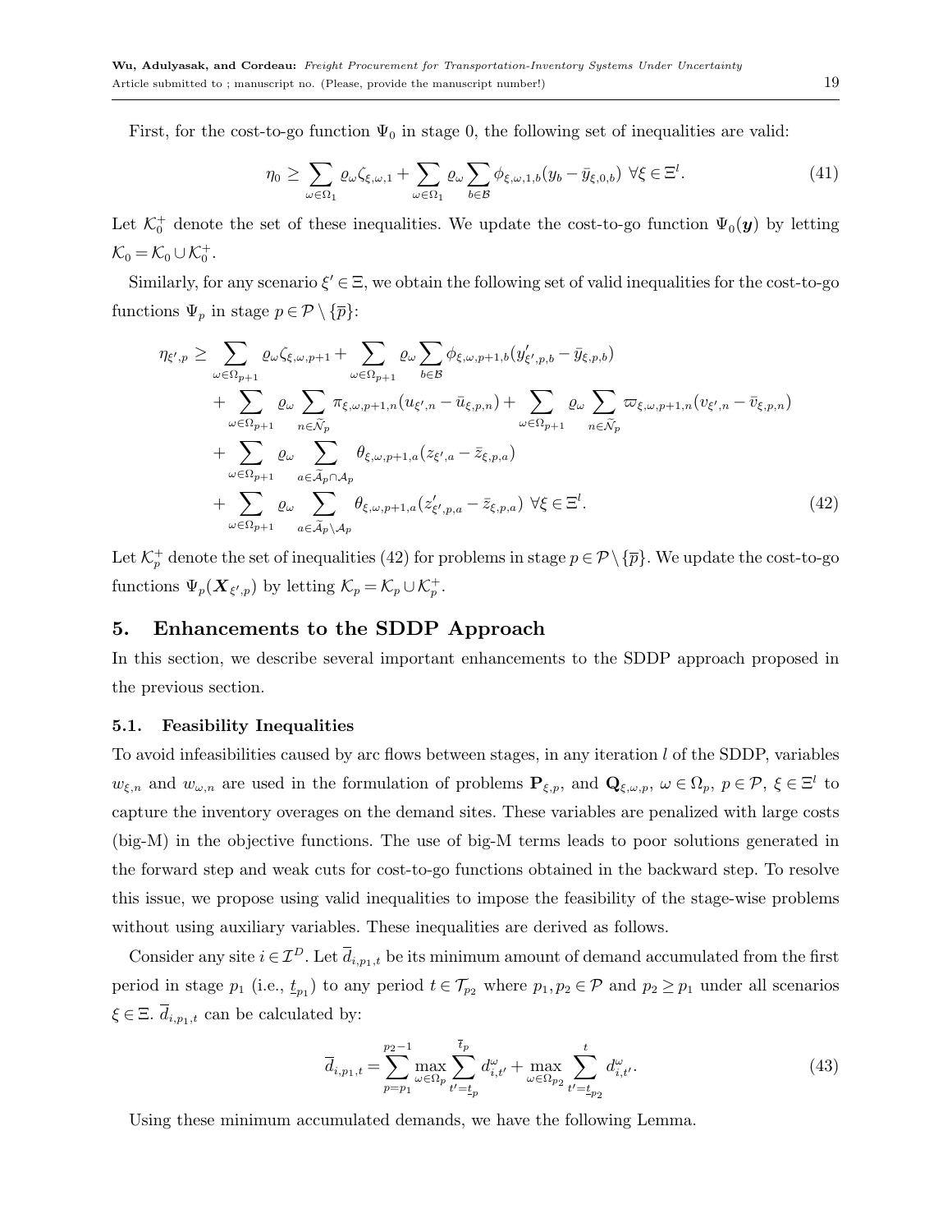First, for the cost-to-go function $\Psi_0$ in stage 0, the following set of inequalities are valid:

$$\eta_0 \geq \sum_{\omega \in \Omega_1} \varrho_\omega \zeta_{\xi,\omega,1} + \sum_{\omega \in \Omega_1} \varrho_\omega \sum_{b \in \mathcal{B}} \phi_{\xi,\omega,1,b}(y_b - \bar{y}_{\xi,0,b}) \;\; \forall \xi \in \Xi^l. \tag{41}$$

Let $\mathcal{K}_0^+$ denote the set of these inequalities. We update the cost-to-go function $\Psi_0(\boldsymbol{y})$ by letting $\mathcal{K}_0 = \mathcal{K}_0 \cup \mathcal{K}_0^+$.

Similarly, for any scenario $\xi' \in \Xi$, we obtain the following set of valid inequalities for the cost-to-go functions $\Psi_p$ in stage $p \in \mathcal{P} \setminus \{\overline{p}\}$:

$$\begin{aligned}
\eta_{\xi',p} \geq & \sum_{\omega \in \Omega_{p+1}} \varrho_\omega \zeta_{\xi,\omega,p+1} + \sum_{\omega \in \Omega_{p+1}} \varrho_\omega \sum_{b \in \mathcal{B}} \phi_{\xi,\omega,p+1,b}(y'_{\xi',p,b} - \bar{y}_{\xi,p,b}) \\
& + \sum_{\omega \in \Omega_{p+1}} \varrho_\omega \sum_{n \in \widetilde{\mathcal{N}}_p} \pi_{\xi,\omega,p+1,n}(u_{\xi',n} - \bar{u}_{\xi,p,n}) + \sum_{\omega \in \Omega_{p+1}} \varrho_\omega \sum_{n \in \widetilde{\mathcal{N}}_p} \varpi_{\xi,\omega,p+1,n}(v_{\xi',n} - \bar{v}_{\xi,p,n}) \\
& + \sum_{\omega \in \Omega_{p+1}} \varrho_\omega \sum_{a \in \widetilde{\mathcal{A}}_p \cap \mathcal{A}_p} \theta_{\xi,\omega,p+1,a}(z_{\xi',a} - \bar{z}_{\xi,p,a}) \\
& + \sum_{\omega \in \Omega_{p+1}} \varrho_\omega \sum_{a \in \widetilde{\mathcal{A}}_p \setminus \mathcal{A}_p} \theta_{\xi,\omega,p+1,a}(z'_{\xi',p,a} - \bar{z}_{\xi,p,a}) \;\; \forall \xi \in \Xi^l.
\end{aligned} \tag{42}$$

Let $\mathcal{K}_p^+$ denote the set of inequalities (42) for problems in stage $p \in \mathcal{P} \setminus \{\overline{p}\}$. We update the cost-to-go functions $\Psi_p(\boldsymbol{X}_{\xi',p})$ by letting $\mathcal{K}_p = \mathcal{K}_p \cup \mathcal{K}_p^+$.

## 5. Enhancements to the SDDP Approach

In this section, we describe several important enhancements to the SDDP approach proposed in the previous section.

### 5.1. Feasibility Inequalities

To avoid infeasibilities caused by arc flows between stages, in any iteration $l$ of the SDDP, variables $w_{\xi,n}$ and $w_{\omega,n}$ are used in the formulation of problems $\mathbf{P}_{\xi,p}$, and $\mathbf{Q}_{\xi,\omega,p}$, $\omega \in \Omega_p$, $p \in \mathcal{P}$, $\xi \in \Xi^l$ to capture the inventory overages on the demand sites. These variables are penalized with large costs (big-M) in the objective functions. The use of big-M terms leads to poor solutions generated in the forward step and weak cuts for cost-to-go functions obtained in the backward step. To resolve this issue, we propose using valid inequalities to impose the feasibility of the stage-wise problems without using auxiliary variables. These inequalities are derived as follows.

Consider any site $i \in \mathcal{I}^D$. Let $\overline{d}_{i,p_1,t}$ be its minimum amount of demand accumulated from the first period in stage $p_1$ (i.e., $\underline{t}_{p_1}$) to any period $t \in \mathcal{T}_{p_2}$ where $p_1, p_2 \in \mathcal{P}$ and $p_2 \geq p_1$ under all scenarios $\xi \in \Xi$. $\overline{d}_{i,p_1,t}$ can be calculated by:

$$\overline{d}_{i,p_1,t} = \sum_{p=p_1}^{p_2-1} \max_{\omega \in \Omega_p} \sum_{t'=\underline{t}_p}^{\overline{t}_p} d^\omega_{i,t'} + \max_{\omega \in \Omega_{p_2}} \sum_{t'=\underline{t}_{p_2}}^{t} d^\omega_{i,t'}. \tag{43}$$

Using these minimum accumulated demands, we have the following Lemma.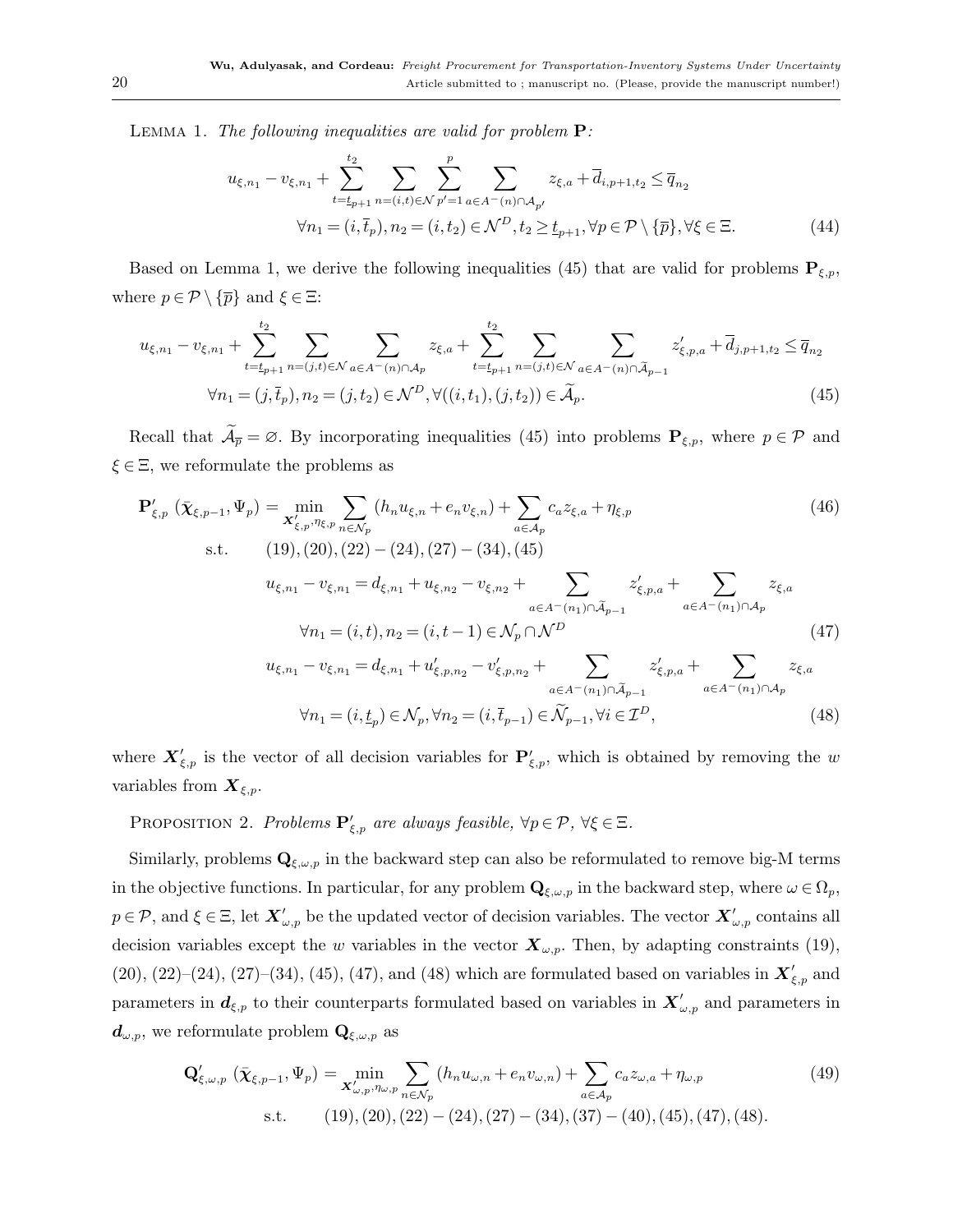Lemma 1. *The following inequalities are valid for problem* $\mathbf{P}$*:*

$$
u_{\xi,n_1} - v_{\xi,n_1} + \sum_{t=\underline{t}_{p+1}}^{t_2} \sum_{n=(i,t)\in\mathcal{N}} \sum_{p'=1}^{p} \sum_{a\in A^-(n)\cap\mathcal{A}_{p'}} z_{\xi,a} + \overline{d}_{i,p+1,t_2} \le \overline{q}_{n_2}
$$

$$
\forall n_1 = (i,\overline{t}_p), n_2 = (i,t_2) \in \mathcal{N}^D, t_2 \ge \underline{t}_{p+1}, \forall p \in \mathcal{P}\setminus\{\overline{p}\}, \forall \xi \in \Xi. \tag{44}
$$

Based on Lemma 1, we derive the following inequalities (45) that are valid for problems $\mathbf{P}_{\xi,p}$, where $p \in \mathcal{P}\setminus\{\overline{p}\}$ and $\xi \in \Xi$:

$$
u_{\xi,n_1} - v_{\xi,n_1} + \sum_{t=\underline{t}_{p+1}}^{t_2} \sum_{n=(j,t)\in\mathcal{N}} \sum_{a\in A^-(n)\cap\mathcal{A}_p} z_{\xi,a} + \sum_{t=\underline{t}_{p+1}}^{t_2} \sum_{n=(j,t)\in\mathcal{N}} \sum_{a\in A^-(n)\cap\widetilde{\mathcal{A}}_{p-1}} z'_{\xi,p,a} + \overline{d}_{j,p+1,t_2} \le \overline{q}_{n_2}
$$

$$
\forall n_1 = (j,\overline{t}_p), n_2 = (j,t_2) \in \mathcal{N}^D, \forall ((i,t_1),(j,t_2)) \in \widetilde{\mathcal{A}}_p. \tag{45}
$$

Recall that $\widetilde{\mathcal{A}}_{\overline{p}} = \varnothing$. By incorporating inequalities (45) into problems $\mathbf{P}_{\xi,p}$, where $p \in \mathcal{P}$ and $\xi \in \Xi$, we reformulate the problems as

$$
\mathbf{P}'_{\xi,p}\ (\bar{\boldsymbol{\chi}}_{\xi,p-1}, \Psi_p) = \min_{\boldsymbol{X}'_{\xi,p},\eta_{\xi,p}} \sum_{n\in\mathcal{N}_p} (h_n u_{\xi,n} + e_n v_{\xi,n}) + \sum_{a\in\mathcal{A}_p} c_a z_{\xi,a} + \eta_{\xi,p} \tag{46}
$$

$$
\text{s.t.} \qquad (19), (20), (22)-(24), (27)-(34), (45)
$$

$$
u_{\xi,n_1} - v_{\xi,n_1} = d_{\xi,n_1} + u_{\xi,n_2} - v_{\xi,n_2} + \sum_{a\in A^-(n_1)\cap\widetilde{\mathcal{A}}_{p-1}} z'_{\xi,p,a} + \sum_{a\in A^-(n_1)\cap\mathcal{A}_p} z_{\xi,a}
$$

$$
\forall n_1 = (i,t), n_2 = (i,t-1) \in \mathcal{N}_p \cap \mathcal{N}^D \tag{47}
$$

$$
u_{\xi,n_1} - v_{\xi,n_1} = d_{\xi,n_1} + u'_{\xi,p,n_2} - v'_{\xi,p,n_2} + \sum_{a\in A^-(n_1)\cap\widetilde{\mathcal{A}}_{p-1}} z'_{\xi,p,a} + \sum_{a\in A^-(n_1)\cap\mathcal{A}_p} z_{\xi,a}
$$

$$
\forall n_1 = (i,\underline{t}_p) \in \mathcal{N}_p, \forall n_2 = (i,\overline{t}_{p-1}) \in \widetilde{\mathcal{N}}_{p-1}, \forall i \in \mathcal{I}^D, \tag{48}
$$

where $\boldsymbol{X}'_{\xi,p}$ is the vector of all decision variables for $\mathbf{P}'_{\xi,p}$, which is obtained by removing the $w$ variables from $\boldsymbol{X}_{\xi,p}$.

Proposition 2. *Problems* $\mathbf{P}'_{\xi,p}$ *are always feasible,* $\forall p \in \mathcal{P}$, $\forall \xi \in \Xi$.

Similarly, problems $\mathbf{Q}_{\xi,\omega,p}$ in the backward step can also be reformulated to remove big-M terms in the objective functions. In particular, for any problem $\mathbf{Q}_{\xi,\omega,p}$ in the backward step, where $\omega \in \Omega_p$, $p \in \mathcal{P}$, and $\xi \in \Xi$, let $\boldsymbol{X}'_{\omega,p}$ be the updated vector of decision variables. The vector $\boldsymbol{X}'_{\omega,p}$ contains all decision variables except the $w$ variables in the vector $\boldsymbol{X}_{\omega,p}$. Then, by adapting constraints (19), (20), (22)–(24), (27)–(34), (45), (47), and (48) which are formulated based on variables in $\boldsymbol{X}'_{\xi,p}$ and parameters in $\boldsymbol{d}_{\xi,p}$ to their counterparts formulated based on variables in $\boldsymbol{X}'_{\omega,p}$ and parameters in $\boldsymbol{d}_{\omega,p}$, we reformulate problem $\mathbf{Q}_{\xi,\omega,p}$ as

$$
\mathbf{Q}'_{\xi,\omega,p}\ (\bar{\boldsymbol{\chi}}_{\xi,p-1}, \Psi_p) = \min_{\boldsymbol{X}'_{\omega,p},\eta_{\omega,p}} \sum_{n\in\mathcal{N}_p} (h_n u_{\omega,n} + e_n v_{\omega,n}) + \sum_{a\in\mathcal{A}_p} c_a z_{\omega,a} + \eta_{\omega,p} \tag{49}
$$

$$
\text{s.t.} \qquad (19), (20), (22)-(24), (27)-(34), (37)-(40), (45), (47), (48).
$$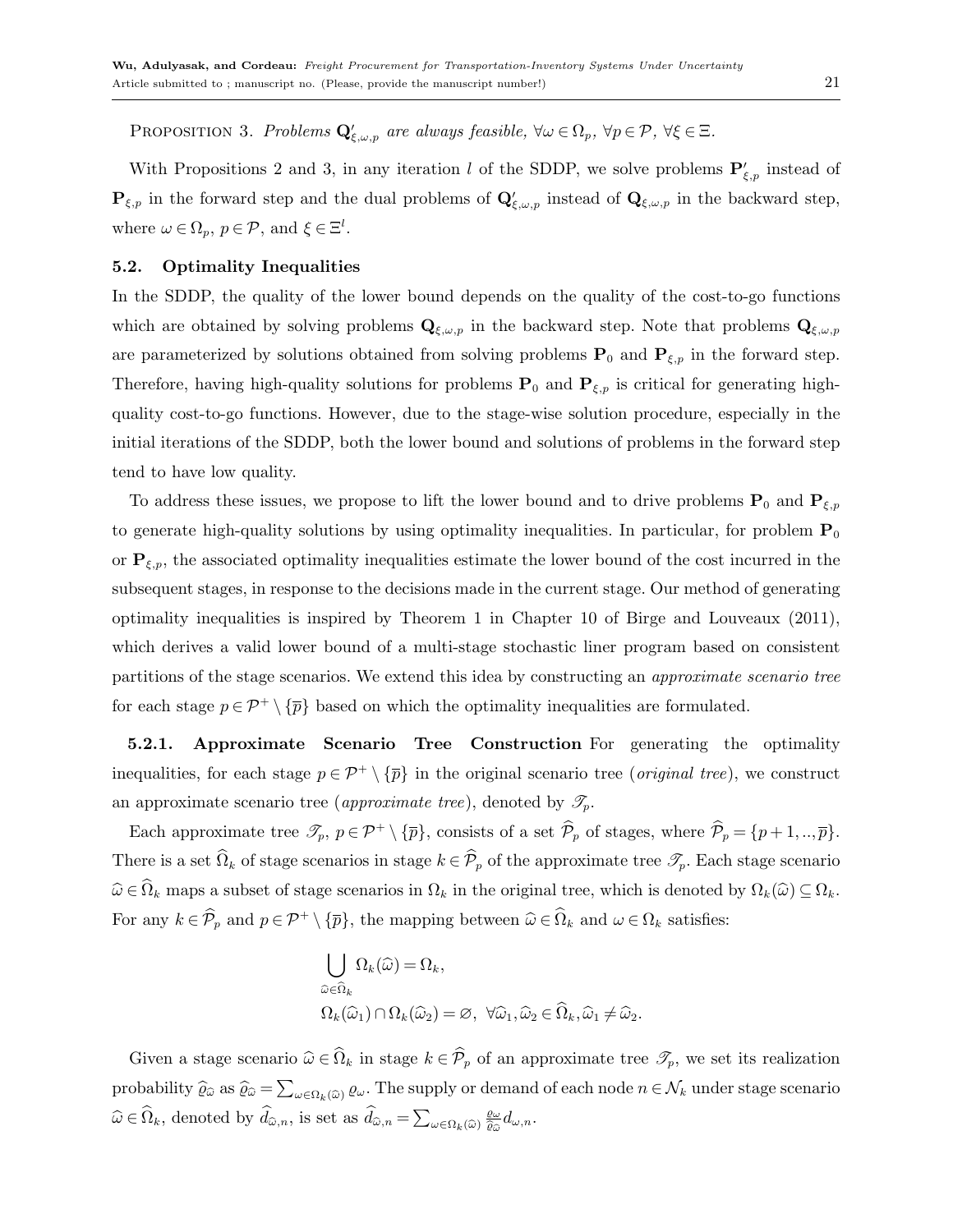PROPOSITION 3. *Problems* $\mathbf{Q}'_{\xi,\omega,p}$ *are always feasible,* $\forall \omega \in \Omega_p$*,* $\forall p \in \mathcal{P}$*,* $\forall \xi \in \Xi$.

With Propositions 2 and 3, in any iteration $l$ of the SDDP, we solve problems $\mathbf{P}'_{\xi,p}$ instead of $\mathbf{P}_{\xi,p}$ in the forward step and the dual problems of $\mathbf{Q}'_{\xi,\omega,p}$ instead of $\mathbf{Q}_{\xi,\omega,p}$ in the backward step, where $\omega \in \Omega_p$, $p \in \mathcal{P}$, and $\xi \in \Xi^l$.

### 5.2. Optimality Inequalities

In the SDDP, the quality of the lower bound depends on the quality of the cost-to-go functions which are obtained by solving problems $\mathbf{Q}_{\xi,\omega,p}$ in the backward step. Note that problems $\mathbf{Q}_{\xi,\omega,p}$ are parameterized by solutions obtained from solving problems $\mathbf{P}_0$ and $\mathbf{P}_{\xi,p}$ in the forward step. Therefore, having high-quality solutions for problems $\mathbf{P}_0$ and $\mathbf{P}_{\xi,p}$ is critical for generating high-quality cost-to-go functions. However, due to the stage-wise solution procedure, especially in the initial iterations of the SDDP, both the lower bound and solutions of problems in the forward step tend to have low quality.

To address these issues, we propose to lift the lower bound and to drive problems $\mathbf{P}_0$ and $\mathbf{P}_{\xi,p}$ to generate high-quality solutions by using optimality inequalities. In particular, for problem $\mathbf{P}_0$ or $\mathbf{P}_{\xi,p}$, the associated optimality inequalities estimate the lower bound of the cost incurred in the subsequent stages, in response to the decisions made in the current stage. Our method of generating optimality inequalities is inspired by Theorem 1 in Chapter 10 of Birge and Louveaux (2011), which derives a valid lower bound of a multi-stage stochastic liner program based on consistent partitions of the stage scenarios. We extend this idea by constructing an *approximate scenario tree* for each stage $p \in \mathcal{P}^+ \setminus \{\overline{p}\}$ based on which the optimality inequalities are formulated.

**5.2.1. Approximate Scenario Tree Construction** For generating the optimality inequalities, for each stage $p \in \mathcal{P}^+ \setminus \{\overline{p}\}$ in the original scenario tree (*original tree*), we construct an approximate scenario tree (*approximate tree*), denoted by $\mathscr{T}_p$.

Each approximate tree $\mathscr{T}_p$, $p \in \mathcal{P}^+ \setminus \{\overline{p}\}$, consists of a set $\widehat{\mathcal{P}}_p$ of stages, where $\widehat{\mathcal{P}}_p = \{p+1, .., \overline{p}\}$. There is a set $\widehat{\Omega}_k$ of stage scenarios in stage $k \in \widehat{\mathcal{P}}_p$ of the approximate tree $\mathscr{T}_p$. Each stage scenario $\widehat{\omega} \in \widehat{\Omega}_k$ maps a subset of stage scenarios in $\Omega_k$ in the original tree, which is denoted by $\Omega_k(\widehat{\omega}) \subseteq \Omega_k$. For any $k \in \widehat{\mathcal{P}}_p$ and $p \in \mathcal{P}^+ \setminus \{\overline{p}\}$, the mapping between $\widehat{\omega} \in \widehat{\Omega}_k$ and $\omega \in \Omega_k$ satisfies:

$$
\bigcup_{\widehat{\omega} \in \widehat{\Omega}_k} \Omega_k(\widehat{\omega}) = \Omega_k,
$$
$$
\Omega_k(\widehat{\omega}_1) \cap \Omega_k(\widehat{\omega}_2) = \varnothing, \ \forall \widehat{\omega}_1, \widehat{\omega}_2 \in \widehat{\Omega}_k, \widehat{\omega}_1 \neq \widehat{\omega}_2.
$$

Given a stage scenario $\widehat{\omega} \in \widehat{\Omega}_k$ in stage $k \in \widehat{\mathcal{P}}_p$ of an approximate tree $\mathscr{T}_p$, we set its realization probability $\widehat{\varrho}_{\widehat{\omega}}$ as $\widehat{\varrho}_{\widehat{\omega}} = \sum_{\omega \in \Omega_k(\widehat{\omega})} \varrho_\omega$. The supply or demand of each node $n \in \mathcal{N}_k$ under stage scenario $\widehat{\omega} \in \widehat{\Omega}_k$, denoted by $\widehat{d}_{\widehat{\omega},n}$, is set as $\widehat{d}_{\widehat{\omega},n} = \sum_{\omega \in \Omega_k(\widehat{\omega})} \frac{\varrho_\omega}{\widehat{\varrho}_{\widehat{\omega}}} d_{\omega,n}$.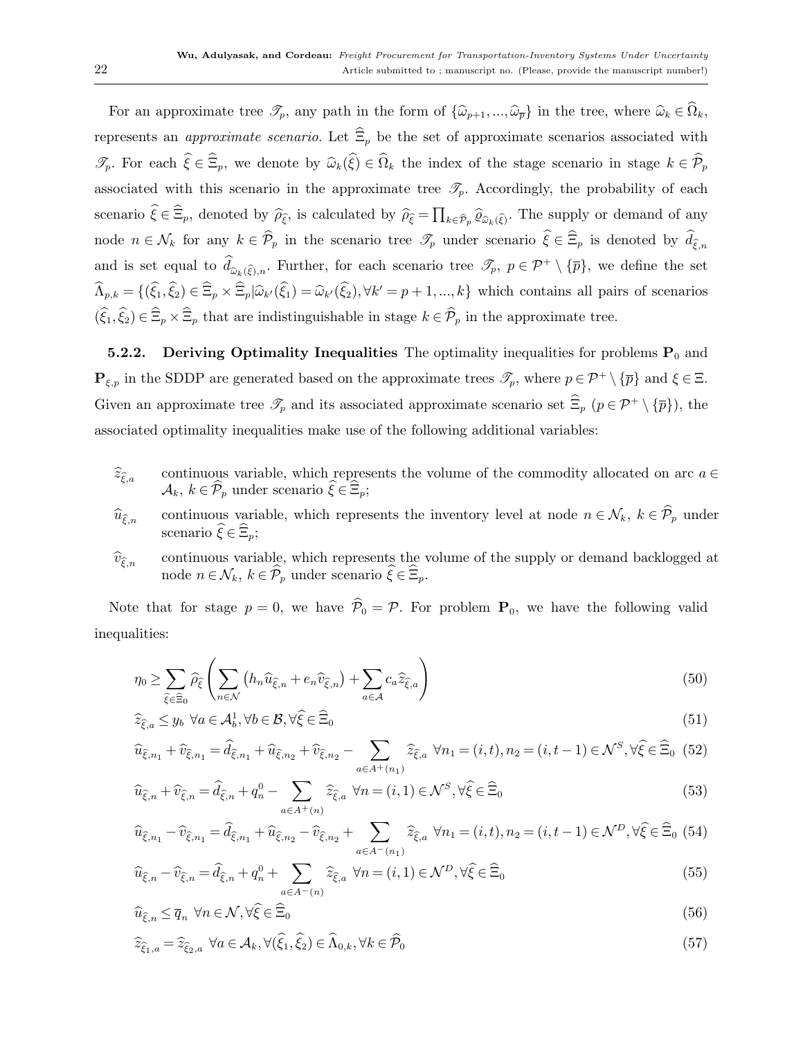For an approximate tree $\mathscr{T}_p$, any path in the form of $\{\widehat{\omega}_{p+1},...,\widehat{\omega}_{\overline{p}}\}$ in the tree, where $\widehat{\omega}_k \in \widehat{\Omega}_k$, represents an *approximate scenario*. Let $\widehat{\Xi}_p$ be the set of approximate scenarios associated with $\mathscr{T}_p$. For each $\widehat{\xi} \in \widehat{\Xi}_p$, we denote by $\widehat{\omega}_k(\widehat{\xi}) \in \widehat{\Omega}_k$ the index of the stage scenario in stage $k \in \widehat{\mathcal{P}}_p$ associated with this scenario in the approximate tree $\mathscr{T}_p$. Accordingly, the probability of each scenario $\widehat{\xi} \in \widehat{\Xi}_p$, denoted by $\widehat{\rho}_{\widehat{\xi}}$, is calculated by $\widehat{\rho}_{\widehat{\xi}} = \prod_{k\in\widehat{\mathcal{P}}_p} \widehat{\varrho}_{\widehat{\omega}_k(\widehat{\xi})}$. The supply or demand of any node $n \in \mathcal{N}_k$ for any $k \in \widehat{\mathcal{P}}_p$ in the scenario tree $\mathscr{T}_p$ under scenario $\widehat{\xi} \in \widehat{\Xi}_p$ is denoted by $\widehat{d}_{\widehat{\xi},n}$ and is set equal to $\widehat{d}_{\widehat{\omega}_k(\widehat{\xi}),n}$. Further, for each scenario tree $\mathscr{T}_p$, $p \in \mathcal{P}^+ \setminus \{\overline{p}\}$, we define the set $\widehat{\Lambda}_{p,k} = \{(\widehat{\xi}_1, \widehat{\xi}_2) \in \widehat{\Xi}_p \times \widehat{\Xi}_p | \widehat{\omega}_{k'}(\widehat{\xi}_1) = \widehat{\omega}_{k'}(\widehat{\xi}_2), \forall k' = p+1,...,k\}$ which contains all pairs of scenarios $(\widehat{\xi}_1, \widehat{\xi}_2) \in \widehat{\Xi}_p \times \widehat{\Xi}_p$ that are indistinguishable in stage $k \in \widehat{\mathcal{P}}_p$ in the approximate tree.

**5.2.2. Deriving Optimality Inequalities** The optimality inequalities for problems $\mathbf{P}_0$ and $\mathbf{P}_{\xi,p}$ in the SDDP are generated based on the approximate trees $\mathscr{T}_p$, where $p \in \mathcal{P}^+ \setminus \{\overline{p}\}$ and $\xi \in \Xi$. Given an approximate tree $\mathscr{T}_p$ and its associated approximate scenario set $\widehat{\Xi}_p$ ($p \in \mathcal{P}^+ \setminus \{\overline{p}\}$), the associated optimality inequalities make use of the following additional variables:

- $\widehat{z}_{\widehat{\xi},a}$ — continuous variable, which represents the volume of the commodity allocated on arc $a \in \mathcal{A}_k$, $k \in \widehat{\mathcal{P}}_p$ under scenario $\widehat{\xi} \in \widehat{\Xi}_p$;
- $\widehat{u}_{\widehat{\xi},n}$ — continuous variable, which represents the inventory level at node $n \in \mathcal{N}_k$, $k \in \widehat{\mathcal{P}}_p$ under scenario $\widehat{\xi} \in \widehat{\Xi}_p$;
- $\widehat{v}_{\widehat{\xi},n}$ — continuous variable, which represents the volume of the supply or demand backlogged at node $n \in \mathcal{N}_k$, $k \in \widehat{\mathcal{P}}_p$ under scenario $\widehat{\xi} \in \widehat{\Xi}_p$.

Note that for stage $p = 0$, we have $\widehat{\mathcal{P}}_0 = \mathcal{P}$. For problem $\mathbf{P}_0$, we have the following valid inequalities:

$$\eta_0 \geq \sum_{\widehat{\xi}\in\widehat{\Xi}_0} \widehat{\rho}_{\widehat{\xi}} \left( \sum_{n\in\mathcal{N}} \left( h_n \widehat{u}_{\widehat{\xi},n} + e_n \widehat{v}_{\widehat{\xi},n} \right) + \sum_{a\in\mathcal{A}} c_a \widehat{z}_{\widehat{\xi},a} \right) \tag{50}$$

$$\widehat{z}_{\widehat{\xi},a} \leq y_b \quad \forall a \in \mathcal{A}^1_b, \forall b \in \mathcal{B}, \forall \widehat{\xi} \in \widehat{\Xi}_0 \tag{51}$$

$$\widehat{u}_{\widehat{\xi},n_1} + \widehat{v}_{\widehat{\xi},n_1} = \widehat{d}_{\widehat{\xi},n_1} + \widehat{u}_{\widehat{\xi},n_2} + \widehat{v}_{\widehat{\xi},n_2} - \sum_{a\in A^+(n_1)} \widehat{z}_{\widehat{\xi},a} \quad \forall n_1 = (i,t), n_2 = (i,t-1) \in \mathcal{N}^S, \forall \widehat{\xi} \in \widehat{\Xi}_0 \tag{52}$$

$$\widehat{u}_{\widehat{\xi},n} + \widehat{v}_{\widehat{\xi},n} = \widehat{d}_{\widehat{\xi},n} + q^0_n - \sum_{a\in A^+(n)} \widehat{z}_{\widehat{\xi},a} \quad \forall n = (i,1) \in \mathcal{N}^S, \forall \widehat{\xi} \in \widehat{\Xi}_0 \tag{53}$$

$$\widehat{u}_{\widehat{\xi},n_1} - \widehat{v}_{\widehat{\xi},n_1} = \widehat{d}_{\widehat{\xi},n_1} + \widehat{u}_{\widehat{\xi},n_2} - \widehat{v}_{\widehat{\xi},n_2} + \sum_{a\in A^-(n_1)} \widehat{z}_{\widehat{\xi},a} \quad \forall n_1 = (i,t), n_2 = (i,t-1) \in \mathcal{N}^D, \forall \widehat{\xi} \in \widehat{\Xi}_0 \tag{54}$$

$$\widehat{u}_{\widehat{\xi},n} - \widehat{v}_{\widehat{\xi},n} = \widehat{d}_{\widehat{\xi},n} + q^0_n + \sum_{a\in A^-(n)} \widehat{z}_{\widehat{\xi},a} \quad \forall n = (i,1) \in \mathcal{N}^D, \forall \widehat{\xi} \in \widehat{\Xi}_0 \tag{55}$$

$$\widehat{u}_{\widehat{\xi},n} \leq \overline{q}_n \quad \forall n \in \mathcal{N}, \forall \widehat{\xi} \in \widehat{\Xi}_0 \tag{56}$$

$$\widehat{z}_{\widehat{\xi}_1,a} = \widehat{z}_{\widehat{\xi}_2,a} \quad \forall a \in \mathcal{A}_k, \forall (\widehat{\xi}_1, \widehat{\xi}_2) \in \widehat{\Lambda}_{0,k}, \forall k \in \widehat{\mathcal{P}}_0 \tag{57}$$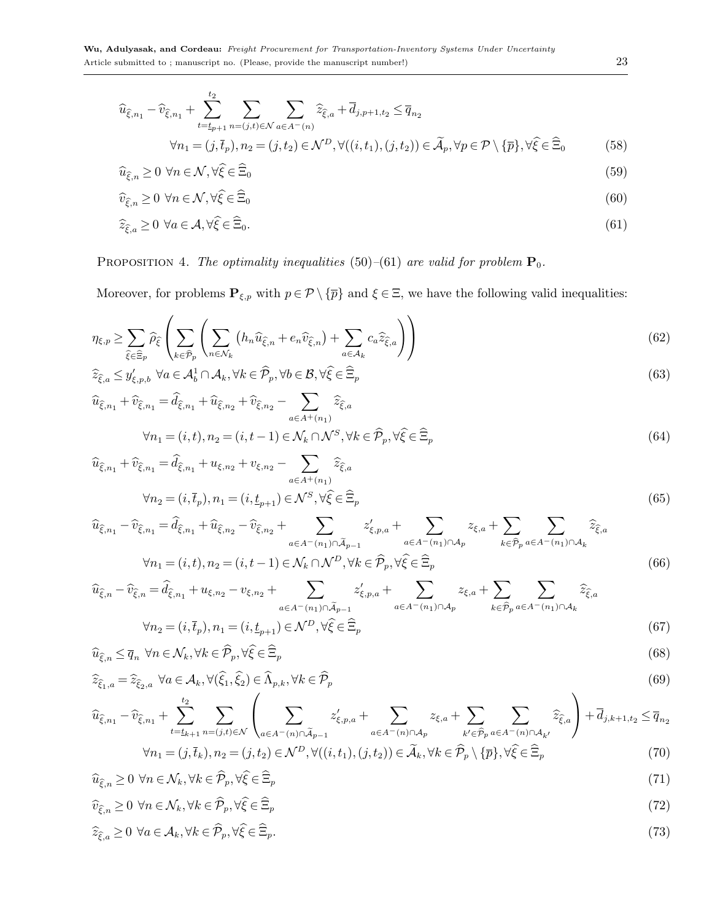$$\widehat{u}_{\widehat{\xi},n_1} - \widehat{v}_{\widehat{\xi},n_1} + \sum_{t=\underline{t}_{p+1}}^{t_2} \sum_{n=(j,t)\in\mathcal{N}} \sum_{a\in A^-(n)} \widehat{z}_{\widehat{\xi},a} + \overline{d}_{j,p+1,t_2} \le \overline{q}_{n_2}$$

$$\forall n_1 = (j, \overline{t}_p), n_2 = (j, t_2) \in \mathcal{N}^D, \forall ((i, t_1), (j, t_2)) \in \widetilde{\mathcal{A}}_p, \forall p \in \mathcal{P} \setminus \{\overline{p}\}, \forall \widehat{\xi} \in \widehat{\Xi}_0 \tag{58}$$

$$\widehat{u}_{\widehat{\xi},n} \ge 0 \ \forall n \in \mathcal{N}, \forall \widehat{\xi} \in \widehat{\Xi}_0 \tag{59}$$

$$\widehat{v}_{\widehat{\xi},n} \ge 0 \ \forall n \in \mathcal{N}, \forall \widehat{\xi} \in \widehat{\Xi}_0 \tag{60}$$

$$\widehat{z}_{\widehat{\xi},a} \ge 0 \ \forall a \in \mathcal{A}, \forall \widehat{\xi} \in \widehat{\Xi}_0. \tag{61}$$

Proposition 4. *The optimality inequalities* (50)–(61) *are valid for problem* $\mathbf{P}_0$.

Moreover, for problems $\mathbf{P}_{\xi,p}$ with $p \in \mathcal{P} \setminus \{\overline{p}\}$ and $\xi \in \Xi$, we have the following valid inequalities:

$$\eta_{\xi,p} \ge \sum_{\widehat{\xi}\in\widehat{\Xi}_p} \widehat{\rho}_{\widehat{\xi}} \left( \sum_{k\in\widehat{\mathcal{P}}_p} \left( \sum_{n\in\mathcal{N}_k} \left( h_n \widehat{u}_{\widehat{\xi},n} + e_n \widehat{v}_{\widehat{\xi},n} \right) + \sum_{a\in\mathcal{A}_k} c_a \widehat{z}_{\widehat{\xi},a} \right) \right) \tag{62}$$

$$\widehat{z}_{\widehat{\xi},a} \le y'_{\xi,p,b} \ \forall a \in \mathcal{A}_b^1 \cap \mathcal{A}_k, \forall k \in \widehat{\mathcal{P}}_p, \forall b \in \mathcal{B}, \forall \widehat{\xi} \in \widehat{\Xi}_p \tag{63}$$

$$\widehat{u}_{\widehat{\xi},n_1} + \widehat{v}_{\widehat{\xi},n_1} = \widehat{d}_{\widehat{\xi},n_1} + \widehat{u}_{\widehat{\xi},n_2} + \widehat{v}_{\widehat{\xi},n_2} - \sum_{a\in A^+(n_1)} \widehat{z}_{\widehat{\xi},a}$$

$$\forall n_1 = (i,t), n_2 = (i, t-1) \in \mathcal{N}_k \cap \mathcal{N}^S, \forall k \in \widehat{\mathcal{P}}_p, \forall \widehat{\xi} \in \widehat{\Xi}_p \tag{64}$$

$$\widehat{u}_{\widehat{\xi},n_1} + \widehat{v}_{\widehat{\xi},n_1} = \widehat{d}_{\widehat{\xi},n_1} + u_{\xi,n_2} + v_{\xi,n_2} - \sum_{a\in A^+(n_1)} \widehat{z}_{\widehat{\xi},a}$$

$$\forall n_2 = (i, \overline{t}_p), n_1 = (i, \underline{t}_{p+1}) \in \mathcal{N}^S, \forall \widehat{\xi} \in \widehat{\Xi}_p \tag{65}$$

$$\widehat{u}_{\widehat{\xi},n_1} - \widehat{v}_{\widehat{\xi},n_1} = \widehat{d}_{\widehat{\xi},n_1} + \widehat{u}_{\widehat{\xi},n_2} - \widehat{v}_{\widehat{\xi},n_2} + \sum_{a\in A^-(n_1)\cap\widetilde{\mathcal{A}}_{p-1}} z'_{\xi,p,a} + \sum_{a\in A^-(n_1)\cap\mathcal{A}_p} z_{\xi,a} + \sum_{k\in\widehat{\mathcal{P}}_p} \sum_{a\in A^-(n_1)\cap\mathcal{A}_k} \widehat{z}_{\widehat{\xi},a}$$

$$\forall n_1 = (i,t), n_2 = (i,t-1) \in \mathcal{N}_k \cap \mathcal{N}^D, \forall k \in \widehat{\mathcal{P}}_p, \forall \widehat{\xi} \in \widehat{\Xi}_p \tag{66}$$

$$\widehat{u}_{\widehat{\xi},n} - \widehat{v}_{\widehat{\xi},n} = \widehat{d}_{\widehat{\xi},n_1} + u_{\xi,n_2} - v_{\xi,n_2} + \sum_{a\in A^-(n_1)\cap\widetilde{\mathcal{A}}_{p-1}} z'_{\xi,p,a} + \sum_{a\in A^-(n_1)\cap\mathcal{A}_p} z_{\xi,a} + \sum_{k\in\widehat{\mathcal{P}}_p} \sum_{a\in A^-(n_1)\cap\mathcal{A}_k} \widehat{z}_{\widehat{\xi},a}$$

$$\forall n_2 = (i, \overline{t}_p), n_1 = (i, \underline{t}_{p+1}) \in \mathcal{N}^D, \forall \widehat{\xi} \in \widehat{\Xi}_p \tag{67}$$

$$\widehat{u}_{\widehat{\xi},n} \le \overline{q}_n \ \forall n \in \mathcal{N}_k, \forall k \in \widehat{\mathcal{P}}_p, \forall \widehat{\xi} \in \widehat{\Xi}_p \tag{68}$$

$$\widehat{z}_{\widehat{\xi}_1,a} = \widehat{z}_{\widehat{\xi}_2,a} \ \forall a \in \mathcal{A}_k, \forall (\widehat{\xi}_1, \widehat{\xi}_2) \in \widehat{\Lambda}_{p,k}, \forall k \in \widehat{\mathcal{P}}_p \tag{69}$$

$$\widehat{u}_{\widehat{\xi},n_1} - \widehat{v}_{\widehat{\xi},n_1} + \sum_{t=\underline{t}_{k+1}}^{t_2} \sum_{n=(j,t)\in\mathcal{N}} \left( \sum_{a\in A^-(n)\cap\widetilde{\mathcal{A}}_{p-1}} z'_{\xi,p,a} + \sum_{a\in A^-(n)\cap\mathcal{A}_p} z_{\xi,a} + \sum_{k'\in\widehat{\mathcal{P}}_p} \sum_{a\in A^-(n)\cap\mathcal{A}_{k'}} \widehat{z}_{\widehat{\xi},a} \right) + \overline{d}_{j,k+1,t_2} \le \overline{q}_{n_2}$$

$$\forall n_1 = (j, \overline{t}_k), n_2 = (j, t_2) \in \mathcal{N}^D, \forall ((i,t_1),(j,t_2)) \in \widetilde{\mathcal{A}}_k, \forall k \in \widehat{\mathcal{P}}_p \setminus \{\overline{p}\}, \forall \widehat{\xi} \in \widehat{\Xi}_p \tag{70}$$

$$\widehat{u}_{\widehat{\xi},n} \ge 0 \ \forall n \in \mathcal{N}_k, \forall k \in \widehat{\mathcal{P}}_p, \forall \widehat{\xi} \in \widehat{\Xi}_p \tag{71}$$

$$\widehat{v}_{\widehat{\xi},n} \ge 0 \ \forall n \in \mathcal{N}_k, \forall k \in \widehat{\mathcal{P}}_p, \forall \widehat{\xi} \in \widehat{\Xi}_p \tag{72}$$

$$\widehat{z}_{\widehat{\xi},a} \ge 0 \ \forall a \in \mathcal{A}_k, \forall k \in \widehat{\mathcal{P}}_p, \forall \widehat{\xi} \in \widehat{\Xi}_p. \tag{73}$$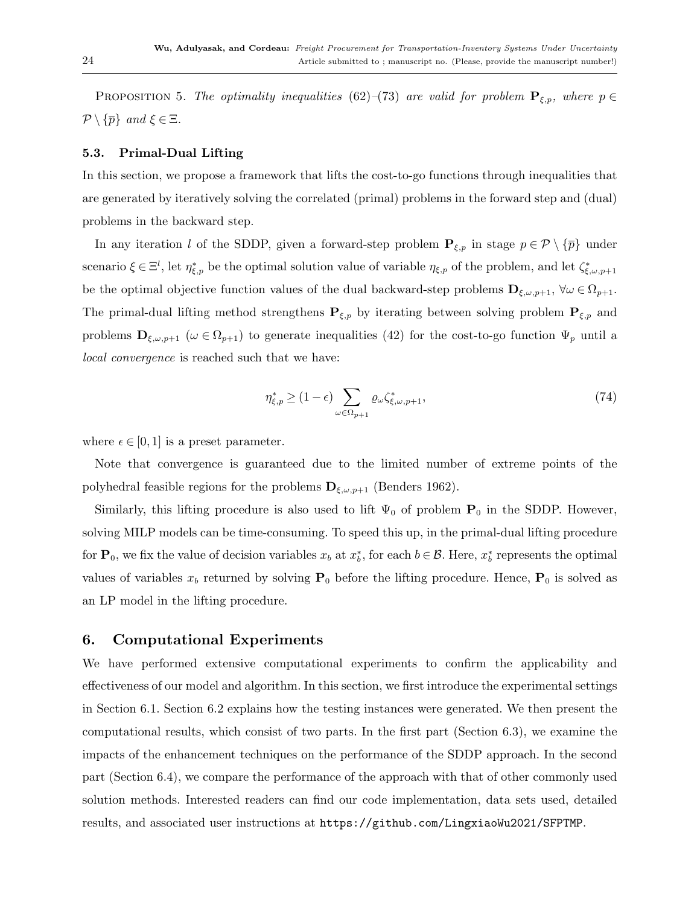PROPOSITION 5. *The optimality inequalities* (62)–(73) *are valid for problem* $\mathbf{P}_{\xi,p}$*, where* $p \in \mathcal{P} \setminus \{\overline{p}\}$ *and* $\xi \in \Xi$*.*

### 5.3. Primal-Dual Lifting

In this section, we propose a framework that lifts the cost-to-go functions through inequalities that are generated by iteratively solving the correlated (primal) problems in the forward step and (dual) problems in the backward step.

In any iteration $l$ of the SDDP, given a forward-step problem $\mathbf{P}_{\xi,p}$ in stage $p \in \mathcal{P} \setminus \{\overline{p}\}$ under scenario $\xi \in \Xi^l$, let $\eta^*_{\xi,p}$ be the optimal solution value of variable $\eta_{\xi,p}$ of the problem, and let $\zeta^*_{\xi,\omega,p+1}$ be the optimal objective function values of the dual backward-step problems $\mathbf{D}_{\xi,\omega,p+1}$, $\forall \omega \in \Omega_{p+1}$. The primal-dual lifting method strengthens $\mathbf{P}_{\xi,p}$ by iterating between solving problem $\mathbf{P}_{\xi,p}$ and problems $\mathbf{D}_{\xi,\omega,p+1}$ ($\omega \in \Omega_{p+1}$) to generate inequalities (42) for the cost-to-go function $\Psi_p$ until a *local convergence* is reached such that we have:

$$\eta^*_{\xi,p} \geq (1-\epsilon) \sum_{\omega \in \Omega_{p+1}} \varrho_\omega \zeta^*_{\xi,\omega,p+1}, \tag{74}$$

where $\epsilon \in [0,1]$ is a preset parameter.

Note that convergence is guaranteed due to the limited number of extreme points of the polyhedral feasible regions for the problems $\mathbf{D}_{\xi,\omega,p+1}$ (Benders 1962).

Similarly, this lifting procedure is also used to lift $\Psi_0$ of problem $\mathbf{P}_0$ in the SDDP. However, solving MILP models can be time-consuming. To speed this up, in the primal-dual lifting procedure for $\mathbf{P}_0$, we fix the value of decision variables $x_b$ at $x^*_b$, for each $b \in \mathcal{B}$. Here, $x^*_b$ represents the optimal values of variables $x_b$ returned by solving $\mathbf{P}_0$ before the lifting procedure. Hence, $\mathbf{P}_0$ is solved as an LP model in the lifting procedure.

## 6. Computational Experiments

We have performed extensive computational experiments to confirm the applicability and effectiveness of our model and algorithm. In this section, we first introduce the experimental settings in Section 6.1. Section 6.2 explains how the testing instances were generated. We then present the computational results, which consist of two parts. In the first part (Section 6.3), we examine the impacts of the enhancement techniques on the performance of the SDDP approach. In the second part (Section 6.4), we compare the performance of the approach with that of other commonly used solution methods. Interested readers can find our code implementation, data sets used, detailed results, and associated user instructions at `https://github.com/LingxiaoWu2021/SFPTMP`.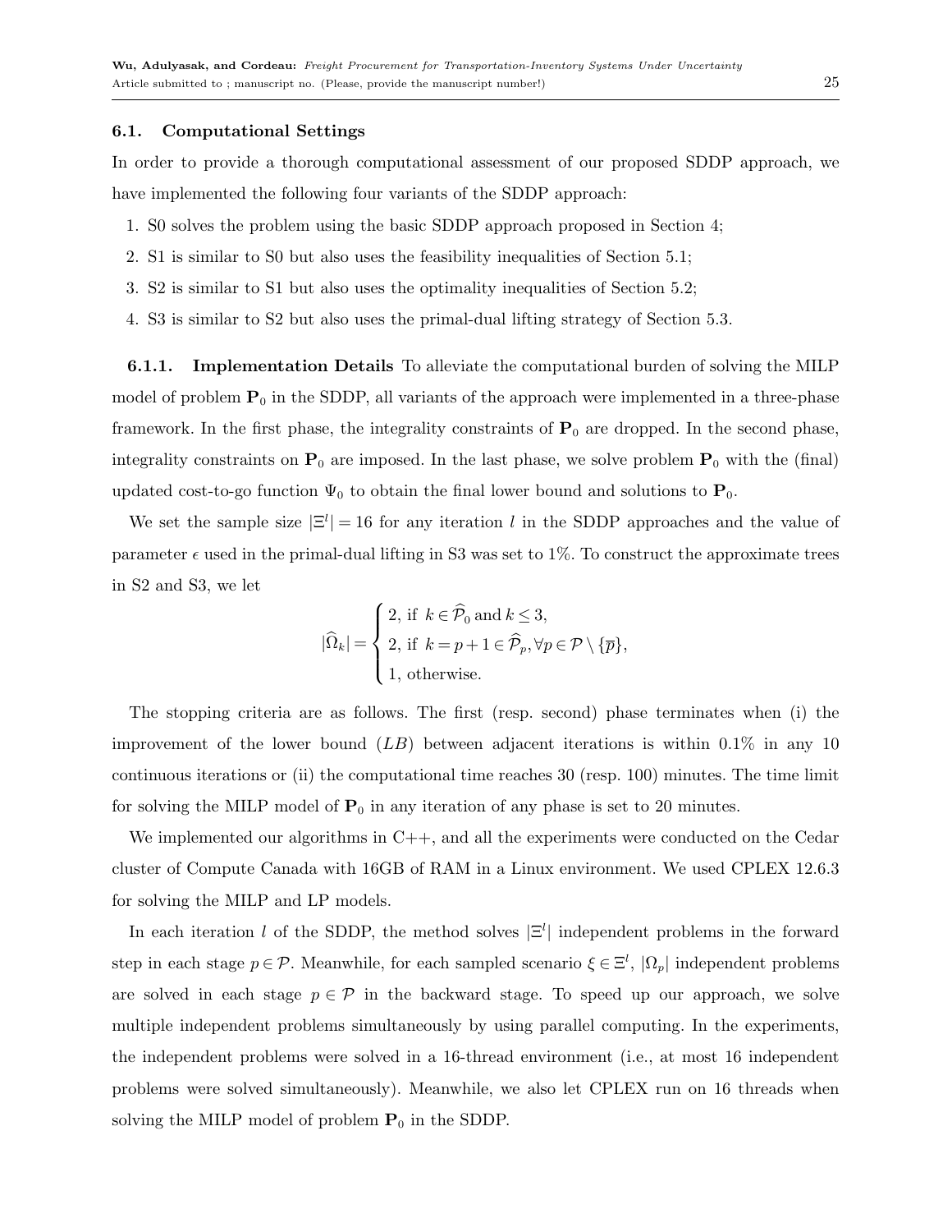### 6.1. Computational Settings

In order to provide a thorough computational assessment of our proposed SDDP approach, we have implemented the following four variants of the SDDP approach:

1. S0 solves the problem using the basic SDDP approach proposed in Section 4;
2. S1 is similar to S0 but also uses the feasibility inequalities of Section 5.1;
3. S2 is similar to S1 but also uses the optimality inequalities of Section 5.2;
4. S3 is similar to S2 but also uses the primal-dual lifting strategy of Section 5.3.

**6.1.1. Implementation Details** To alleviate the computational burden of solving the MILP model of problem $\mathbf{P}_0$ in the SDDP, all variants of the approach were implemented in a three-phase framework. In the first phase, the integrality constraints of $\mathbf{P}_0$ are dropped. In the second phase, integrality constraints on $\mathbf{P}_0$ are imposed. In the last phase, we solve problem $\mathbf{P}_0$ with the (final) updated cost-to-go function $\Psi_0$ to obtain the final lower bound and solutions to $\mathbf{P}_0$.

We set the sample size $|\Xi^l| = 16$ for any iteration $l$ in the SDDP approaches and the value of parameter $\epsilon$ used in the primal-dual lifting in S3 was set to 1%. To construct the approximate trees in S2 and S3, we let

$$|\widehat{\Omega}_k| = \begin{cases} 2, \text{ if } k \in \widehat{\mathcal{P}}_0 \text{ and } k \leq 3, \\ 2, \text{ if } k = p+1 \in \widehat{\mathcal{P}}_p, \forall p \in \mathcal{P} \setminus \{\overline{p}\}, \\ 1, \text{ otherwise.} \end{cases}$$

The stopping criteria are as follows. The first (resp. second) phase terminates when (i) the improvement of the lower bound ($LB$) between adjacent iterations is within 0.1% in any 10 continuous iterations or (ii) the computational time reaches 30 (resp. 100) minutes. The time limit for solving the MILP model of $\mathbf{P}_0$ in any iteration of any phase is set to 20 minutes.

We implemented our algorithms in C++, and all the experiments were conducted on the Cedar cluster of Compute Canada with 16GB of RAM in a Linux environment. We used CPLEX 12.6.3 for solving the MILP and LP models.

In each iteration $l$ of the SDDP, the method solves $|\Xi^l|$ independent problems in the forward step in each stage $p \in \mathcal{P}$. Meanwhile, for each sampled scenario $\xi \in \Xi^l$, $|\Omega_p|$ independent problems are solved in each stage $p \in \mathcal{P}$ in the backward stage. To speed up our approach, we solve multiple independent problems simultaneously by using parallel computing. In the experiments, the independent problems were solved in a 16-thread environment (i.e., at most 16 independent problems were solved simultaneously). Meanwhile, we also let CPLEX run on 16 threads when solving the MILP model of problem $\mathbf{P}_0$ in the SDDP.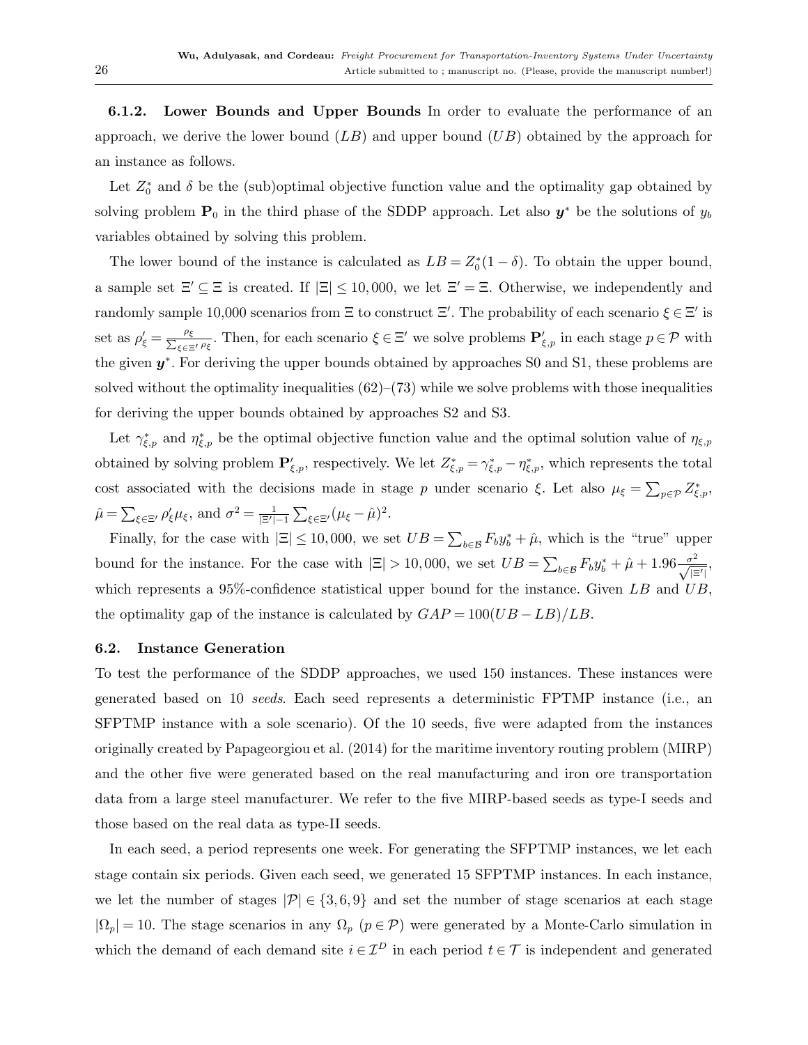**6.1.2. Lower Bounds and Upper Bounds** In order to evaluate the performance of an approach, we derive the lower bound ($LB$) and upper bound ($UB$) obtained by the approach for an instance as follows.

Let $Z_0^*$ and $\delta$ be the (sub)optimal objective function value and the optimality gap obtained by solving problem $\mathbf{P}_0$ in the third phase of the SDDP approach. Let also $\boldsymbol{y}^*$ be the solutions of $y_b$ variables obtained by solving this problem.

The lower bound of the instance is calculated as $LB = Z_0^*(1-\delta)$. To obtain the upper bound, a sample set $\Xi' \subseteq \Xi$ is created. If $|\Xi| \leq 10,000$, we let $\Xi' = \Xi$. Otherwise, we independently and randomly sample 10,000 scenarios from $\Xi$ to construct $\Xi'$. The probability of each scenario $\xi \in \Xi'$ is set as $\rho'_\xi = \frac{\rho_\xi}{\sum_{\xi \in \Xi'} \rho_\xi}$. Then, for each scenario $\xi \in \Xi'$ we solve problems $\mathbf{P}'_{\xi,p}$ in each stage $p \in \mathcal{P}$ with the given $\boldsymbol{y}^*$. For deriving the upper bounds obtained by approaches S0 and S1, these problems are solved without the optimality inequalities (62)–(73) while we solve problems with those inequalities for deriving the upper bounds obtained by approaches S2 and S3.

Let $\gamma^*_{\xi,p}$ and $\eta^*_{\xi,p}$ be the optimal objective function value and the optimal solution value of $\eta_{\xi,p}$ obtained by solving problem $\mathbf{P}'_{\xi,p}$, respectively. We let $Z^*_{\xi,p} = \gamma^*_{\xi,p} - \eta^*_{\xi,p}$, which represents the total cost associated with the decisions made in stage $p$ under scenario $\xi$. Let also $\mu_\xi = \sum_{p \in \mathcal{P}} Z^*_{\xi,p}$, $\hat{\mu} = \sum_{\xi \in \Xi'} \rho'_\xi \mu_\xi$, and $\sigma^2 = \frac{1}{|\Xi'|-1} \sum_{\xi \in \Xi'} (\mu_\xi - \hat{\mu})^2$.

Finally, for the case with $|\Xi| \leq 10,000$, we set $UB = \sum_{b \in \mathcal{B}} F_b y_b^* + \hat{\mu}$, which is the "true" upper bound for the instance. For the case with $|\Xi| > 10,000$, we set $UB = \sum_{b \in \mathcal{B}} F_b y_b^* + \hat{\mu} + 1.96 \frac{\sigma^2}{\sqrt{|\Xi'|}}$, which represents a 95%-confidence statistical upper bound for the instance. Given $LB$ and $UB$, the optimality gap of the instance is calculated by $GAP = 100(UB - LB)/LB$.

### 6.2. Instance Generation

To test the performance of the SDDP approaches, we used 150 instances. These instances were generated based on 10 *seeds*. Each seed represents a deterministic FPTMP instance (i.e., an SFPTMP instance with a sole scenario). Of the 10 seeds, five were adapted from the instances originally created by Papageorgiou et al. (2014) for the maritime inventory routing problem (MIRP) and the other five were generated based on the real manufacturing and iron ore transportation data from a large steel manufacturer. We refer to the five MIRP-based seeds as type-I seeds and those based on the real data as type-II seeds.

In each seed, a period represents one week. For generating the SFPTMP instances, we let each stage contain six periods. Given each seed, we generated 15 SFPTMP instances. In each instance, we let the number of stages $|\mathcal{P}| \in \{3, 6, 9\}$ and set the number of stage scenarios at each stage $|\Omega_p| = 10$. The stage scenarios in any $\Omega_p$ ($p \in \mathcal{P}$) were generated by a Monte-Carlo simulation in which the demand of each demand site $i \in \mathcal{I}^D$ in each period $t \in \mathcal{T}$ is independent and generated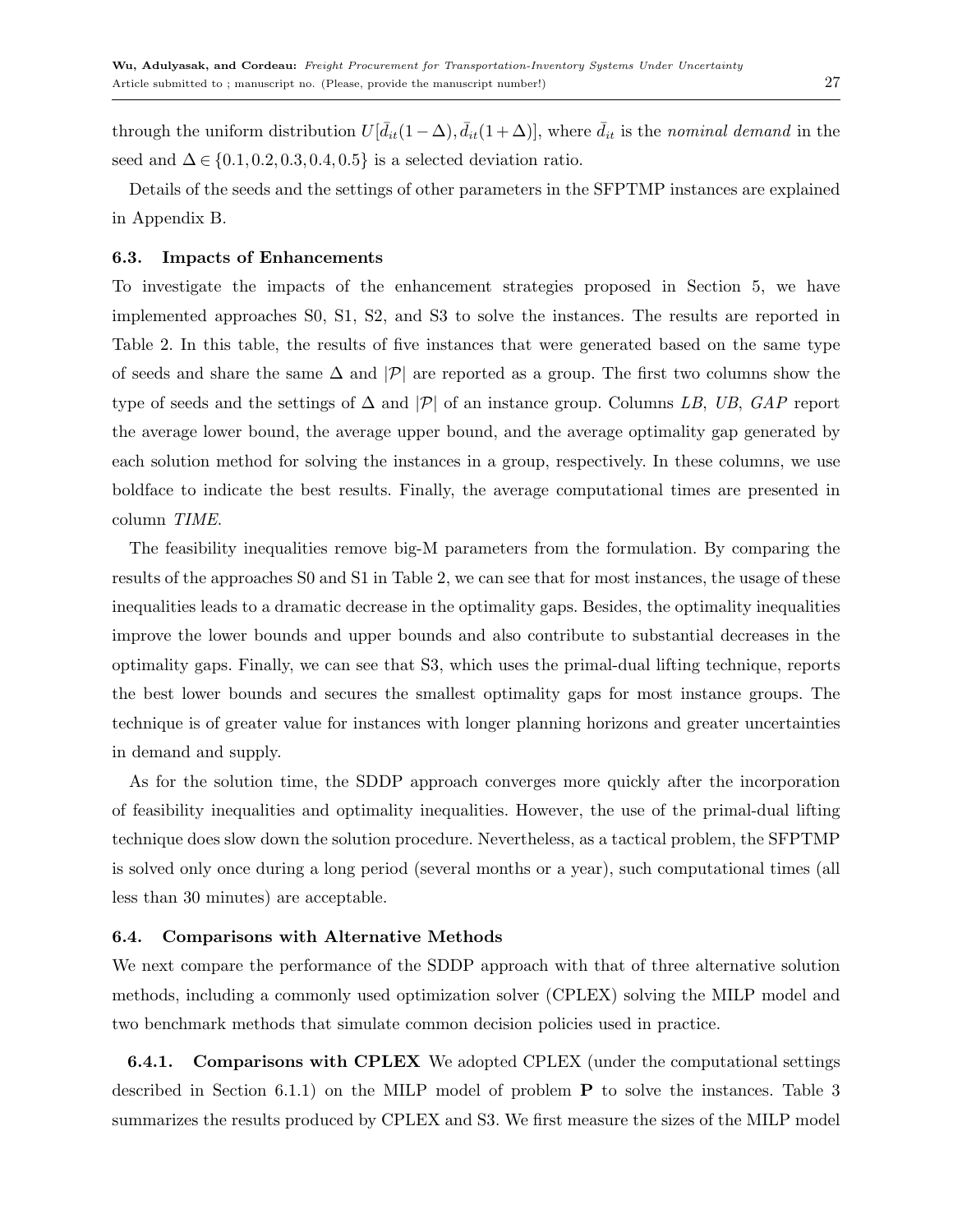through the uniform distribution $U[\bar{d}_{it}(1-\Delta), \bar{d}_{it}(1+\Delta)]$, where $\bar{d}_{it}$ is the *nominal demand* in the seed and $\Delta \in \{0.1, 0.2, 0.3, 0.4, 0.5\}$ is a selected deviation ratio.

Details of the seeds and the settings of other parameters in the SFPTMP instances are explained in Appendix B.

### 6.3. Impacts of Enhancements

To investigate the impacts of the enhancement strategies proposed in Section 5, we have implemented approaches S0, S1, S2, and S3 to solve the instances. The results are reported in Table 2. In this table, the results of five instances that were generated based on the same type of seeds and share the same $\Delta$ and $|\mathcal{P}|$ are reported as a group. The first two columns show the type of seeds and the settings of $\Delta$ and $|\mathcal{P}|$ of an instance group. Columns *LB*, *UB*, *GAP* report the average lower bound, the average upper bound, and the average optimality gap generated by each solution method for solving the instances in a group, respectively. In these columns, we use boldface to indicate the best results. Finally, the average computational times are presented in column *TIME*.

The feasibility inequalities remove big-M parameters from the formulation. By comparing the results of the approaches S0 and S1 in Table 2, we can see that for most instances, the usage of these inequalities leads to a dramatic decrease in the optimality gaps. Besides, the optimality inequalities improve the lower bounds and upper bounds and also contribute to substantial decreases in the optimality gaps. Finally, we can see that S3, which uses the primal-dual lifting technique, reports the best lower bounds and secures the smallest optimality gaps for most instance groups. The technique is of greater value for instances with longer planning horizons and greater uncertainties in demand and supply.

As for the solution time, the SDDP approach converges more quickly after the incorporation of feasibility inequalities and optimality inequalities. However, the use of the primal-dual lifting technique does slow down the solution procedure. Nevertheless, as a tactical problem, the SFPTMP is solved only once during a long period (several months or a year), such computational times (all less than 30 minutes) are acceptable.

### 6.4. Comparisons with Alternative Methods

We next compare the performance of the SDDP approach with that of three alternative solution methods, including a commonly used optimization solver (CPLEX) solving the MILP model and two benchmark methods that simulate common decision policies used in practice.

**6.4.1. Comparisons with CPLEX** We adopted CPLEX (under the computational settings described in Section 6.1.1) on the MILP model of problem **P** to solve the instances. Table 3 summarizes the results produced by CPLEX and S3. We first measure the sizes of the MILP model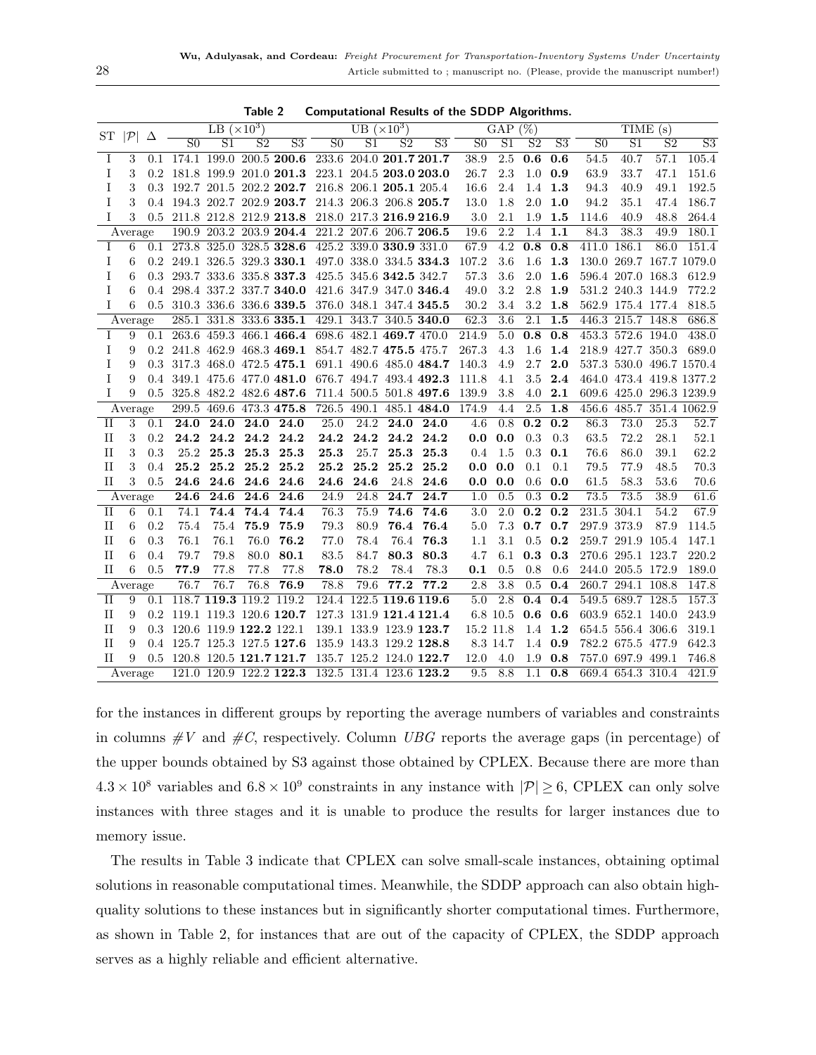**Table 2 Computational Results of the SDDP Algorithms.**

| ST | $\|\mathcal{P}\|$ | Δ | LB ($\times 10^3$) | | | | UB ($\times 10^3$) | | | | GAP (%) | | | | TIME (s) | | | |
|---|---|---|---|---|---|---|---|---|---|---|---|---|---|---|---|---|---|---|
| | | | S0 | S1 | S2 | S3 | S0 | S1 | S2 | S3 | S0 | S1 | S2 | S3 | S0 | S1 | S2 | S3 |
| I | 3 | 0.1 | 174.1 | 199.0 | 200.5 | **200.6** | 233.6 | 204.0 | **201.7** | **201.7** | 38.9 | 2.5 | **0.6** | **0.6** | 54.5 | 40.7 | 57.1 | 105.4 |
| I | 3 | 0.2 | 181.8 | 199.9 | 201.0 | **201.3** | 223.1 | 204.5 | **203.0** | **203.0** | 26.7 | 2.3 | 1.0 | **0.9** | 63.9 | 33.7 | 47.1 | 151.6 |
| I | 3 | 0.3 | 192.7 | 201.5 | 202.2 | **202.7** | 216.8 | 206.1 | **205.1** | 205.4 | 16.6 | 2.4 | 1.4 | **1.3** | 94.3 | 40.9 | 49.1 | 192.5 |
| I | 3 | 0.4 | 194.3 | 202.7 | 202.9 | **203.7** | 214.3 | 206.3 | 206.8 | **205.7** | 13.0 | 1.8 | 2.0 | **1.0** | 94.2 | 35.1 | 47.4 | 186.7 |
| I | 3 | 0.5 | 211.8 | 212.8 | 212.9 | **213.8** | 218.0 | 217.3 | **216.9** | **216.9** | 3.0 | 2.1 | 1.9 | **1.5** | 114.6 | 40.9 | 48.8 | 264.4 |
| Average | | | 190.9 | 203.2 | 203.9 | **204.4** | 221.2 | 207.6 | 206.7 | **206.5** | 19.6 | 2.2 | 1.4 | **1.1** | 84.3 | 38.3 | 49.9 | 180.1 |
| I | 6 | 0.1 | 273.8 | 325.0 | 328.5 | **328.6** | 425.2 | 339.0 | **330.9** | 331.0 | 67.9 | 4.2 | **0.8** | **0.8** | 411.0 | 186.1 | 86.0 | 151.4 |
| I | 6 | 0.2 | 249.1 | 326.5 | 329.3 | **330.1** | 497.0 | 338.0 | 334.5 | **334.3** | 107.2 | 3.6 | 1.6 | **1.3** | 130.0 | 269.7 | 167.7 | 1079.0 |
| I | 6 | 0.3 | 293.7 | 333.6 | 335.8 | **337.3** | 425.5 | 345.6 | **342.5** | 342.7 | 57.3 | 3.6 | 2.0 | **1.6** | 596.4 | 207.0 | 168.3 | 612.9 |
| I | 6 | 0.4 | 298.4 | 337.2 | 337.7 | **340.0** | 421.6 | 347.9 | 347.0 | **346.4** | 49.0 | 3.2 | 2.8 | **1.9** | 531.2 | 240.3 | 144.9 | 772.2 |
| I | 6 | 0.5 | 310.3 | 336.6 | 336.6 | **339.5** | 376.0 | 348.1 | 347.4 | **345.5** | 30.2 | 3.4 | 3.2 | **1.8** | 562.9 | 175.4 | 177.4 | 818.5 |
| Average | | | 285.1 | 331.8 | 333.6 | **335.1** | 429.1 | 343.7 | 340.5 | **340.0** | 62.3 | 3.6 | 2.1 | **1.5** | 446.3 | 215.7 | 148.8 | 686.8 |
| I | 9 | 0.1 | 263.6 | 459.3 | 466.1 | **466.4** | 698.6 | 482.1 | **469.7** | 470.0 | 214.9 | 5.0 | **0.8** | **0.8** | 453.3 | 572.6 | 194.0 | 438.0 |
| I | 9 | 0.2 | 241.8 | 462.9 | 468.3 | **469.1** | 854.7 | 482.7 | **475.5** | 475.7 | 267.3 | 4.3 | 1.6 | **1.4** | 218.9 | 427.7 | 350.3 | 689.0 |
| I | 9 | 0.3 | 317.3 | 468.0 | 472.5 | **475.1** | 691.1 | 490.6 | 485.0 | **484.7** | 140.3 | 4.9 | 2.7 | **2.0** | 537.3 | 530.0 | 496.7 | 1570.4 |
| I | 9 | 0.4 | 349.1 | 475.6 | 477.0 | **481.0** | 676.7 | 494.7 | 493.4 | **492.3** | 111.8 | 4.1 | 3.5 | **2.4** | 464.0 | 473.4 | 419.8 | 1377.2 |
| I | 9 | 0.5 | 325.8 | 482.2 | 482.6 | **487.6** | 711.4 | 500.5 | 501.8 | **497.6** | 139.9 | 3.8 | 4.0 | **2.1** | 609.6 | 425.0 | 296.3 | 1239.9 |
| Average | | | 299.5 | 469.6 | 473.3 | **475.8** | 726.5 | 490.1 | 485.1 | **484.0** | 174.9 | 4.4 | 2.5 | **1.8** | 456.6 | 485.7 | 351.4 | 1062.9 |
| II | 3 | 0.1 | **24.0** | **24.0** | **24.0** | **24.0** | 25.0 | 24.2 | **24.0** | **24.0** | 4.6 | 0.8 | **0.2** | **0.2** | 86.3 | 73.0 | 25.3 | 52.7 |
| II | 3 | 0.2 | **24.2** | **24.2** | **24.2** | **24.2** | **24.2** | **24.2** | **24.2** | **24.2** | **0.0** | **0.0** | 0.3 | 0.3 | 63.5 | 72.2 | 28.1 | 52.1 |
| II | 3 | 0.3 | 25.2 | **25.3** | **25.3** | **25.3** | **25.3** | 25.7 | **25.3** | **25.3** | 0.4 | 1.5 | 0.3 | **0.1** | 76.6 | 86.0 | 39.1 | 62.2 |
| II | 3 | 0.4 | **25.2** | **25.2** | **25.2** | **25.2** | **25.2** | **25.2** | **25.2** | **25.2** | **0.0** | **0.0** | 0.1 | 0.1 | 79.5 | 77.9 | 48.5 | 70.3 |
| II | 3 | 0.5 | **24.6** | **24.6** | **24.6** | **24.6** | **24.6** | **24.6** | 24.8 | **24.6** | **0.0** | **0.0** | 0.6 | **0.0** | 61.5 | 58.3 | 53.6 | 70.6 |
| Average | | | **24.6** | **24.6** | **24.6** | **24.6** | 24.9 | 24.8 | **24.7** | **24.7** | 1.0 | 0.5 | 0.3 | **0.2** | 73.5 | 73.5 | 38.9 | 61.6 |
| II | 6 | 0.1 | 74.1 | **74.4** | **74.4** | **74.4** | 76.3 | 75.9 | **74.6** | **74.6** | 3.0 | 2.0 | **0.2** | **0.2** | 231.5 | 304.1 | 54.2 | 67.9 |
| II | 6 | 0.2 | 75.4 | 75.4 | **75.9** | **75.9** | 79.3 | 80.9 | **76.4** | **76.4** | 5.0 | 7.3 | **0.7** | **0.7** | 297.9 | 373.9 | 87.9 | 114.5 |
| II | 6 | 0.3 | 76.1 | 76.1 | 76.0 | **76.2** | 77.0 | 78.4 | 76.4 | **76.3** | 1.1 | 3.1 | 0.5 | **0.2** | 259.7 | 291.9 | 105.4 | 147.1 |
| II | 6 | 0.4 | 79.7 | 79.8 | 80.0 | **80.1** | 83.5 | 84.7 | **80.3** | **80.3** | 4.7 | 6.1 | **0.3** | **0.3** | 270.6 | 295.1 | 123.7 | 220.2 |
| II | 6 | 0.5 | **77.9** | 77.8 | 77.8 | 77.8 | **78.0** | 78.2 | 78.4 | 78.3 | **0.1** | 0.5 | 0.8 | 0.6 | 244.0 | 205.5 | 172.9 | 189.0 |
| Average | | | 76.7 | 76.7 | 76.8 | **76.9** | 78.8 | 79.6 | **77.2** | **77.2** | 2.8 | 3.8 | 0.5 | **0.4** | 260.7 | 294.1 | 108.8 | 147.8 |
| II | 9 | 0.1 | 118.7 | **119.3** | 119.2 | 119.2 | 124.4 | 122.5 | **119.6** | **119.6** | 5.0 | 2.8 | **0.4** | **0.4** | 549.5 | 689.7 | 128.5 | 157.3 |
| II | 9 | 0.2 | 119.1 | 119.3 | 120.6 | **120.7** | 127.3 | 131.9 | **121.4** | **121.4** | 6.8 | 10.5 | **0.6** | **0.6** | 603.9 | 652.1 | 140.0 | 243.9 |
| II | 9 | 0.3 | 120.6 | 119.9 | **122.2** | 122.1 | 139.1 | 133.9 | 123.9 | **123.7** | 15.2 | 11.8 | 1.4 | **1.2** | 654.5 | 556.4 | 306.6 | 319.1 |
| II | 9 | 0.4 | 125.7 | 125.3 | 127.5 | **127.6** | 135.9 | 143.3 | 129.2 | **128.8** | 8.3 | 14.7 | 1.4 | **0.9** | 782.2 | 675.5 | 477.9 | 642.3 |
| II | 9 | 0.5 | 120.8 | 120.5 | **121.7** | **121.7** | 135.7 | 125.2 | 124.0 | **122.7** | 12.0 | 4.0 | 1.9 | **0.8** | 757.0 | 697.9 | 499.1 | 746.8 |
| Average | | | 121.0 | 120.9 | 122.2 | **122.3** | 132.5 | 131.4 | 123.6 | **123.2** | 9.5 | 8.8 | 1.1 | **0.8** | 669.4 | 654.3 | 310.4 | 421.9 |

for the instances in different groups by reporting the average numbers of variables and constraints in columns $\#V$ and $\#C$, respectively. Column *UBG* reports the average gaps (in percentage) of the upper bounds obtained by S3 against those obtained by CPLEX. Because there are more than $4.3 \times 10^8$ variables and $6.8 \times 10^9$ constraints in any instance with $|\mathcal{P}| \geq 6$, CPLEX can only solve instances with three stages and it is unable to produce the results for larger instances due to memory issue.

The results in Table 3 indicate that CPLEX can solve small-scale instances, obtaining optimal solutions in reasonable computational times. Meanwhile, the SDDP approach can also obtain high-quality solutions to these instances but in significantly shorter computational times. Furthermore, as shown in Table 2, for instances that are out of the capacity of CPLEX, the SDDP approach serves as a highly reliable and efficient alternative.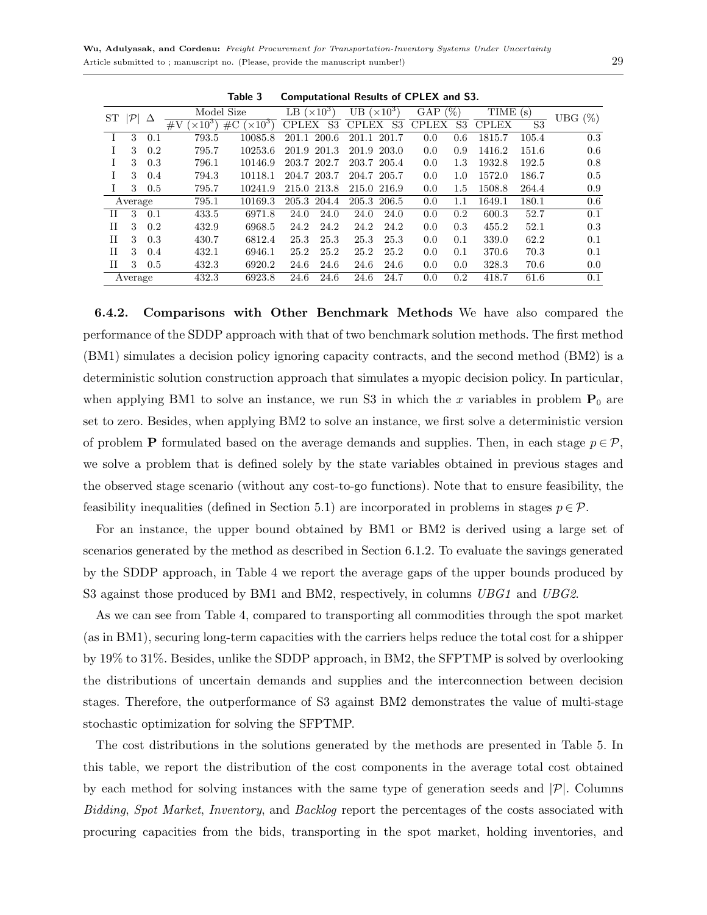**Table 3 Computational Results of CPLEX and S3.**

| ST | $\|\mathcal{P}\|$ | $\Delta$ | Model Size | | LB ($\times 10^3$) | | UB ($\times 10^3$) | | GAP (%) | | TIME (s) | | UBG (%) |
|---|---|---|---|---|---|---|---|---|---|---|---|---|---|
| | | | #V ($\times 10^3$) | #C ($\times 10^3$) | CPLEX | S3 | CPLEX | S3 | CPLEX | S3 | CPLEX | S3 | |
| I | 3 | 0.1 | 793.5 | 10085.8 | 201.1 | 200.6 | 201.1 | 201.7 | 0.0 | 0.6 | 1815.7 | 105.4 | 0.3 |
| I | 3 | 0.2 | 795.7 | 10253.6 | 201.9 | 201.3 | 201.9 | 203.0 | 0.0 | 0.9 | 1416.2 | 151.6 | 0.6 |
| I | 3 | 0.3 | 796.1 | 10146.9 | 203.7 | 202.7 | 203.7 | 205.4 | 0.0 | 1.3 | 1932.8 | 192.5 | 0.8 |
| I | 3 | 0.4 | 794.3 | 10118.1 | 204.7 | 203.7 | 204.7 | 205.7 | 0.0 | 1.0 | 1572.0 | 186.7 | 0.5 |
| I | 3 | 0.5 | 795.7 | 10241.9 | 215.0 | 213.8 | 215.0 | 216.9 | 0.0 | 1.5 | 1508.8 | 264.4 | 0.9 |
| Average | | | 795.1 | 10169.3 | 205.3 | 204.4 | 205.3 | 206.5 | 0.0 | 1.1 | 1649.1 | 180.1 | 0.6 |
| II | 3 | 0.1 | 433.5 | 6971.8 | 24.0 | 24.0 | 24.0 | 24.0 | 0.0 | 0.2 | 600.3 | 52.7 | 0.1 |
| II | 3 | 0.2 | 432.9 | 6968.5 | 24.2 | 24.2 | 24.2 | 24.2 | 0.0 | 0.3 | 455.2 | 52.1 | 0.3 |
| II | 3 | 0.3 | 430.7 | 6812.4 | 25.3 | 25.3 | 25.3 | 25.3 | 0.0 | 0.1 | 339.0 | 62.2 | 0.1 |
| II | 3 | 0.4 | 432.1 | 6946.1 | 25.2 | 25.2 | 25.2 | 25.2 | 0.0 | 0.1 | 370.6 | 70.3 | 0.1 |
| II | 3 | 0.5 | 432.3 | 6920.2 | 24.6 | 24.6 | 24.6 | 24.6 | 0.0 | 0.0 | 328.3 | 70.6 | 0.0 |
| Average | | | 432.3 | 6923.8 | 24.6 | 24.6 | 24.6 | 24.7 | 0.0 | 0.2 | 418.7 | 61.6 | 0.1 |

**6.4.2. Comparisons with Other Benchmark Methods** We have also compared the performance of the SDDP approach with that of two benchmark solution methods. The first method (BM1) simulates a decision policy ignoring capacity contracts, and the second method (BM2) is a deterministic solution construction approach that simulates a myopic decision policy. In particular, when applying BM1 to solve an instance, we run S3 in which the $x$ variables in problem $\mathbf{P}_0$ are set to zero. Besides, when applying BM2 to solve an instance, we first solve a deterministic version of problem $\mathbf{P}$ formulated based on the average demands and supplies. Then, in each stage $p \in \mathcal{P}$, we solve a problem that is defined solely by the state variables obtained in previous stages and the observed stage scenario (without any cost-to-go functions). Note that to ensure feasibility, the feasibility inequalities (defined in Section 5.1) are incorporated in problems in stages $p \in \mathcal{P}$.

For an instance, the upper bound obtained by BM1 or BM2 is derived using a large set of scenarios generated by the method as described in Section 6.1.2. To evaluate the savings generated by the SDDP approach, in Table 4 we report the average gaps of the upper bounds produced by S3 against those produced by BM1 and BM2, respectively, in columns *UBG1* and *UBG2*.

As we can see from Table 4, compared to transporting all commodities through the spot market (as in BM1), securing long-term capacities with the carriers helps reduce the total cost for a shipper by 19% to 31%. Besides, unlike the SDDP approach, in BM2, the SFPTMP is solved by overlooking the distributions of uncertain demands and supplies and the interconnection between decision stages. Therefore, the outperformance of S3 against BM2 demonstrates the value of multi-stage stochastic optimization for solving the SFPTMP.

The cost distributions in the solutions generated by the methods are presented in Table 5. In this table, we report the distribution of the cost components in the average total cost obtained by each method for solving instances with the same type of generation seeds and $|\mathcal{P}|$. Columns *Bidding*, *Spot Market*, *Inventory*, and *Backlog* report the percentages of the costs associated with procuring capacities from the bids, transporting in the spot market, holding inventories, and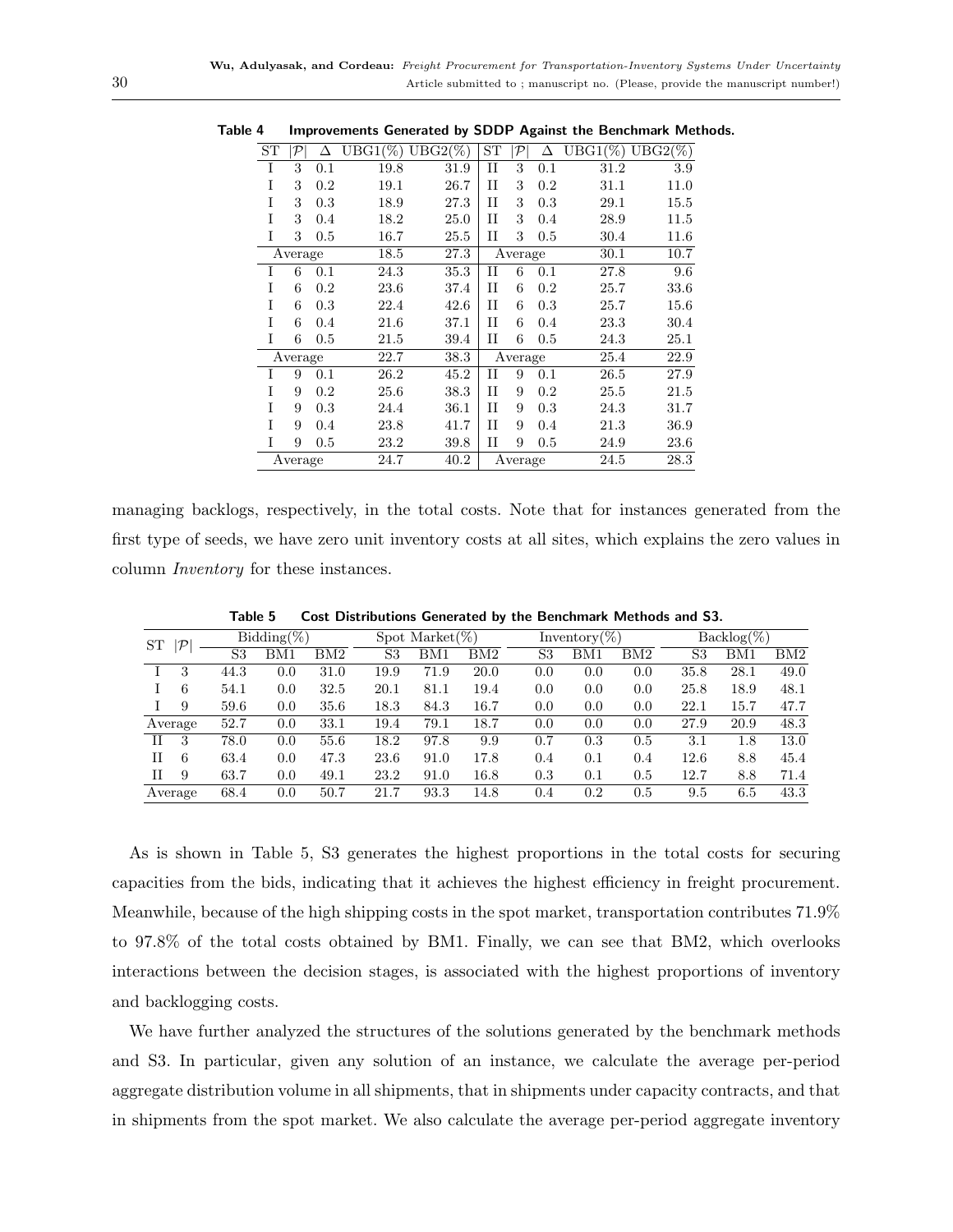**Table 4    Improvements Generated by SDDP Against the Benchmark Methods.**

| ST | $\|\mathcal{P}\|$ | $\Delta$ | UBG1(%) | UBG2(%) | ST | $\|\mathcal{P}\|$ | $\Delta$ | UBG1(%) | UBG2(%) |
|---|---|---|---|---|---|---|---|---|---|
| I | 3 | 0.1 | 19.8 | 31.9 | II | 3 | 0.1 | 31.2 | 3.9 |
| I | 3 | 0.2 | 19.1 | 26.7 | II | 3 | 0.2 | 31.1 | 11.0 |
| I | 3 | 0.3 | 18.9 | 27.3 | II | 3 | 0.3 | 29.1 | 15.5 |
| I | 3 | 0.4 | 18.2 | 25.0 | II | 3 | 0.4 | 28.9 | 11.5 |
| I | 3 | 0.5 | 16.7 | 25.5 | II | 3 | 0.5 | 30.4 | 11.6 |
| Average | | | 18.5 | 27.3 | Average | | | 30.1 | 10.7 |
| I | 6 | 0.1 | 24.3 | 35.3 | II | 6 | 0.1 | 27.8 | 9.6 |
| I | 6 | 0.2 | 23.6 | 37.4 | II | 6 | 0.2 | 25.7 | 33.6 |
| I | 6 | 0.3 | 22.4 | 42.6 | II | 6 | 0.3 | 25.7 | 15.6 |
| I | 6 | 0.4 | 21.6 | 37.1 | II | 6 | 0.4 | 23.3 | 30.4 |
| I | 6 | 0.5 | 21.5 | 39.4 | II | 6 | 0.5 | 24.3 | 25.1 |
| Average | | | 22.7 | 38.3 | Average | | | 25.4 | 22.9 |
| I | 9 | 0.1 | 26.2 | 45.2 | II | 9 | 0.1 | 26.5 | 27.9 |
| I | 9 | 0.2 | 25.6 | 38.3 | II | 9 | 0.2 | 25.5 | 21.5 |
| I | 9 | 0.3 | 24.4 | 36.1 | II | 9 | 0.3 | 24.3 | 31.7 |
| I | 9 | 0.4 | 23.8 | 41.7 | II | 9 | 0.4 | 21.3 | 36.9 |
| I | 9 | 0.5 | 23.2 | 39.8 | II | 9 | 0.5 | 24.9 | 23.6 |
| Average | | | 24.7 | 40.2 | Average | | | 24.5 | 28.3 |

managing backlogs, respectively, in the total costs. Note that for instances generated from the first type of seeds, we have zero unit inventory costs at all sites, which explains the zero values in column *Inventory* for these instances.

**Table 5    Cost Distributions Generated by the Benchmark Methods and S3.**

| ST | $\|\mathcal{P}\|$ | Bidding(%) | | | Spot Market(%) | | | Inventory(%) | | | Backlog(%) | | |
|---|---|---|---|---|---|---|---|---|---|---|---|---|---|
| | | S3 | BM1 | BM2 | S3 | BM1 | BM2 | S3 | BM1 | BM2 | S3 | BM1 | BM2 |
| I | 3 | 44.3 | 0.0 | 31.0 | 19.9 | 71.9 | 20.0 | 0.0 | 0.0 | 0.0 | 35.8 | 28.1 | 49.0 |
| I | 6 | 54.1 | 0.0 | 32.5 | 20.1 | 81.1 | 19.4 | 0.0 | 0.0 | 0.0 | 25.8 | 18.9 | 48.1 |
| I | 9 | 59.6 | 0.0 | 35.6 | 18.3 | 84.3 | 16.7 | 0.0 | 0.0 | 0.0 | 22.1 | 15.7 | 47.7 |
| Average | | 52.7 | 0.0 | 33.1 | 19.4 | 79.1 | 18.7 | 0.0 | 0.0 | 0.0 | 27.9 | 20.9 | 48.3 |
| II | 3 | 78.0 | 0.0 | 55.6 | 18.2 | 97.8 | 9.9 | 0.7 | 0.3 | 0.5 | 3.1 | 1.8 | 13.0 |
| II | 6 | 63.4 | 0.0 | 47.3 | 23.6 | 91.0 | 17.8 | 0.4 | 0.1 | 0.4 | 12.6 | 8.8 | 45.4 |
| II | 9 | 63.7 | 0.0 | 49.1 | 23.2 | 91.0 | 16.8 | 0.3 | 0.1 | 0.5 | 12.7 | 8.8 | 71.4 |
| Average | | 68.4 | 0.0 | 50.7 | 21.7 | 93.3 | 14.8 | 0.4 | 0.2 | 0.5 | 9.5 | 6.5 | 43.3 |

As is shown in Table 5, S3 generates the highest proportions in the total costs for securing capacities from the bids, indicating that it achieves the highest efficiency in freight procurement. Meanwhile, because of the high shipping costs in the spot market, transportation contributes 71.9% to 97.8% of the total costs obtained by BM1. Finally, we can see that BM2, which overlooks interactions between the decision stages, is associated with the highest proportions of inventory and backlogging costs.

We have further analyzed the structures of the solutions generated by the benchmark methods and S3. In particular, given any solution of an instance, we calculate the average per-period aggregate distribution volume in all shipments, that in shipments under capacity contracts, and that in shipments from the spot market. We also calculate the average per-period aggregate inventory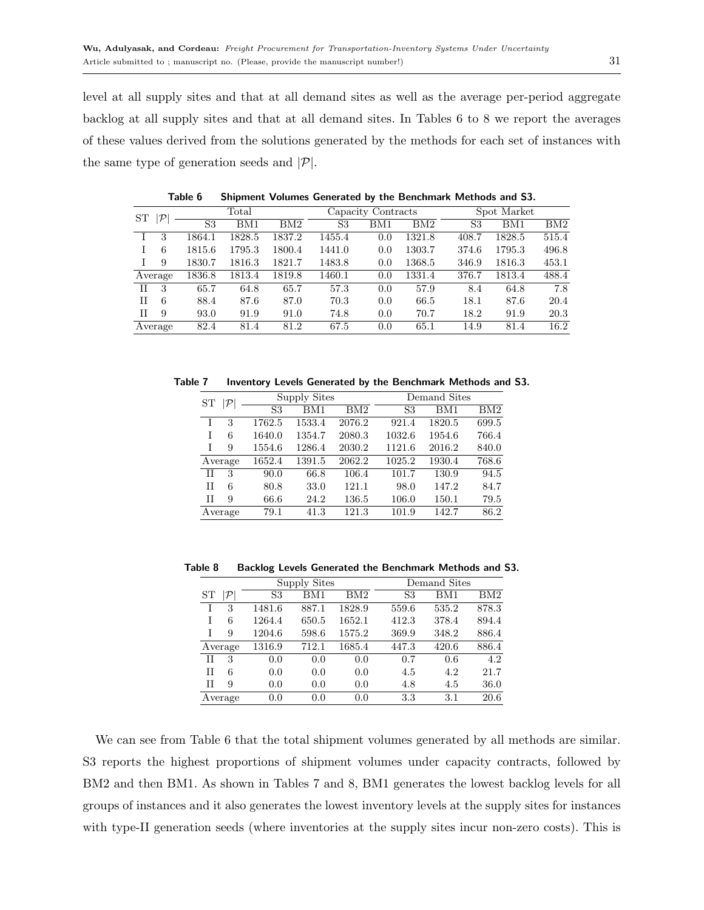level at all supply sites and that at all demand sites as well as the average per-period aggregate backlog at all supply sites and that at all demand sites. In Tables 6 to 8 we report the averages of these values derived from the solutions generated by the methods for each set of instances with the same type of generation seeds and $|\mathcal{P}|$.

**Table 6 Shipment Volumes Generated by the Benchmark Methods and S3.**

| ST | $\|\mathcal{P}\|$ | Total | | | Capacity Contracts | | | Spot Market | | |
|---|---|---|---|---|---|---|---|---|---|---|
| | | S3 | BM1 | BM2 | S3 | BM1 | BM2 | S3 | BM1 | BM2 |
| I | 3 | 1864.1 | 1828.5 | 1837.2 | 1455.4 | 0.0 | 1321.8 | 408.7 | 1828.5 | 515.4 |
| I | 6 | 1815.6 | 1795.3 | 1800.4 | 1441.0 | 0.0 | 1303.7 | 374.6 | 1795.3 | 496.8 |
| I | 9 | 1830.7 | 1816.3 | 1821.7 | 1483.8 | 0.0 | 1368.5 | 346.9 | 1816.3 | 453.1 |
| Average | | 1836.8 | 1813.4 | 1819.8 | 1460.1 | 0.0 | 1331.4 | 376.7 | 1813.4 | 488.4 |
| II | 3 | 65.7 | 64.8 | 65.7 | 57.3 | 0.0 | 57.9 | 8.4 | 64.8 | 7.8 |
| II | 6 | 88.4 | 87.6 | 87.0 | 70.3 | 0.0 | 66.5 | 18.1 | 87.6 | 20.4 |
| II | 9 | 93.0 | 91.9 | 91.0 | 74.8 | 0.0 | 70.7 | 18.2 | 91.9 | 20.3 |
| Average | | 82.4 | 81.4 | 81.2 | 67.5 | 0.0 | 65.1 | 14.9 | 81.4 | 16.2 |

**Table 7 Inventory Levels Generated by the Benchmark Methods and S3.**

| ST | $\|\mathcal{P}\|$ | Supply Sites | | | Demand Sites | | |
|---|---|---|---|---|---|---|---|
| | | S3 | BM1 | BM2 | S3 | BM1 | BM2 |
| I | 3 | 1762.5 | 1533.4 | 2076.2 | 921.4 | 1820.5 | 699.5 |
| I | 6 | 1640.0 | 1354.7 | 2080.3 | 1032.6 | 1954.6 | 766.4 |
| I | 9 | 1554.6 | 1286.4 | 2030.2 | 1121.6 | 2016.2 | 840.0 |
| Average | | 1652.4 | 1391.5 | 2062.2 | 1025.2 | 1930.4 | 768.6 |
| II | 3 | 90.0 | 66.8 | 106.4 | 101.7 | 130.9 | 94.5 |
| II | 6 | 80.8 | 33.0 | 121.1 | 98.0 | 147.2 | 84.7 |
| II | 9 | 66.6 | 24.2 | 136.5 | 106.0 | 150.1 | 79.5 |
| Average | | 79.1 | 41.3 | 121.3 | 101.9 | 142.7 | 86.2 |

**Table 8 Backlog Levels Generated the Benchmark Methods and S3.**

| | | Supply Sites | | | Demand Sites | | |
|---|---|---|---|---|---|---|---|
| ST | $\|\mathcal{P}\|$ | S3 | BM1 | BM2 | S3 | BM1 | BM2 |
| I | 3 | 1481.6 | 887.1 | 1828.9 | 559.6 | 535.2 | 878.3 |
| I | 6 | 1264.4 | 650.5 | 1652.1 | 412.3 | 378.4 | 894.4 |
| I | 9 | 1204.6 | 598.6 | 1575.2 | 369.9 | 348.2 | 886.4 |
| Average | | 1316.9 | 712.1 | 1685.4 | 447.3 | 420.6 | 886.4 |
| II | 3 | 0.0 | 0.0 | 0.0 | 0.7 | 0.6 | 4.2 |
| II | 6 | 0.0 | 0.0 | 0.0 | 4.5 | 4.2 | 21.7 |
| II | 9 | 0.0 | 0.0 | 0.0 | 4.8 | 4.5 | 36.0 |
| Average | | 0.0 | 0.0 | 0.0 | 3.3 | 3.1 | 20.6 |

We can see from Table 6 that the total shipment volumes generated by all methods are similar. S3 reports the highest proportions of shipment volumes under capacity contracts, followed by BM2 and then BM1. As shown in Tables 7 and 8, BM1 generates the lowest backlog levels for all groups of instances and it also generates the lowest inventory levels at the supply sites for instances with type-II generation seeds (where inventories at the supply sites incur non-zero costs). This is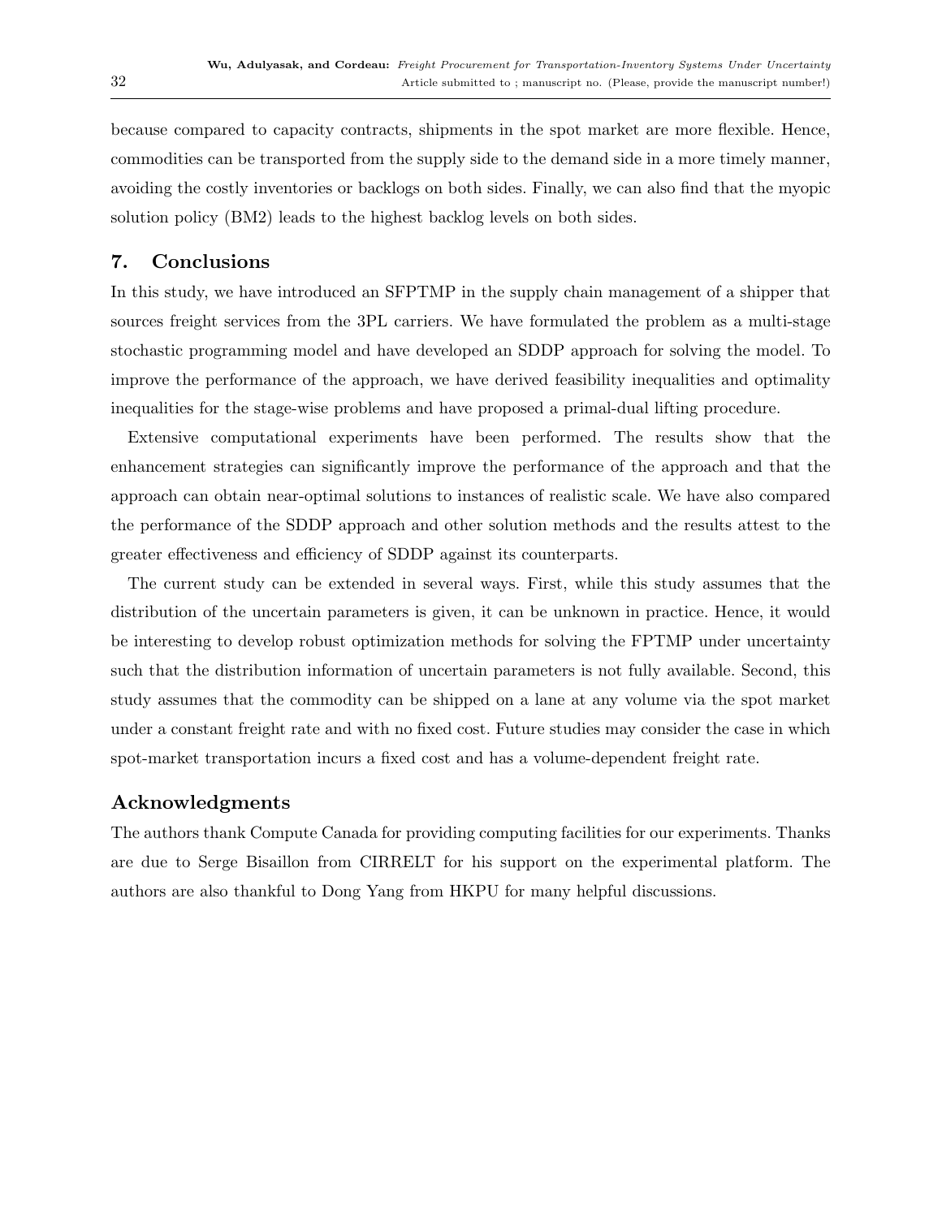because compared to capacity contracts, shipments in the spot market are more flexible. Hence, commodities can be transported from the supply side to the demand side in a more timely manner, avoiding the costly inventories or backlogs on both sides. Finally, we can also find that the myopic solution policy (BM2) leads to the highest backlog levels on both sides.

## 7. Conclusions

In this study, we have introduced an SFPTMP in the supply chain management of a shipper that sources freight services from the 3PL carriers. We have formulated the problem as a multi-stage stochastic programming model and have developed an SDDP approach for solving the model. To improve the performance of the approach, we have derived feasibility inequalities and optimality inequalities for the stage-wise problems and have proposed a primal-dual lifting procedure.

Extensive computational experiments have been performed. The results show that the enhancement strategies can significantly improve the performance of the approach and that the approach can obtain near-optimal solutions to instances of realistic scale. We have also compared the performance of the SDDP approach and other solution methods and the results attest to the greater effectiveness and efficiency of SDDP against its counterparts.

The current study can be extended in several ways. First, while this study assumes that the distribution of the uncertain parameters is given, it can be unknown in practice. Hence, it would be interesting to develop robust optimization methods for solving the FPTMP under uncertainty such that the distribution information of uncertain parameters is not fully available. Second, this study assumes that the commodity can be shipped on a lane at any volume via the spot market under a constant freight rate and with no fixed cost. Future studies may consider the case in which spot-market transportation incurs a fixed cost and has a volume-dependent freight rate.

## Acknowledgments

The authors thank Compute Canada for providing computing facilities for our experiments. Thanks are due to Serge Bisaillon from CIRRELT for his support on the experimental platform. The authors are also thankful to Dong Yang from HKPU for many helpful discussions.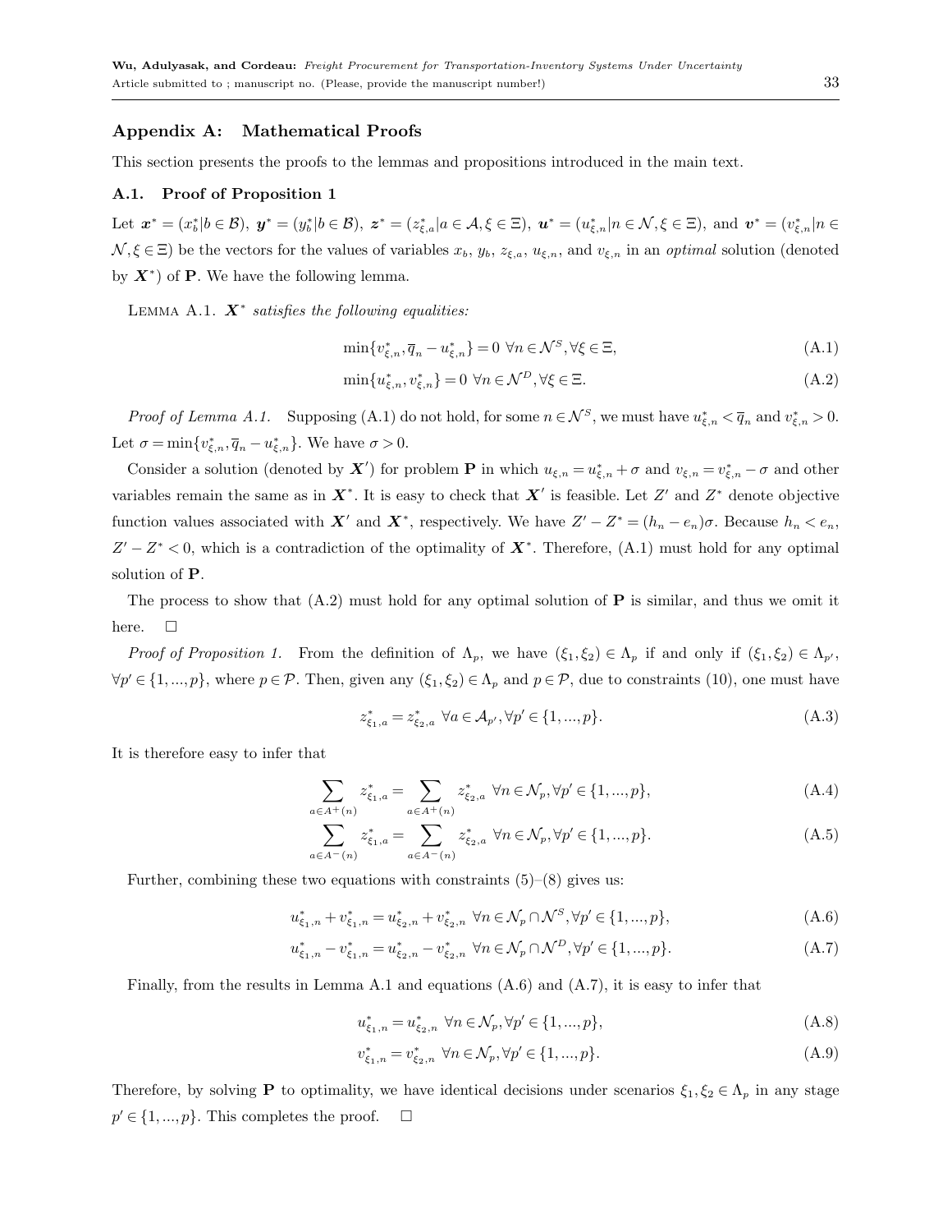## Appendix A: Mathematical Proofs

This section presents the proofs to the lemmas and propositions introduced in the main text.

### A.1. Proof of Proposition 1

Let $\boldsymbol{x}^* = (x_b^* | b \in \mathcal{B})$, $\boldsymbol{y}^* = (y_b^* | b \in \mathcal{B})$, $\boldsymbol{z}^* = (z_{\xi,a}^* | a \in \mathcal{A}, \xi \in \Xi)$, $\boldsymbol{u}^* = (u_{\xi,n}^* | n \in \mathcal{N}, \xi \in \Xi)$, and $\boldsymbol{v}^* = (v_{\xi,n}^* | n \in \mathcal{N}, \xi \in \Xi)$ be the vectors for the values of variables $x_b$, $y_b$, $z_{\xi,a}$, $u_{\xi,n}$, and $v_{\xi,n}$ in an *optimal* solution (denoted by $\boldsymbol{X}^*$) of $\mathbf{P}$. We have the following lemma.

Lemma A.1. *$\boldsymbol{X}^*$ satisfies the following equalities:*

$$\min\{v_{\xi,n}^*, \overline{q}_n - u_{\xi,n}^*\} = 0 \ \forall n \in \mathcal{N}^S, \forall \xi \in \Xi, \tag{A.1}$$

$$\min\{u_{\xi,n}^*, v_{\xi,n}^*\} = 0 \ \forall n \in \mathcal{N}^D, \forall \xi \in \Xi. \tag{A.2}$$

*Proof of Lemma A.1.* Supposing (A.1) do not hold, for some $n \in \mathcal{N}^S$, we must have $u_{\xi,n}^* < \overline{q}_n$ and $v_{\xi,n}^* > 0$. Let $\sigma = \min\{v_{\xi,n}^*, \overline{q}_n - u_{\xi,n}^*\}$. We have $\sigma > 0$.

Consider a solution (denoted by $\boldsymbol{X}'$) for problem $\mathbf{P}$ in which $u_{\xi,n} = u_{\xi,n}^* + \sigma$ and $v_{\xi,n} = v_{\xi,n}^* - \sigma$ and other variables remain the same as in $\boldsymbol{X}^*$. It is easy to check that $\boldsymbol{X}'$ is feasible. Let $Z'$ and $Z^*$ denote objective function values associated with $\boldsymbol{X}'$ and $\boldsymbol{X}^*$, respectively. We have $Z' - Z^* = (h_n - e_n)\sigma$. Because $h_n < e_n$, $Z' - Z^* < 0$, which is a contradiction of the optimality of $\boldsymbol{X}^*$. Therefore, (A.1) must hold for any optimal solution of $\mathbf{P}$.

The process to show that (A.2) must hold for any optimal solution of $\mathbf{P}$ is similar, and thus we omit it here. $\square$

*Proof of Proposition 1.* From the definition of $\Lambda_p$, we have $(\xi_1, \xi_2) \in \Lambda_p$ if and only if $(\xi_1, \xi_2) \in \Lambda_{p'}$, $\forall p' \in \{1, ..., p\}$, where $p \in \mathcal{P}$. Then, given any $(\xi_1, \xi_2) \in \Lambda_p$ and $p \in \mathcal{P}$, due to constraints (10), one must have

$$z_{\xi_1,a}^* = z_{\xi_2,a}^* \ \forall a \in \mathcal{A}_{p'}, \forall p' \in \{1, ..., p\}. \tag{A.3}$$

It is therefore easy to infer that

$$\sum_{a \in A^+(n)} z_{\xi_1,a}^* = \sum_{a \in A^+(n)} z_{\xi_2,a}^* \ \forall n \in \mathcal{N}_p, \forall p' \in \{1, ..., p\}, \tag{A.4}$$

$$\sum_{a \in A^-(n)} z_{\xi_1,a}^* = \sum_{a \in A^-(n)} z_{\xi_2,a}^* \ \forall n \in \mathcal{N}_p, \forall p' \in \{1, ..., p\}. \tag{A.5}$$

Further, combining these two equations with constraints (5)–(8) gives us:

$$u_{\xi_1,n}^* + v_{\xi_1,n}^* = u_{\xi_2,n}^* + v_{\xi_2,n}^* \ \forall n \in \mathcal{N}_p \cap \mathcal{N}^S, \forall p' \in \{1, ..., p\}, \tag{A.6}$$

$$u_{\xi_1,n}^* - v_{\xi_1,n}^* = u_{\xi_2,n}^* - v_{\xi_2,n}^* \ \forall n \in \mathcal{N}_p \cap \mathcal{N}^D, \forall p' \in \{1, ..., p\}. \tag{A.7}$$

Finally, from the results in Lemma A.1 and equations (A.6) and (A.7), it is easy to infer that

$$u_{\xi_1,n}^* = u_{\xi_2,n}^* \ \forall n \in \mathcal{N}_p, \forall p' \in \{1, ..., p\}, \tag{A.8}$$

$$v_{\xi_1,n}^* = v_{\xi_2,n}^* \ \forall n \in \mathcal{N}_p, \forall p' \in \{1, ..., p\}. \tag{A.9}$$

Therefore, by solving $\mathbf{P}$ to optimality, we have identical decisions under scenarios $\xi_1, \xi_2 \in \Lambda_p$ in any stage $p' \in \{1, ..., p\}$. This completes the proof. $\square$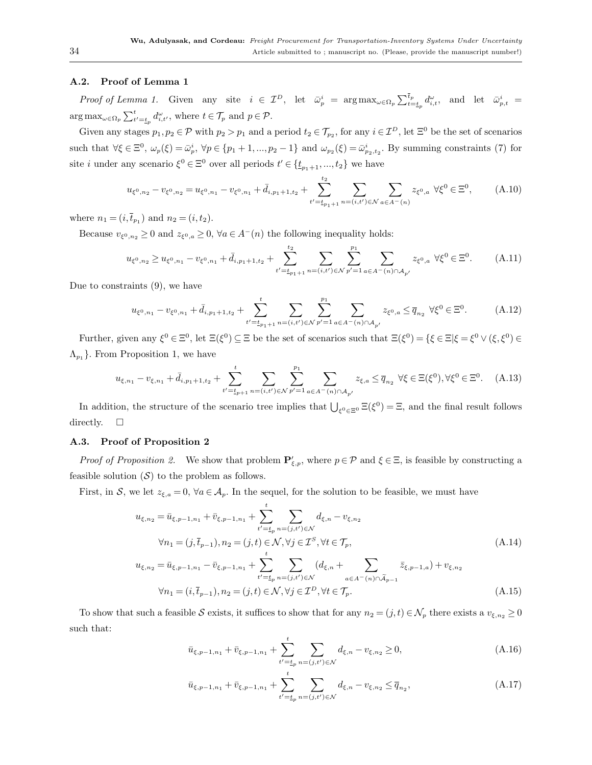### A.2. Proof of Lemma 1

*Proof of Lemma 1.* Given any site $i \in \mathcal{I}^D$, let $\bar{\omega}_p^i = \arg\max_{\omega \in \Omega_p} \sum_{t=\underline{t}_p}^{\bar{t}_p} d_{i,t}^{\omega}$, and let $\bar{\omega}_{p,t}^i = \arg\max_{\omega \in \Omega_p} \sum_{t'=\underline{t}_p}^{t} d_{i,t'}^{\omega}$, where $t \in \mathcal{T}_p$ and $p \in \mathcal{P}$.

Given any stages $p_1, p_2 \in \mathcal{P}$ with $p_2 > p_1$ and a period $t_2 \in \mathcal{T}_{p_2}$, for any $i \in \mathcal{I}^D$, let $\Xi^0$ be the set of scenarios such that $\forall \xi \in \Xi^0$, $\omega_p(\xi) = \bar{\omega}_p^i$, $\forall p \in \{p_1+1, ..., p_2-1\}$ and $\omega_{p_2}(\xi) = \bar{\omega}_{p_2,t_2}^i$. By summing constraints (7) for site $i$ under any scenario $\xi^0 \in \Xi^0$ over all periods $t' \in \{\underline{t}_{p_1+1}, ..., t_2\}$ we have

$$u_{\xi^0,n_2} - v_{\xi^0,n_2} = u_{\xi^0,n_1} - v_{\xi^0,n_1} + \bar{d}_{i,p_1+1,t_2} + \sum_{t'=\underline{t}_{p_1+1}}^{t_2} \sum_{n=(i,t') \in \mathcal{N}} \sum_{a \in A^-(n)} z_{\xi^0,a} \;\; \forall \xi^0 \in \Xi^0, \tag{A.10}$$

where $n_1 = (i, \bar{t}_{p_1})$ and $n_2 = (i, t_2)$.

Because $v_{\xi^0,n_2} \geq 0$ and $z_{\xi^0,a} \geq 0$, $\forall a \in A^-(n)$ the following inequality holds:

$$u_{\xi^0,n_2} \geq u_{\xi^0,n_1} - v_{\xi^0,n_1} + \bar{d}_{i,p_1+1,t_2} + \sum_{t'=\underline{t}_{p_1+1}}^{t_2} \sum_{n=(i,t') \in \mathcal{N}} \sum_{p'=1}^{p_1} \sum_{a \in A^-(n) \cap \mathcal{A}_{p'}} z_{\xi^0,a} \;\; \forall \xi^0 \in \Xi^0. \tag{A.11}$$

Due to constraints (9), we have

$$u_{\xi^0,n_1} - v_{\xi^0,n_1} + \bar{d}_{i,p_1+1,t_2} + \sum_{t'=\underline{t}_{p_1+1}}^{t} \sum_{n=(i,t') \in \mathcal{N}} \sum_{p'=1}^{p_1} \sum_{a \in A^-(n) \cap \mathcal{A}_{p'}} z_{\xi^0,a} \leq \overline{q}_{n_2} \;\; \forall \xi^0 \in \Xi^0. \tag{A.12}$$

Further, given any $\xi^0 \in \Xi^0$, let $\Xi(\xi^0) \subseteq \Xi$ be the set of scenarios such that $\Xi(\xi^0) = \{\xi \in \Xi | \xi = \xi^0 \vee (\xi, \xi^0) \in \Lambda_{p_1}\}$. From Proposition 1, we have

$$u_{\xi,n_1} - v_{\xi,n_1} + \bar{d}_{i,p_1+1,t_2} + \sum_{t'=\underline{t}_{p+1}}^{t} \sum_{n=(i,t') \in \mathcal{N}} \sum_{p'=1}^{p_1} \sum_{a \in A^-(n) \cap \mathcal{A}_{p'}} z_{\xi,a} \leq \overline{q}_{n_2} \;\; \forall \xi \in \Xi(\xi^0), \forall \xi^0 \in \Xi^0. \tag{A.13}$$

In addition, the structure of the scenario tree implies that $\bigcup_{\xi^0 \in \Xi^0} \Xi(\xi^0) = \Xi$, and the final result follows directly. $\square$

### A.3. Proof of Proposition 2

*Proof of Proposition 2.* We show that problem $\mathbf{P}'_{\xi,p}$, where $p \in \mathcal{P}$ and $\xi \in \Xi$, is feasible by constructing a feasible solution $(\mathcal{S})$ to the problem as follows.

First, in $\mathcal{S}$, we let $z_{\xi,a} = 0$, $\forall a \in \mathcal{A}_p$. In the sequel, for the solution to be feasible, we must have

$$u_{\xi,n_2} = \bar{u}_{\xi,p-1,n_1} + \bar{v}_{\xi,p-1,n_1} + \sum_{t'=\underline{t}_p}^{t} \sum_{n=(j,t') \in \mathcal{N}} d_{\xi,n} - v_{\xi,n_2}$$
$$\forall n_1 = (j, \bar{t}_{p-1}), n_2 = (j,t) \in \mathcal{N}, \forall j \in \mathcal{I}^S, \forall t \in \mathcal{T}_p, \tag{A.14}$$
$$u_{\xi,n_2} = \bar{u}_{\xi,p-1,n_1} - \bar{v}_{\xi,p-1,n_1} + \sum_{t'=\underline{t}_p}^{t} \sum_{n=(j,t') \in \mathcal{N}} (d_{\xi,n} + \sum_{a \in A^-(n) \cap \tilde{\mathcal{A}}_{p-1}} \bar{z}_{\xi,p-1,a}) + v_{\xi,n_2}$$
$$\forall n_1 = (i, \bar{t}_{p-1}), n_2 = (j,t) \in \mathcal{N}, \forall j \in \mathcal{I}^D, \forall t \in \mathcal{T}_p. \tag{A.15}$$

To show that such a feasible $\mathcal{S}$ exists, it suffices to show that for any $n_2 = (j,t) \in \mathcal{N}_p$ there exists a $v_{\xi,n_2} \geq 0$ such that:

$$\bar{u}_{\xi,p-1,n_1} + \bar{v}_{\xi,p-1,n_1} + \sum_{t'=\underline{t}_p}^{t} \sum_{n=(j,t') \in \mathcal{N}} d_{\xi,n} - v_{\xi,n_2} \geq 0, \tag{A.16}$$

$$\bar{u}_{\xi,p-1,n_1} + \bar{v}_{\xi,p-1,n_1} + \sum_{t'=\underline{t}_p}^{t} \sum_{n=(j,t') \in \mathcal{N}} d_{\xi,n} - v_{\xi,n_2} \leq \overline{q}_{n_2}, \tag{A.17}$$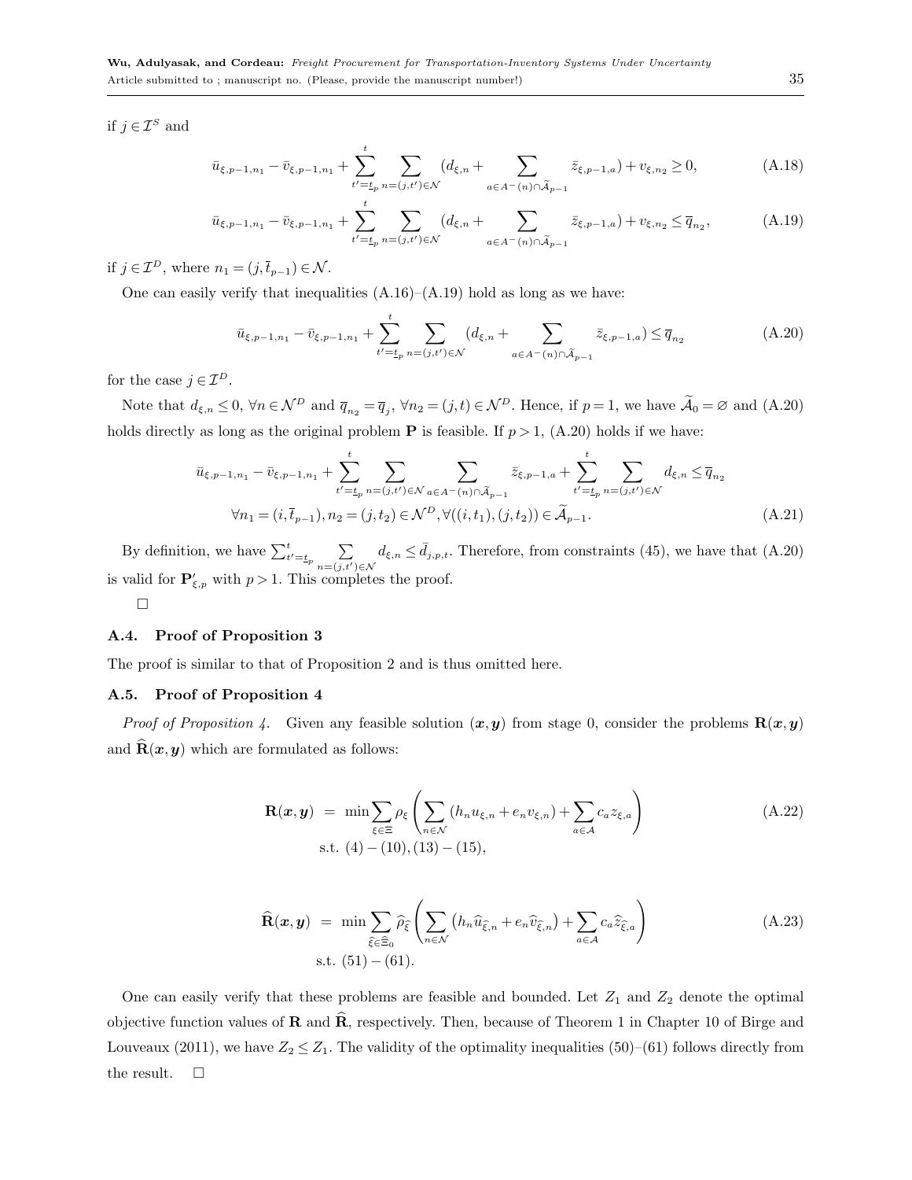if $j \in \mathcal{I}^S$ and

$$\bar{u}_{\xi,p-1,n_1} - \bar{v}_{\xi,p-1,n_1} + \sum_{t'=\underline{t}_p}^{t} \sum_{n=(j,t')\in\mathcal{N}} (d_{\xi,n} + \sum_{a\in A^-(n)\cap\widetilde{\mathcal{A}}_{p-1}} \bar{z}_{\xi,p-1,a}) + v_{\xi,n_2} \geq 0, \tag{A.18}$$

$$\bar{u}_{\xi,p-1,n_1} - \bar{v}_{\xi,p-1,n_1} + \sum_{t'=\underline{t}_p}^{t} \sum_{n=(j,t')\in\mathcal{N}} (d_{\xi,n} + \sum_{a\in A^-(n)\cap\widetilde{\mathcal{A}}_{p-1}} \bar{z}_{\xi,p-1,a}) + v_{\xi,n_2} \leq \overline{q}_{n_2}, \tag{A.19}$$

if $j \in \mathcal{I}^D$, where $n_1 = (j, \bar{t}_{p-1}) \in \mathcal{N}$.

One can easily verify that inequalities (A.16)–(A.19) hold as long as we have:

$$\bar{u}_{\xi,p-1,n_1} - \bar{v}_{\xi,p-1,n_1} + \sum_{t'=\underline{t}_p}^{t} \sum_{n=(j,t')\in\mathcal{N}} (d_{\xi,n} + \sum_{a\in A^-(n)\cap\widetilde{\mathcal{A}}_{p-1}} \bar{z}_{\xi,p-1,a}) \leq \overline{q}_{n_2} \tag{A.20}$$

for the case $j \in \mathcal{I}^D$.

Note that $d_{\xi,n} \leq 0$, $\forall n \in \mathcal{N}^D$ and $\overline{q}_{n_2} = \overline{q}_j$, $\forall n_2 = (j,t) \in \mathcal{N}^D$. Hence, if $p = 1$, we have $\widetilde{\mathcal{A}}_0 = \varnothing$ and (A.20) holds directly as long as the original problem $\mathbf{P}$ is feasible. If $p > 1$, (A.20) holds if we have:

$$\bar{u}_{\xi,p-1,n_1} - \bar{v}_{\xi,p-1,n_1} + \sum_{t'=\underline{t}_p}^{t} \sum_{n=(j,t')\in\mathcal{N}} \sum_{a\in A^-(n)\cap\widetilde{\mathcal{A}}_{p-1}} \bar{z}_{\xi,p-1,a} + \sum_{t'=\underline{t}_p}^{t} \sum_{n=(j,t')\in\mathcal{N}} d_{\xi,n} \leq \overline{q}_{n_2}$$

$$\forall n_1 = (i, \bar{t}_{p-1}), n_2 = (j, t_2) \in \mathcal{N}^D, \forall ((i,t_1),(j,t_2)) \in \widetilde{\mathcal{A}}_{p-1}. \tag{A.21}$$

By definition, we have $\sum_{t'=\underline{t}_p}^{t} \sum_{n=(j,t')\in\mathcal{N}} d_{\xi,n} \leq \bar{d}_{j,p,t}$. Therefore, from constraints (45), we have that (A.20) is valid for $\mathbf{P}'_{\xi,p}$ with $p > 1$. This completes the proof.

□

### A.4. Proof of Proposition 3

The proof is similar to that of Proposition 2 and is thus omitted here.

### A.5. Proof of Proposition 4

*Proof of Proposition 4.* Given any feasible solution $(\boldsymbol{x}, \boldsymbol{y})$ from stage 0, consider the problems $\mathbf{R}(\boldsymbol{x}, \boldsymbol{y})$ and $\widehat{\mathbf{R}}(\boldsymbol{x}, \boldsymbol{y})$ which are formulated as follows:

$$\mathbf{R}(\boldsymbol{x},\boldsymbol{y}) \;=\; \min \sum_{\xi\in\Xi} \rho_\xi \left( \sum_{n\in\mathcal{N}} (h_n u_{\xi,n} + e_n v_{\xi,n}) + \sum_{a\in\mathcal{A}} c_a z_{\xi,a} \right) \tag{A.22}$$
$$\text{s.t. } (4)-(10), (13)-(15),$$

$$\widehat{\mathbf{R}}(\boldsymbol{x},\boldsymbol{y}) \;=\; \min \sum_{\widehat{\xi}\in\widehat{\Xi}_0} \widehat{\rho}_{\widehat{\xi}} \left( \sum_{n\in\mathcal{N}} \left(h_n \widehat{u}_{\widehat{\xi},n} + e_n \widehat{v}_{\widehat{\xi},n}\right) + \sum_{a\in\mathcal{A}} c_a \widehat{z}_{\widehat{\xi},a} \right) \tag{A.23}$$
$$\text{s.t. } (51)-(61).$$

One can easily verify that these problems are feasible and bounded. Let $Z_1$ and $Z_2$ denote the optimal objective function values of $\mathbf{R}$ and $\widehat{\mathbf{R}}$, respectively. Then, because of Theorem 1 in Chapter 10 of Birge and Louveaux (2011), we have $Z_2 \leq Z_1$. The validity of the optimality inequalities (50)–(61) follows directly from the result. □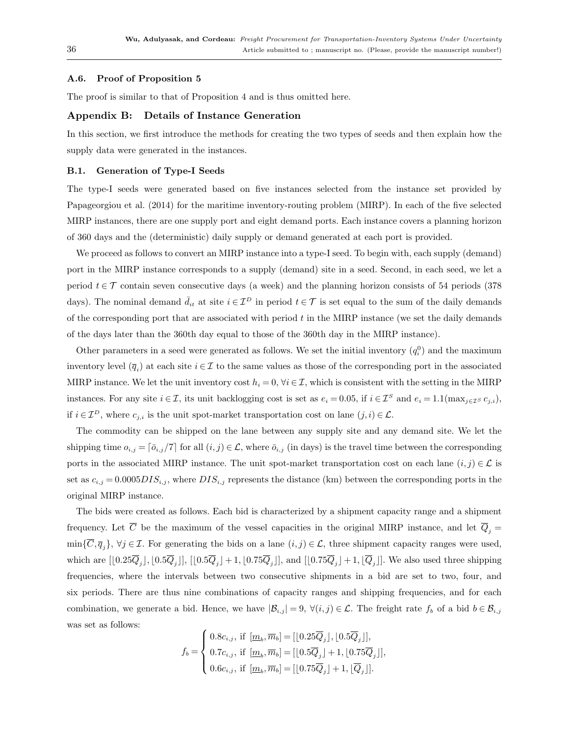### A.6. Proof of Proposition 5

The proof is similar to that of Proposition 4 and is thus omitted here.

## Appendix B: Details of Instance Generation

In this section, we first introduce the methods for creating the two types of seeds and then explain how the supply data were generated in the instances.

### B.1. Generation of Type-I Seeds

The type-I seeds were generated based on five instances selected from the instance set provided by Papageorgiou et al. (2014) for the maritime inventory-routing problem (MIRP). In each of the five selected MIRP instances, there are one supply port and eight demand ports. Each instance covers a planning horizon of 360 days and the (deterministic) daily supply or demand generated at each port is provided.

We proceed as follows to convert an MIRP instance into a type-I seed. To begin with, each supply (demand) port in the MIRP instance corresponds to a supply (demand) site in a seed. Second, in each seed, we let a period $t \in \mathcal{T}$ contain seven consecutive days (a week) and the planning horizon consists of 54 periods (378 days). The nominal demand $\bar{d}_{it}$ at site $i \in \mathcal{I}^D$ in period $t \in \mathcal{T}$ is set equal to the sum of the daily demands of the corresponding port that are associated with period $t$ in the MIRP instance (we set the daily demands of the days later than the 360th day equal to those of the 360th day in the MIRP instance).

Other parameters in a seed were generated as follows. We set the initial inventory ($q_i^0$) and the maximum inventory level ($\overline{q}_i$) at each site $i \in \mathcal{I}$ to the same values as those of the corresponding port in the associated MIRP instance. We let the unit inventory cost $h_i = 0, \forall i \in \mathcal{I}$, which is consistent with the setting in the MIRP instances. For any site $i \in \mathcal{I}$, its unit backlogging cost is set as $e_i = 0.05$, if $i \in \mathcal{I}^S$ and $e_i = 1.1(\max_{j \in \mathcal{I}^S} c_{j,i})$, if $i \in \mathcal{I}^D$, where $c_{j,i}$ is the unit spot-market transportation cost on lane $(j,i) \in \mathcal{L}$.

The commodity can be shipped on the lane between any supply site and any demand site. We let the shipping time $o_{i,j} = \lceil \bar{o}_{i,j}/7 \rceil$ for all $(i,j) \in \mathcal{L}$, where $\bar{o}_{i,j}$ (in days) is the travel time between the corresponding ports in the associated MIRP instance. The unit spot-market transportation cost on each lane $(i,j) \in \mathcal{L}$ is set as $c_{i,j} = 0.0005 DIS_{i,j}$, where $DIS_{i,j}$ represents the distance (km) between the corresponding ports in the original MIRP instance.

The bids were created as follows. Each bid is characterized by a shipment capacity range and a shipment frequency. Let $\overline{C}$ be the maximum of the vessel capacities in the original MIRP instance, and let $\overline{Q}_j = \min\{\overline{C}, \overline{q}_j\}, \forall j \in \mathcal{I}$. For generating the bids on a lane $(i,j) \in \mathcal{L}$, three shipment capacity ranges were used, which are $[\lfloor 0.25\overline{Q}_j \rfloor, \lfloor 0.5\overline{Q}_j \rfloor]$, $[\lfloor 0.5\overline{Q}_j \rfloor + 1, \lfloor 0.75\overline{Q}_j \rfloor]$, and $[\lfloor 0.75\overline{Q}_j \rfloor + 1, \lfloor \overline{Q}_j \rfloor]$. We also used three shipping frequencies, where the intervals between two consecutive shipments in a bid are set to two, four, and six periods. There are thus nine combinations of capacity ranges and shipping frequencies, and for each combination, we generate a bid. Hence, we have $|\mathcal{B}_{i,j}| = 9, \forall (i,j) \in \mathcal{L}$. The freight rate $f_b$ of a bid $b \in \mathcal{B}_{i,j}$ was set as follows:

$$
f_b = \begin{cases} 0.8c_{i,j}, \text{ if } [\underline{m}_b, \overline{m}_b] = [\lfloor 0.25\overline{Q}_j \rfloor, \lfloor 0.5\overline{Q}_j \rfloor], \\ 0.7c_{i,j}, \text{ if } [\underline{m}_b, \overline{m}_b] = [\lfloor 0.5\overline{Q}_j \rfloor + 1, \lfloor 0.75\overline{Q}_j \rfloor], \\ 0.6c_{i,j}, \text{ if } [\underline{m}_b, \overline{m}_b] = [\lfloor 0.75\overline{Q}_j \rfloor + 1, \lfloor \overline{Q}_j \rfloor]. \end{cases}
$$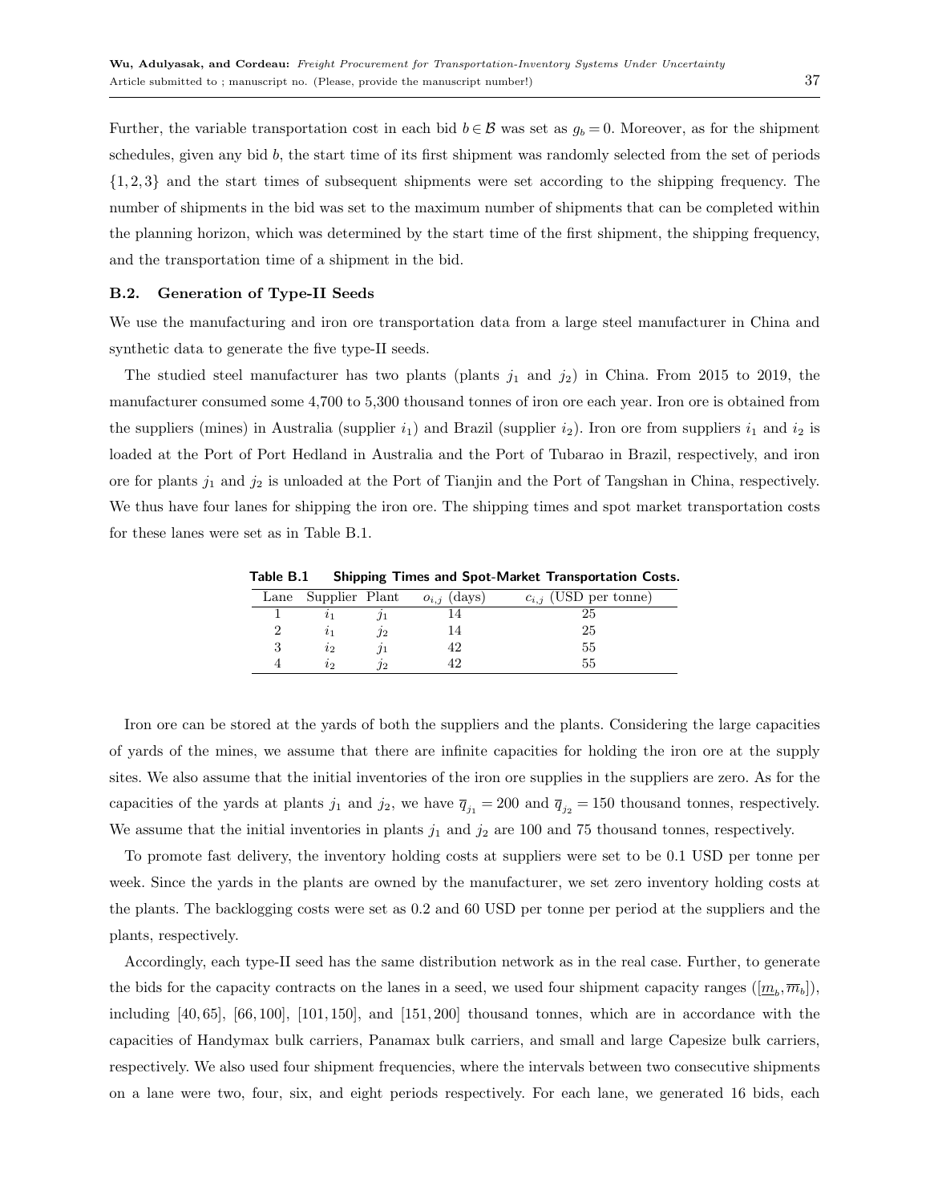Further, the variable transportation cost in each bid $b \in \mathcal{B}$ was set as $g_b = 0$. Moreover, as for the shipment schedules, given any bid $b$, the start time of its first shipment was randomly selected from the set of periods $\{1, 2, 3\}$ and the start times of subsequent shipments were set according to the shipping frequency. The number of shipments in the bid was set to the maximum number of shipments that can be completed within the planning horizon, which was determined by the start time of the first shipment, the shipping frequency, and the transportation time of a shipment in the bid.

### B.2. Generation of Type-II Seeds

We use the manufacturing and iron ore transportation data from a large steel manufacturer in China and synthetic data to generate the five type-II seeds.

The studied steel manufacturer has two plants (plants $j_1$ and $j_2$) in China. From 2015 to 2019, the manufacturer consumed some 4,700 to 5,300 thousand tonnes of iron ore each year. Iron ore is obtained from the suppliers (mines) in Australia (supplier $i_1$) and Brazil (supplier $i_2$). Iron ore from suppliers $i_1$ and $i_2$ is loaded at the Port of Port Hedland in Australia and the Port of Tubarao in Brazil, respectively, and iron ore for plants $j_1$ and $j_2$ is unloaded at the Port of Tianjin and the Port of Tangshan in China, respectively. We thus have four lanes for shipping the iron ore. The shipping times and spot market transportation costs for these lanes were set as in Table B.1.

**Table B.1 Shipping Times and Spot-Market Transportation Costs.**

| Lane | Supplier | Plant | $o_{i,j}$ (days) | $c_{i,j}$ (USD per tonne) |
|---|---|---|---|---|
| 1 | $i_1$ | $j_1$ | 14 | 25 |
| 2 | $i_1$ | $j_2$ | 14 | 25 |
| 3 | $i_2$ | $j_1$ | 42 | 55 |
| 4 | $i_2$ | $j_2$ | 42 | 55 |

Iron ore can be stored at the yards of both the suppliers and the plants. Considering the large capacities of yards of the mines, we assume that there are infinite capacities for holding the iron ore at the supply sites. We also assume that the initial inventories of the iron ore supplies in the suppliers are zero. As for the capacities of the yards at plants $j_1$ and $j_2$, we have $\overline{q}_{j_1} = 200$ and $\overline{q}_{j_2} = 150$ thousand tonnes, respectively. We assume that the initial inventories in plants $j_1$ and $j_2$ are 100 and 75 thousand tonnes, respectively.

To promote fast delivery, the inventory holding costs at suppliers were set to be 0.1 USD per tonne per week. Since the yards in the plants are owned by the manufacturer, we set zero inventory holding costs at the plants. The backlogging costs were set as 0.2 and 60 USD per tonne per period at the suppliers and the plants, respectively.

Accordingly, each type-II seed has the same distribution network as in the real case. Further, to generate the bids for the capacity contracts on the lanes in a seed, we used four shipment capacity ranges ($[\underline{m}_b, \overline{m}_b]$), including $[40, 65]$, $[66, 100]$, $[101, 150]$, and $[151, 200]$ thousand tonnes, which are in accordance with the capacities of Handymax bulk carriers, Panamax bulk carriers, and small and large Capesize bulk carriers, respectively. We also used four shipment frequencies, where the intervals between two consecutive shipments on a lane were two, four, six, and eight periods respectively. For each lane, we generated 16 bids, each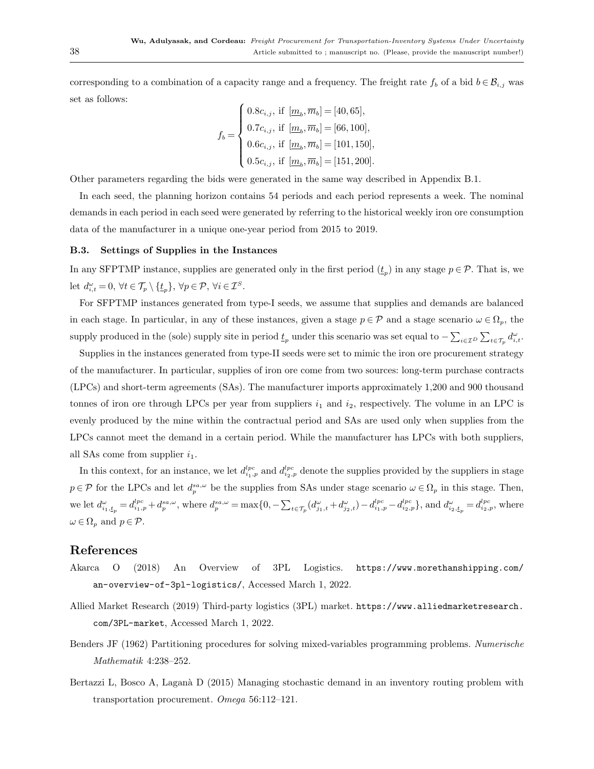corresponding to a combination of a capacity range and a frequency. The freight rate $f_b$ of a bid $b \in \mathcal{B}_{i,j}$ was set as follows:

$$f_b = \begin{cases} 0.8c_{i,j}, \text{ if } [\underline{m}_b, \overline{m}_b] = [40, 65], \\ 0.7c_{i,j}, \text{ if } [\underline{m}_b, \overline{m}_b] = [66, 100], \\ 0.6c_{i,j}, \text{ if } [\underline{m}_b, \overline{m}_b] = [101, 150], \\ 0.5c_{i,j}, \text{ if } [\underline{m}_b, \overline{m}_b] = [151, 200]. \end{cases}$$

Other parameters regarding the bids were generated in the same way described in Appendix B.1.

In each seed, the planning horizon contains 54 periods and each period represents a week. The nominal demands in each period in each seed were generated by referring to the historical weekly iron ore consumption data of the manufacturer in a unique one-year period from 2015 to 2019.

### B.3. Settings of Supplies in the Instances

In any SFPTMP instance, supplies are generated only in the first period ($\underline{t}_p$) in any stage $p \in \mathcal{P}$. That is, we let $d^{\omega}_{i,t} = 0, \ \forall t \in \mathcal{T}_p \setminus \{\underline{t}_p\}, \ \forall p \in \mathcal{P}, \ \forall i \in \mathcal{I}^S$.

For SFPTMP instances generated from type-I seeds, we assume that supplies and demands are balanced in each stage. In particular, in any of these instances, given a stage $p \in \mathcal{P}$ and a stage scenario $\omega \in \Omega_p$, the supply produced in the (sole) supply site in period $\underline{t}_p$ under this scenario was set equal to $-\sum_{i \in \mathcal{I}^D} \sum_{t \in \mathcal{T}_p} d^{\omega}_{i,t}$.

Supplies in the instances generated from type-II seeds were set to mimic the iron ore procurement strategy of the manufacturer. In particular, supplies of iron ore come from two sources: long-term purchase contracts (LPCs) and short-term agreements (SAs). The manufacturer imports approximately 1,200 and 900 thousand tonnes of iron ore through LPCs per year from suppliers $i_1$ and $i_2$, respectively. The volume in an LPC is evenly produced by the mine within the contractual period and SAs are used only when supplies from the LPCs cannot meet the demand in a certain period. While the manufacturer has LPCs with both suppliers, all SAs come from supplier $i_1$.

In this context, for an instance, we let $d^{lpc}_{i_1,p}$ and $d^{lpc}_{i_2,p}$ denote the supplies provided by the suppliers in stage $p \in \mathcal{P}$ for the LPCs and let $d^{sa,\omega}_p$ be the supplies from SAs under stage scenario $\omega \in \Omega_p$ in this stage. Then, we let $d^{\omega}_{i_1,\underline{t}_p} = d^{lpc}_{i_1,p} + d^{sa,\omega}_p$, where $d^{sa,\omega}_p = \max\{0, -\sum_{t \in \mathcal{T}_p}(d^{\omega}_{j_1,t} + d^{\omega}_{j_2,t}) - d^{lpc}_{i_1,p} - d^{lpc}_{i_2,p}\}$, and $d^{\omega}_{i_2,\underline{t}_p} = d^{lpc}_{i_2,p}$, where $\omega \in \Omega_p$ and $p \in \mathcal{P}$.

## References

Akarca O (2018) An Overview of 3PL Logistics. https://www.morethanshipping.com/an-overview-of-3pl-logistics/, Accessed March 1, 2022.

Allied Market Research (2019) Third-party logistics (3PL) market. https://www.alliedmarketresearch.com/3PL-market, Accessed March 1, 2022.

Benders JF (1962) Partitioning procedures for solving mixed-variables programming problems. *Numerische Mathematik* 4:238–252.

Bertazzi L, Bosco A, Laganà D (2015) Managing stochastic demand in an inventory routing problem with transportation procurement. *Omega* 56:112–121.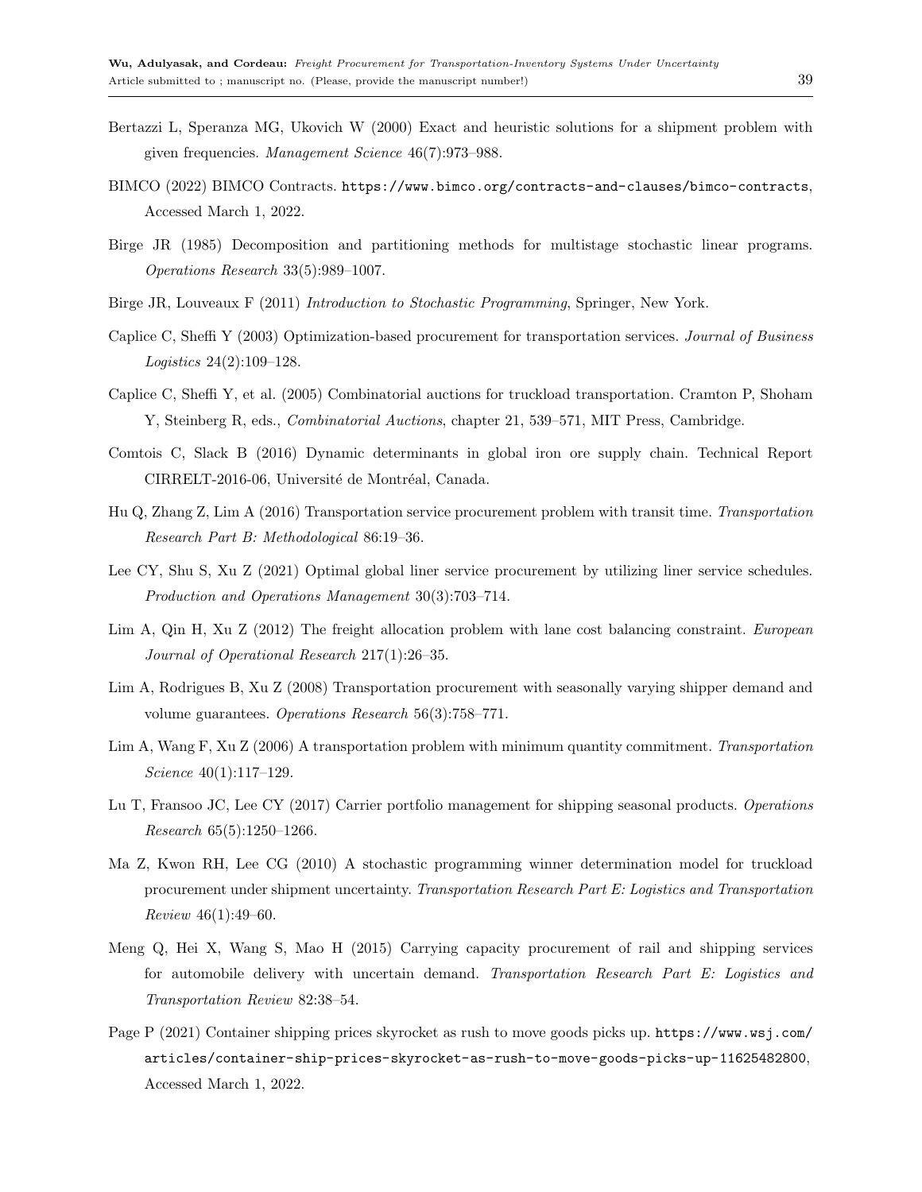Bertazzi L, Speranza MG, Ukovich W (2000) Exact and heuristic solutions for a shipment problem with given frequencies. *Management Science* 46(7):973–988.

BIMCO (2022) BIMCO Contracts. https://www.bimco.org/contracts-and-clauses/bimco-contracts, Accessed March 1, 2022.

Birge JR (1985) Decomposition and partitioning methods for multistage stochastic linear programs. *Operations Research* 33(5):989–1007.

Birge JR, Louveaux F (2011) *Introduction to Stochastic Programming*, Springer, New York.

Caplice C, Sheffi Y (2003) Optimization-based procurement for transportation services. *Journal of Business Logistics* 24(2):109–128.

Caplice C, Sheffi Y, et al. (2005) Combinatorial auctions for truckload transportation. Cramton P, Shoham Y, Steinberg R, eds., *Combinatorial Auctions*, chapter 21, 539–571, MIT Press, Cambridge.

Comtois C, Slack B (2016) Dynamic determinants in global iron ore supply chain. Technical Report CIRRELT-2016-06, Université de Montréal, Canada.

Hu Q, Zhang Z, Lim A (2016) Transportation service procurement problem with transit time. *Transportation Research Part B: Methodological* 86:19–36.

Lee CY, Shu S, Xu Z (2021) Optimal global liner service procurement by utilizing liner service schedules. *Production and Operations Management* 30(3):703–714.

Lim A, Qin H, Xu Z (2012) The freight allocation problem with lane cost balancing constraint. *European Journal of Operational Research* 217(1):26–35.

Lim A, Rodrigues B, Xu Z (2008) Transportation procurement with seasonally varying shipper demand and volume guarantees. *Operations Research* 56(3):758–771.

Lim A, Wang F, Xu Z (2006) A transportation problem with minimum quantity commitment. *Transportation Science* 40(1):117–129.

Lu T, Fransoo JC, Lee CY (2017) Carrier portfolio management for shipping seasonal products. *Operations Research* 65(5):1250–1266.

Ma Z, Kwon RH, Lee CG (2010) A stochastic programming winner determination model for truckload procurement under shipment uncertainty. *Transportation Research Part E: Logistics and Transportation Review* 46(1):49–60.

Meng Q, Hei X, Wang S, Mao H (2015) Carrying capacity procurement of rail and shipping services for automobile delivery with uncertain demand. *Transportation Research Part E: Logistics and Transportation Review* 82:38–54.

Page P (2021) Container shipping prices skyrocket as rush to move goods picks up. https://www.wsj.com/articles/container-ship-prices-skyrocket-as-rush-to-move-goods-picks-up-11625482800, Accessed March 1, 2022.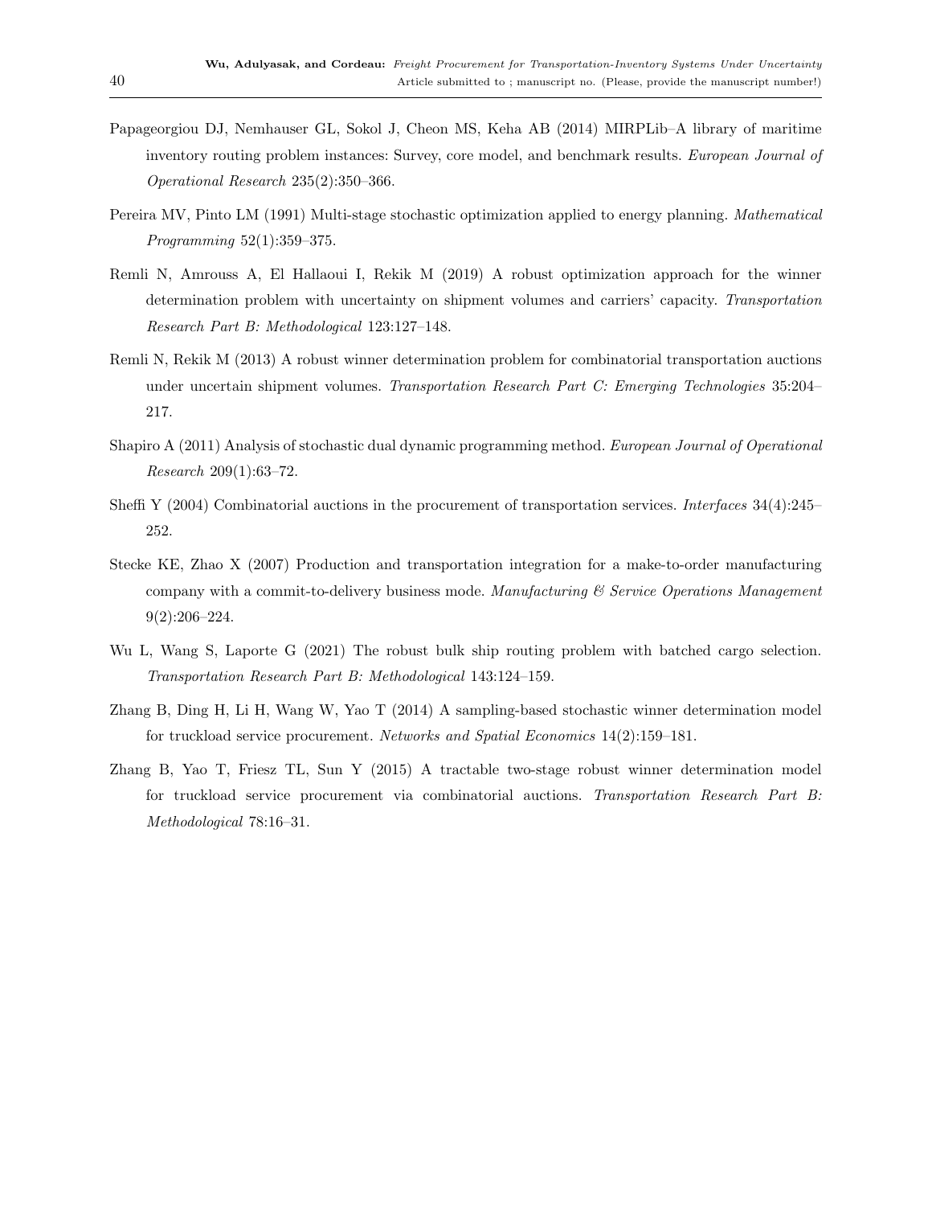Papageorgiou DJ, Nemhauser GL, Sokol J, Cheon MS, Keha AB (2014) MIRPLib–A library of maritime inventory routing problem instances: Survey, core model, and benchmark results. *European Journal of Operational Research* 235(2):350–366.

Pereira MV, Pinto LM (1991) Multi-stage stochastic optimization applied to energy planning. *Mathematical Programming* 52(1):359–375.

Remli N, Amrouss A, El Hallaoui I, Rekik M (2019) A robust optimization approach for the winner determination problem with uncertainty on shipment volumes and carriers' capacity. *Transportation Research Part B: Methodological* 123:127–148.

Remli N, Rekik M (2013) A robust winner determination problem for combinatorial transportation auctions under uncertain shipment volumes. *Transportation Research Part C: Emerging Technologies* 35:204–217.

Shapiro A (2011) Analysis of stochastic dual dynamic programming method. *European Journal of Operational Research* 209(1):63–72.

Sheffi Y (2004) Combinatorial auctions in the procurement of transportation services. *Interfaces* 34(4):245–252.

Stecke KE, Zhao X (2007) Production and transportation integration for a make-to-order manufacturing company with a commit-to-delivery business mode. *Manufacturing & Service Operations Management* 9(2):206–224.

Wu L, Wang S, Laporte G (2021) The robust bulk ship routing problem with batched cargo selection. *Transportation Research Part B: Methodological* 143:124–159.

Zhang B, Ding H, Li H, Wang W, Yao T (2014) A sampling-based stochastic winner determination model for truckload service procurement. *Networks and Spatial Economics* 14(2):159–181.

Zhang B, Yao T, Friesz TL, Sun Y (2015) A tractable two-stage robust winner determination model for truckload service procurement via combinatorial auctions. *Transportation Research Part B: Methodological* 78:16–31.